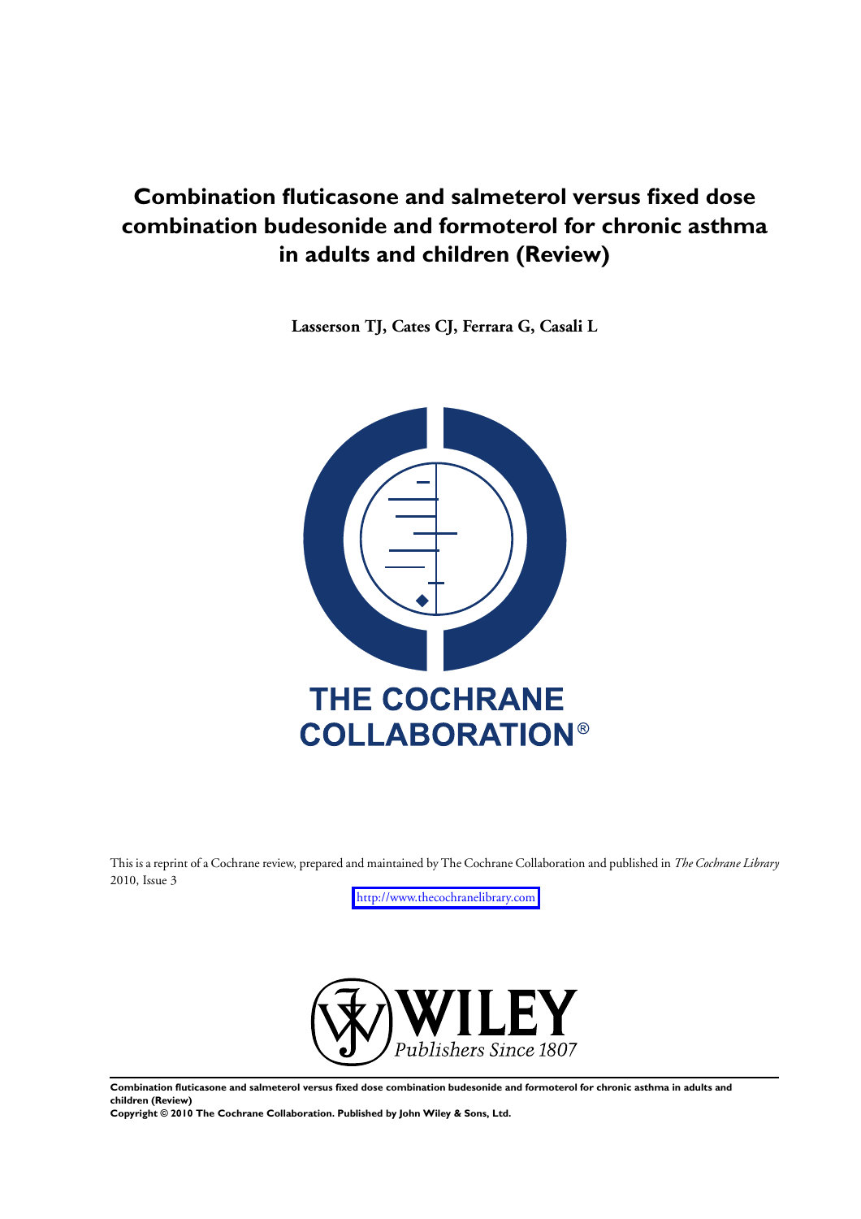# Combination fluticasone and salmeterol versus fixed dose combination budesonide and formoterol for chronic asthma in adults and children (Review)

**Lasserson TJ, Cates CJ, Ferrara G, Casali L**

THE COCHRANE COLLABORATION®

This is a reprint of a Cochrane review, prepared and maintained by The Cochrane Collaboration and published in *The Cochrane Library* 2010, Issue 3

http://www.thecochranelibrary.com

WILEY
*Publishers Since 1807*

**Combination fluticasone and salmeterol versus fixed dose combination budesonide and formoterol for chronic asthma in adults and children (Review)**
**Copyright © 2010 The Cochrane Collaboration. Published by John Wiley & Sons, Ltd.**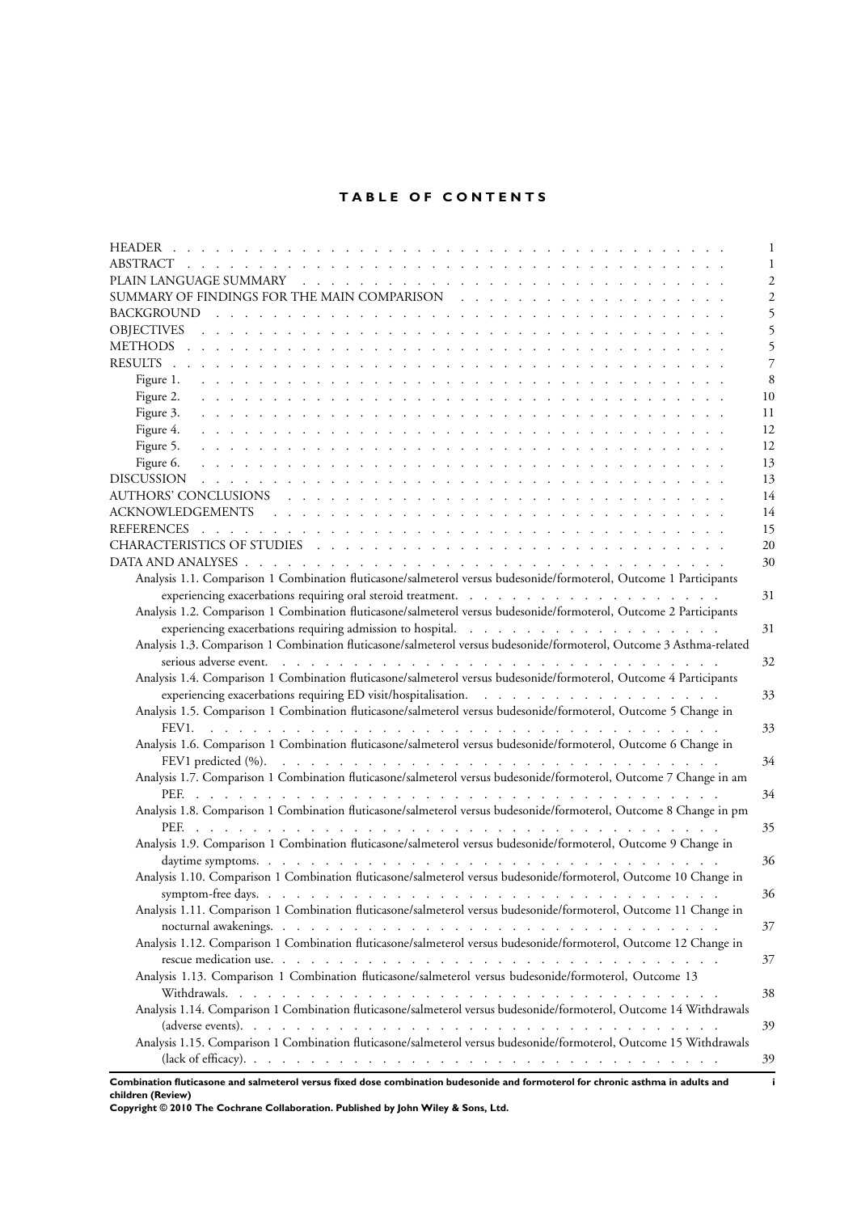# TABLE OF CONTENTS

| | |
|---|---|
| HEADER | 1 |
| ABSTRACT | 1 |
| PLAIN LANGUAGE SUMMARY | 2 |
| SUMMARY OF FINDINGS FOR THE MAIN COMPARISON | 2 |
| BACKGROUND | 5 |
| OBJECTIVES | 5 |
| METHODS | 5 |
| RESULTS | 7 |
| Figure 1. | 8 |
| Figure 2. | 10 |
| Figure 3. | 11 |
| Figure 4. | 12 |
| Figure 5. | 12 |
| Figure 6. | 13 |
| DISCUSSION | 13 |
| AUTHORS' CONCLUSIONS | 14 |
| ACKNOWLEDGEMENTS | 14 |
| REFERENCES | 15 |
| CHARACTERISTICS OF STUDIES | 20 |
| DATA AND ANALYSES | 30 |
| Analysis 1.1. Comparison 1 Combination fluticasone/salmeterol versus budesonide/formoterol, Outcome 1 Participants experiencing exacerbations requiring oral steroid treatment. | 31 |
| Analysis 1.2. Comparison 1 Combination fluticasone/salmeterol versus budesonide/formoterol, Outcome 2 Participants experiencing exacerbations requiring admission to hospital. | 31 |
| Analysis 1.3. Comparison 1 Combination fluticasone/salmeterol versus budesonide/formoterol, Outcome 3 Asthma-related serious adverse event. | 32 |
| Analysis 1.4. Comparison 1 Combination fluticasone/salmeterol versus budesonide/formoterol, Outcome 4 Participants experiencing exacerbations requiring ED visit/hospitalisation. | 33 |
| Analysis 1.5. Comparison 1 Combination fluticasone/salmeterol versus budesonide/formoterol, Outcome 5 Change in FEV1. | 33 |
| Analysis 1.6. Comparison 1 Combination fluticasone/salmeterol versus budesonide/formoterol, Outcome 6 Change in FEV1 predicted (%). | 34 |
| Analysis 1.7. Comparison 1 Combination fluticasone/salmeterol versus budesonide/formoterol, Outcome 7 Change in am PEF. | 34 |
| Analysis 1.8. Comparison 1 Combination fluticasone/salmeterol versus budesonide/formoterol, Outcome 8 Change in pm PEF. | 35 |
| Analysis 1.9. Comparison 1 Combination fluticasone/salmeterol versus budesonide/formoterol, Outcome 9 Change in daytime symptoms. | 36 |
| Analysis 1.10. Comparison 1 Combination fluticasone/salmeterol versus budesonide/formoterol, Outcome 10 Change in symptom-free days. | 36 |
| Analysis 1.11. Comparison 1 Combination fluticasone/salmeterol versus budesonide/formoterol, Outcome 11 Change in nocturnal awakenings. | 37 |
| Analysis 1.12. Comparison 1 Combination fluticasone/salmeterol versus budesonide/formoterol, Outcome 12 Change in rescue medication use. | 37 |
| Analysis 1.13. Comparison 1 Combination fluticasone/salmeterol versus budesonide/formoterol, Outcome 13 Withdrawals. | 38 |
| Analysis 1.14. Comparison 1 Combination fluticasone/salmeterol versus budesonide/formoterol, Outcome 14 Withdrawals (adverse events). | 39 |
| Analysis 1.15. Comparison 1 Combination fluticasone/salmeterol versus budesonide/formoterol, Outcome 15 Withdrawals (lack of efficacy). | 39 |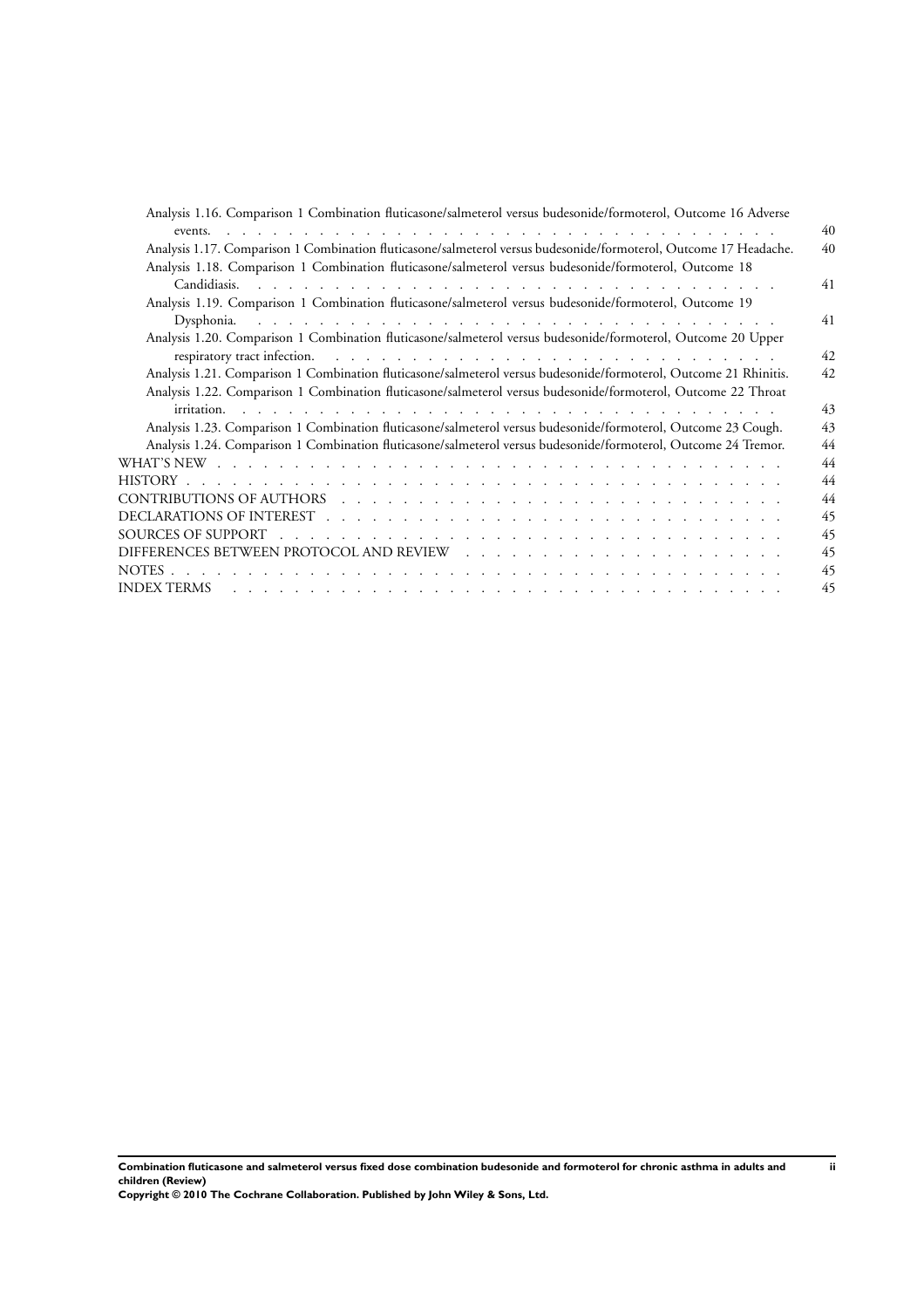Analysis 1.16. Comparison 1 Combination fluticasone/salmeterol versus budesonide/formoterol, Outcome 16 Adverse events. . . . . . . . . . . . . . . . . . . . . . . . . . . . . . . . . . . 40

Analysis 1.17. Comparison 1 Combination fluticasone/salmeterol versus budesonide/formoterol, Outcome 17 Headache. 40

Analysis 1.18. Comparison 1 Combination fluticasone/salmeterol versus budesonide/formoterol, Outcome 18 Candidiasis. . . . . . . . . . . . . . . . . . . . . . . . . . . . . . . . . . 41

Analysis 1.19. Comparison 1 Combination fluticasone/salmeterol versus budesonide/formoterol, Outcome 19 Dysphonia. . . . . . . . . . . . . . . . . . . . . . . . . . . . . . . . . . 41

Analysis 1.20. Comparison 1 Combination fluticasone/salmeterol versus budesonide/formoterol, Outcome 20 Upper respiratory tract infection. . . . . . . . . . . . . . . . . . . . . . . . . . . . 42

Analysis 1.21. Comparison 1 Combination fluticasone/salmeterol versus budesonide/formoterol, Outcome 21 Rhinitis. 42

Analysis 1.22. Comparison 1 Combination fluticasone/salmeterol versus budesonide/formoterol, Outcome 22 Throat irritation. . . . . . . . . . . . . . . . . . . . . . . . . . . . . . . . . . 43

Analysis 1.23. Comparison 1 Combination fluticasone/salmeterol versus budesonide/formoterol, Outcome 23 Cough. 43

Analysis 1.24. Comparison 1 Combination fluticasone/salmeterol versus budesonide/formoterol, Outcome 24 Tremor. 44

WHAT'S NEW . . . . . . . . . . . . . . . . . . . . . . . . . . . . . . . . . . 44

HISTORY . . . . . . . . . . . . . . . . . . . . . . . . . . . . . . . . . . 44

CONTRIBUTIONS OF AUTHORS . . . . . . . . . . . . . . . . . . . . . . . . . . . 44

DECLARATIONS OF INTEREST . . . . . . . . . . . . . . . . . . . . . . . . . . . 45

SOURCES OF SUPPORT . . . . . . . . . . . . . . . . . . . . . . . . . . . . . 45

DIFFERENCES BETWEEN PROTOCOL AND REVIEW . . . . . . . . . . . . . . . . . . . . 45

NOTES . . . . . . . . . . . . . . . . . . . . . . . . . . . . . . . . . . . 45

INDEX TERMS . . . . . . . . . . . . . . . . . . . . . . . . . . . . . . . . 45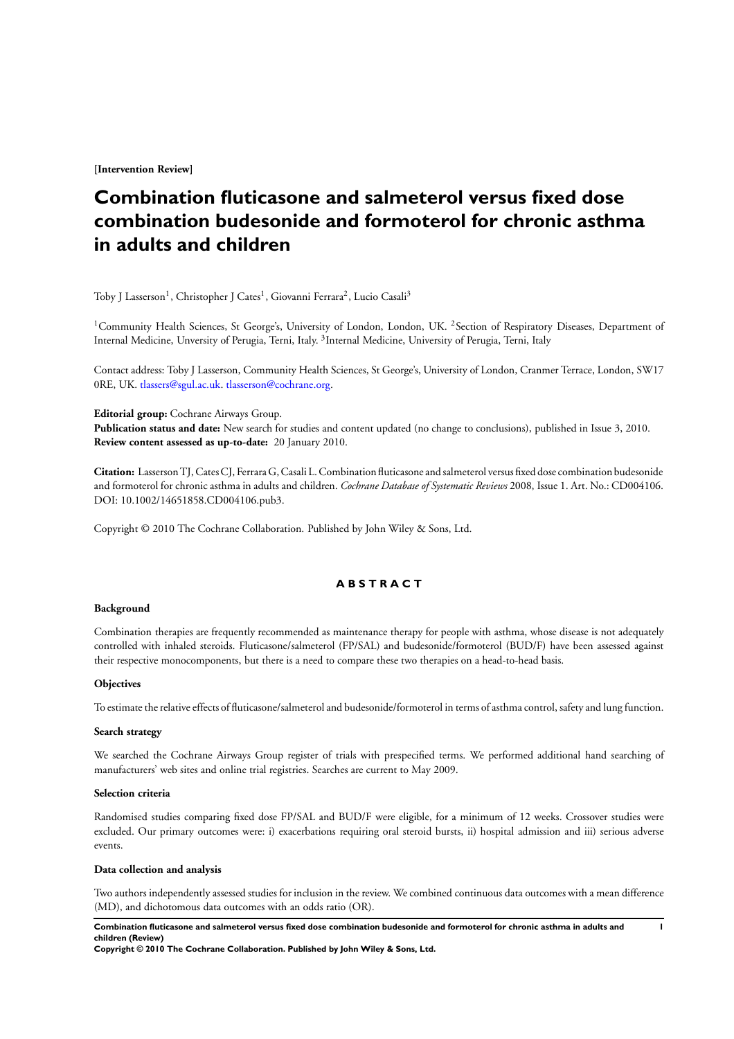**[Intervention Review]**

# Combination fluticasone and salmeterol versus fixed dose combination budesonide and formoterol for chronic asthma in adults and children

Toby J Lasserson[1], Christopher J Cates[1], Giovanni Ferrara[2], Lucio Casali[3]

[1]Community Health Sciences, St George's, University of London, London, UK. [2]Section of Respiratory Diseases, Department of Internal Medicine, Unversity of Perugia, Terni, Italy. [3]Internal Medicine, University of Perugia, Terni, Italy

Contact address: Toby J Lasserson, Community Health Sciences, St George's, University of London, Cranmer Terrace, London, SW17 0RE, UK. tlassers@sgul.ac.uk. tlasserson@cochrane.org.

**Editorial group:** Cochrane Airways Group.
**Publication status and date:** New search for studies and content updated (no change to conclusions), published in Issue 3, 2010.
**Review content assessed as up-to-date:** 20 January 2010.

**Citation:** Lasserson TJ, Cates CJ, Ferrara G, Casali L. Combination fluticasone and salmeterol versus fixed dose combination budesonide and formoterol for chronic asthma in adults and children. *Cochrane Database of Systematic Reviews* 2008, Issue 1. Art. No.: CD004106. DOI: 10.1002/14651858.CD004106.pub3.

Copyright © 2010 The Cochrane Collaboration. Published by John Wiley & Sons, Ltd.

## ABSTRACT

### Background

Combination therapies are frequently recommended as maintenance therapy for people with asthma, whose disease is not adequately controlled with inhaled steroids. Fluticasone/salmeterol (FP/SAL) and budesonide/formoterol (BUD/F) have been assessed against their respective monocomponents, but there is a need to compare these two therapies on a head-to-head basis.

### Objectives

To estimate the relative effects of fluticasone/salmeterol and budesonide/formoterol in terms of asthma control, safety and lung function.

### Search strategy

We searched the Cochrane Airways Group register of trials with prespecified terms. We performed additional hand searching of manufacturers' web sites and online trial registries. Searches are current to May 2009.

### Selection criteria

Randomised studies comparing fixed dose FP/SAL and BUD/F were eligible, for a minimum of 12 weeks. Crossover studies were excluded. Our primary outcomes were: i) exacerbations requiring oral steroid bursts, ii) hospital admission and iii) serious adverse events.

### Data collection and analysis

Two authors independently assessed studies for inclusion in the review. We combined continuous data outcomes with a mean difference (MD), and dichotomous data outcomes with an odds ratio (OR).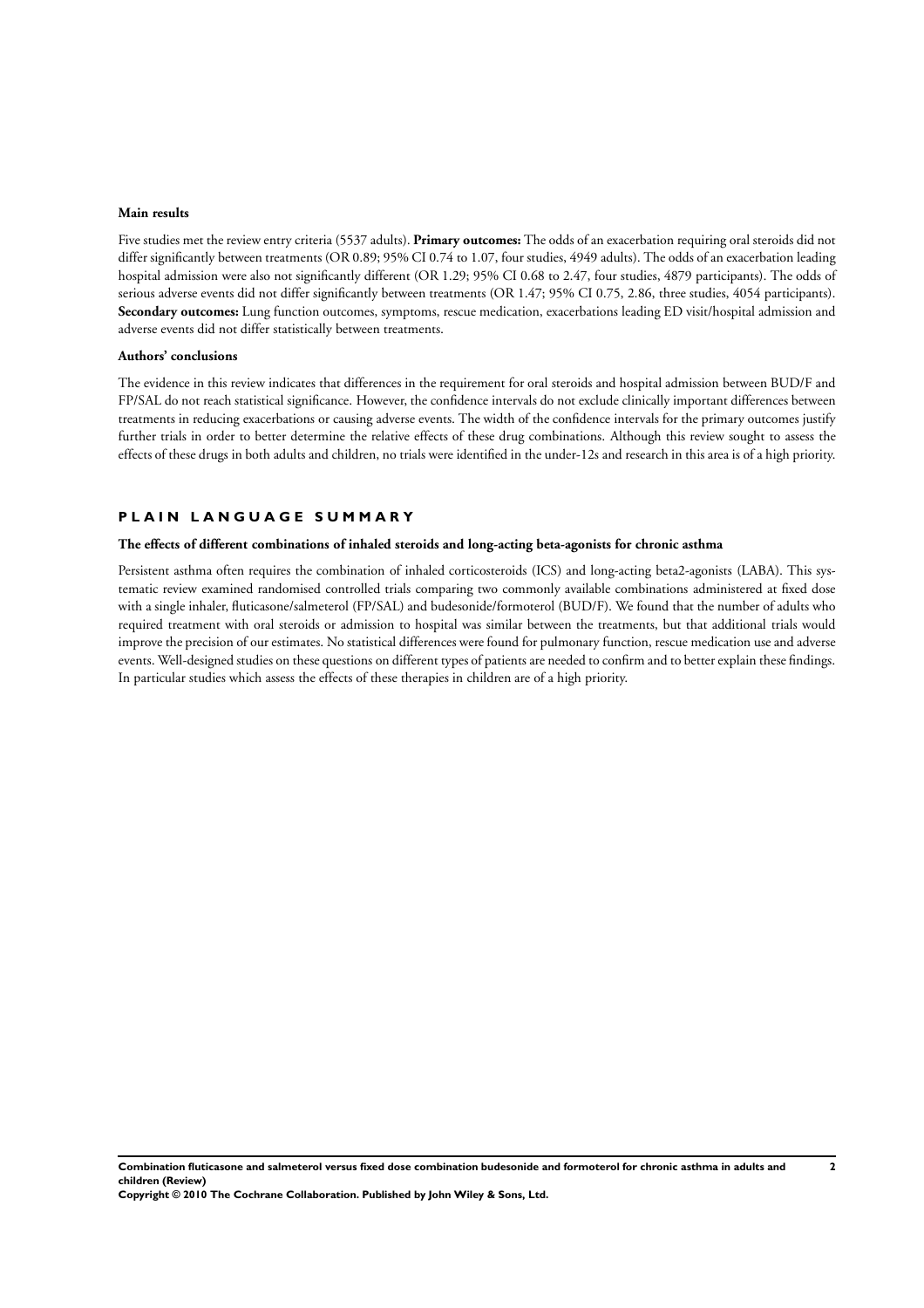### Main results

Five studies met the review entry criteria (5537 adults). **Primary outcomes:** The odds of an exacerbation requiring oral steroids did not differ significantly between treatments (OR 0.89; 95% CI 0.74 to 1.07, four studies, 4949 adults). The odds of an exacerbation leading hospital admission were also not significantly different (OR 1.29; 95% CI 0.68 to 2.47, four studies, 4879 participants). The odds of serious adverse events did not differ significantly between treatments (OR 1.47; 95% CI 0.75, 2.86, three studies, 4054 participants). **Secondary outcomes:** Lung function outcomes, symptoms, rescue medication, exacerbations leading ED visit/hospital admission and adverse events did not differ statistically between treatments.

### Authors' conclusions

The evidence in this review indicates that differences in the requirement for oral steroids and hospital admission between BUD/F and FP/SAL do not reach statistical significance. However, the confidence intervals do not exclude clinically important differences between treatments in reducing exacerbations or causing adverse events. The width of the confidence intervals for the primary outcomes justify further trials in order to better determine the relative effects of these drug combinations. Although this review sought to assess the effects of these drugs in both adults and children, no trials were identified in the under-12s and research in this area is of a high priority.

## PLAIN LANGUAGE SUMMARY

### The effects of different combinations of inhaled steroids and long-acting beta-agonists for chronic asthma

Persistent asthma often requires the combination of inhaled corticosteroids (ICS) and long-acting beta2-agonists (LABA). This systematic review examined randomised controlled trials comparing two commonly available combinations administered at fixed dose with a single inhaler, fluticasone/salmeterol (FP/SAL) and budesonide/formoterol (BUD/F). We found that the number of adults who required treatment with oral steroids or admission to hospital was similar between the treatments, but that additional trials would improve the precision of our estimates. No statistical differences were found for pulmonary function, rescue medication use and adverse events. Well-designed studies on these questions on different types of patients are needed to confirm and to better explain these findings. In particular studies which assess the effects of these therapies in children are of a high priority.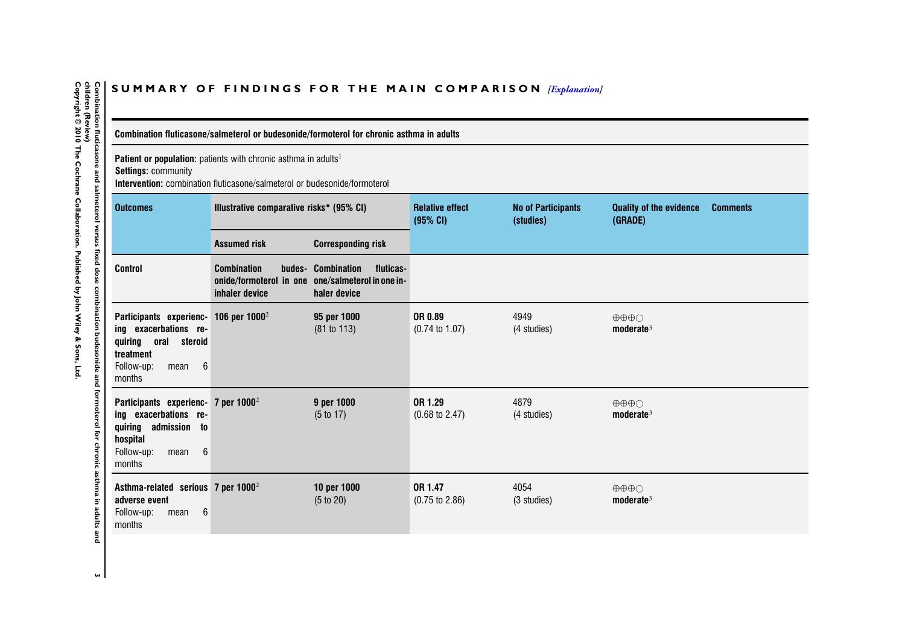## SUMMARY OF FINDINGS FOR THE MAIN COMPARISON *[Explanation]*

| **Combination fluticasone/salmeterol or budesonide/formoterol for chronic asthma in adults** | | | | | | |
|---|---|---|---|---|---|---|
| **Patient or population:** patients with chronic asthma in adults[1]<br>**Settings:** community<br>**Intervention:** combination fluticasone/salmeterol or budesonide/formoterol | | | | | | |
| **Outcomes** | **Illustrative comparative risks* (95% CI)** | | **Relative effect (95% CI)** | **No of Participants (studies)** | **Quality of the evidence (GRADE)** | **Comments** |
| | **Assumed risk** | **Corresponding risk** | | | | |
| **Control** | **Combination budesonide/formoterol in one inhaler device** | **Combination fluticasone/salmeterol in one inhaler device** | | | | |
| **Participants experiencing exacerbations requiring oral steroid treatment**<br>Follow-up: mean 6 months | **106 per 1000**[2] | **95 per 1000**<br>(81 to 113) | **OR 0.89**<br>(0.74 to 1.07) | 4949<br>(4 studies) | ⊕⊕⊕○<br>**moderate**[3] | |
| **Participants experiencing exacerbations requiring admission to hospital**<br>Follow-up: mean 6 months | **7 per 1000**[2] | **9 per 1000**<br>(5 to 17) | **OR 1.29**<br>(0.68 to 2.47) | 4879<br>(4 studies) | ⊕⊕⊕○<br>**moderate**[3] | |
| **Asthma-related serious adverse event**<br>Follow-up: mean 6 months | **7 per 1000**[2] | **10 per 1000**<br>(5 to 20) | **OR 1.47**<br>(0.75 to 2.86) | 4054<br>(3 studies) | ⊕⊕⊕○<br>**moderate**[3] | |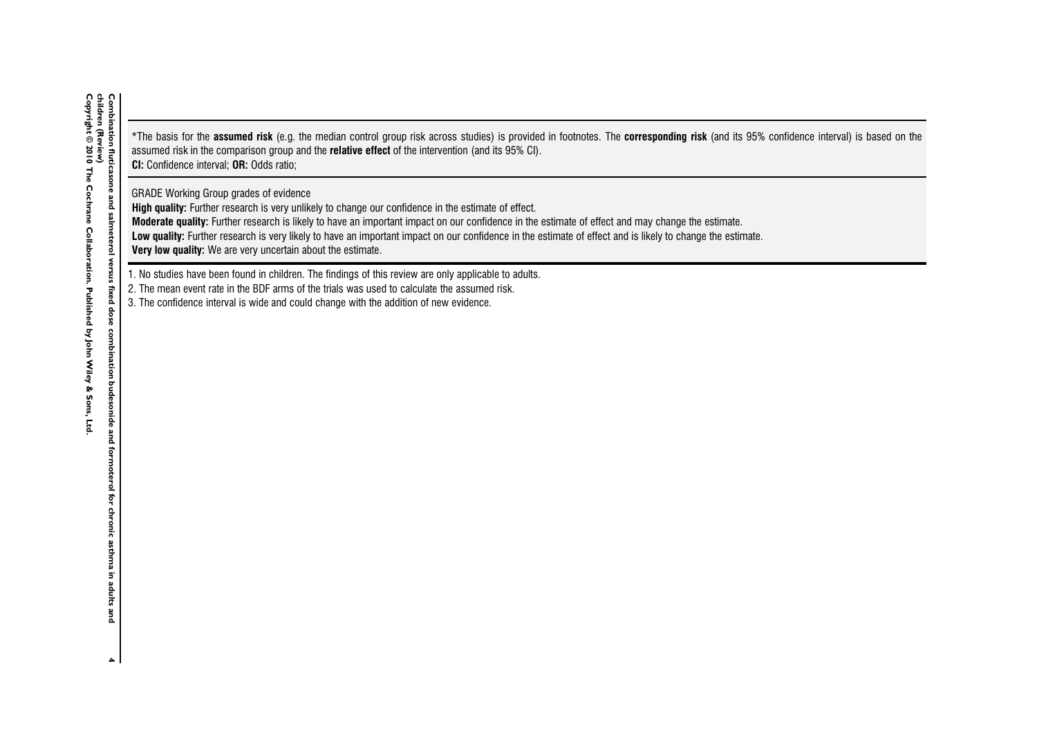*The basis for the **assumed risk** (e.g. the median control group risk across studies) is provided in footnotes. The **corresponding risk** (and its 95% confidence interval) is based on the assumed risk in the comparison group and the **relative effect** of the intervention (and its 95% CI).
**CI:** Confidence interval; **OR:** Odds ratio;

GRADE Working Group grades of evidence
**High quality:** Further research is very unlikely to change our confidence in the estimate of effect.
**Moderate quality:** Further research is likely to have an important impact on our confidence in the estimate of effect and may change the estimate.
**Low quality:** Further research is very likely to have an important impact on our confidence in the estimate of effect and is likely to change the estimate.
**Very low quality:** We are very uncertain about the estimate.

1. No studies have been found in children. The findings of this review are only applicable to adults.
2. The mean event rate in the BDF arms of the trials was used to calculate the assumed risk.
3. The confidence interval is wide and could change with the addition of new evidence.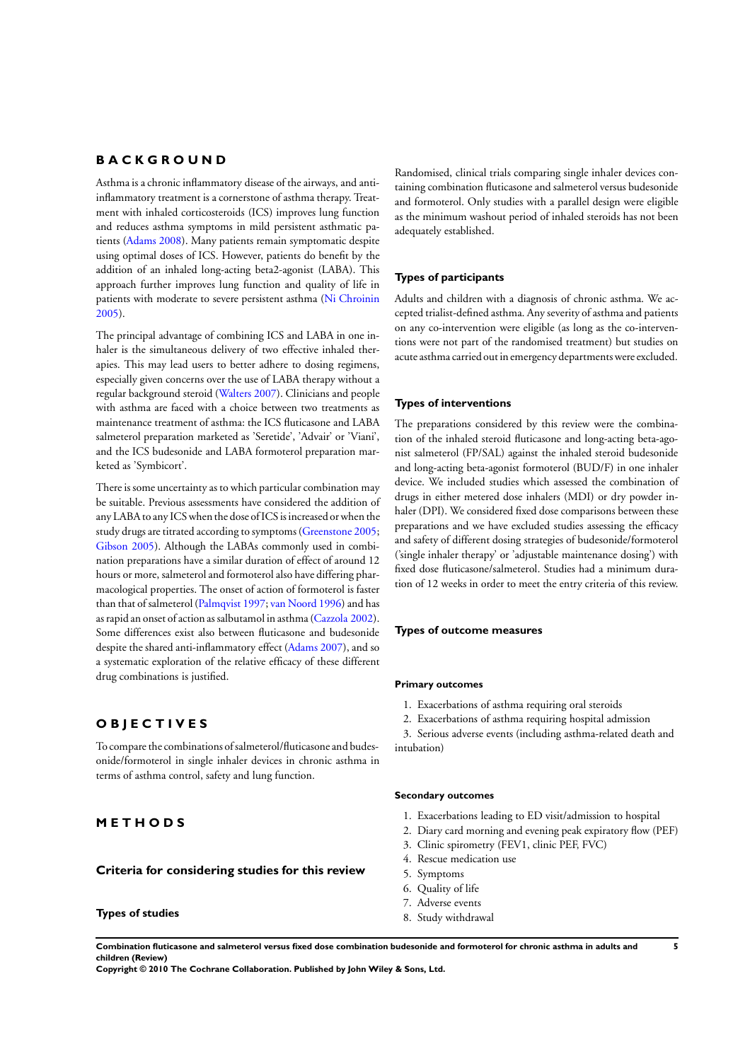# BACKGROUND

Asthma is a chronic inflammatory disease of the airways, and anti-inflammatory treatment is a cornerstone of asthma therapy. Treatment with inhaled corticosteroids (ICS) improves lung function and reduces asthma symptoms in mild persistent asthmatic patients (Adams 2008). Many patients remain symptomatic despite using optimal doses of ICS. However, patients do benefit by the addition of an inhaled long-acting beta2-agonist (LABA). This approach further improves lung function and quality of life in patients with moderate to severe persistent asthma (Ni Chroinin 2005).

The principal advantage of combining ICS and LABA in one inhaler is the simultaneous delivery of two effective inhaled therapies. This may lead users to better adhere to dosing regimens, especially given concerns over the use of LABA therapy without a regular background steroid (Walters 2007). Clinicians and people with asthma are faced with a choice between two treatments as maintenance treatment of asthma: the ICS fluticasone and LABA salmeterol preparation marketed as 'Seretide', 'Advair' or 'Viani', and the ICS budesonide and LABA formoterol preparation marketed as 'Symbicort'.

There is some uncertainty as to which particular combination may be suitable. Previous assessments have considered the addition of any LABA to any ICS when the dose of ICS is increased or when the study drugs are titrated according to symptoms (Greenstone 2005; Gibson 2005). Although the LABAs commonly used in combination preparations have a similar duration of effect of around 12 hours or more, salmeterol and formoterol also have differing pharmacological properties. The onset of action of formoterol is faster than that of salmeterol (Palmqvist 1997; van Noord 1996) and has as rapid an onset of action as salbutamol in asthma (Cazzola 2002). Some differences exist also between fluticasone and budesonide despite the shared anti-inflammatory effect (Adams 2007), and so a systematic exploration of the relative efficacy of these different drug combinations is justified.

# OBJECTIVES

To compare the combinations of salmeterol/fluticasone and budesonide/formoterol in single inhaler devices in chronic asthma in terms of asthma control, safety and lung function.

# METHODS

## Criteria for considering studies for this review

### Types of studies

Randomised, clinical trials comparing single inhaler devices containing combination fluticasone and salmeterol versus budesonide and formoterol. Only studies with a parallel design were eligible as the minimum washout period of inhaled steroids has not been adequately established.

### Types of participants

Adults and children with a diagnosis of chronic asthma. We accepted trialist-defined asthma. Any severity of asthma and patients on any co-intervention were eligible (as long as the co-interventions were not part of the randomised treatment) but studies on acute asthma carried out in emergency departments were excluded.

### Types of interventions

The preparations considered by this review were the combination of the inhaled steroid fluticasone and long-acting beta-agonist salmeterol (FP/SAL) against the inhaled steroid budesonide and long-acting beta-agonist formoterol (BUD/F) in one inhaler device. We included studies which assessed the combination of drugs in either metered dose inhalers (MDI) or dry powder inhaler (DPI). We considered fixed dose comparisons between these preparations and we have excluded studies assessing the efficacy and safety of different dosing strategies of budesonide/formoterol ('single inhaler therapy' or 'adjustable maintenance dosing') with fixed dose fluticasone/salmeterol. Studies had a minimum duration of 12 weeks in order to meet the entry criteria of this review.

### Types of outcome measures

#### Primary outcomes

1. Exacerbations of asthma requiring oral steroids
2. Exacerbations of asthma requiring hospital admission
3. Serious adverse events (including asthma-related death and intubation)

#### Secondary outcomes

1. Exacerbations leading to ED visit/admission to hospital
2. Diary card morning and evening peak expiratory flow (PEF)
3. Clinic spirometry (FEV1, clinic PEF, FVC)
4. Rescue medication use
5. Symptoms
6. Quality of life
7. Adverse events
8. Study withdrawal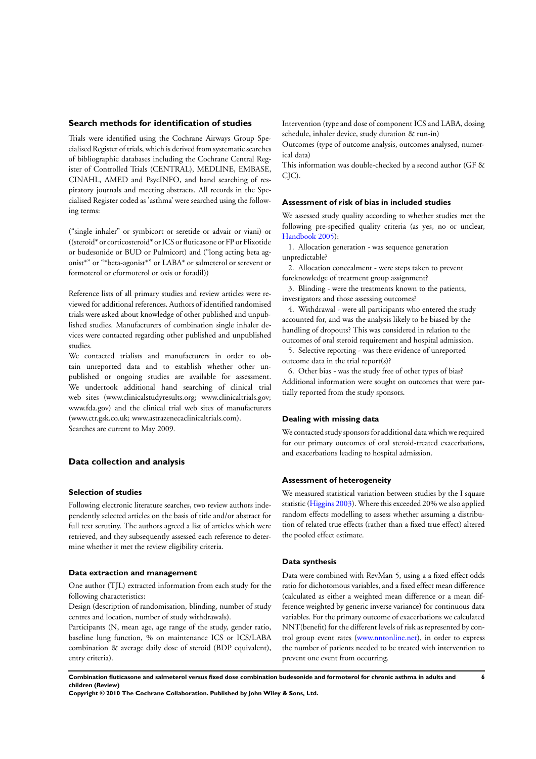### Search methods for identification of studies

Trials were identified using the Cochrane Airways Group Specialised Register of trials, which is derived from systematic searches of bibliographic databases including the Cochrane Central Register of Controlled Trials (CENTRAL), MEDLINE, EMBASE, CINAHL, AMED and PsycINFO, and hand searching of respiratory journals and meeting abstracts. All records in the Specialised Register coded as 'asthma' were searched using the following terms:

("single inhaler" or symbicort or seretide or advair or viani) or ((steroid* or corticosteroid* or ICS or fluticasone or FP or Flixotide or budesonide or BUD or Pulmicort) and ("long acting beta agonist*" or "*beta-agonist*" or LABA* or salmeterol or serevent or formoterol or eformoterol or oxis or foradil))

Reference lists of all primary studies and review articles were reviewed for additional references. Authors of identified randomised trials were asked about knowledge of other published and unpublished studies. Manufacturers of combination single inhaler devices were contacted regarding other published and unpublished studies.

We contacted trialists and manufacturers in order to obtain unreported data and to establish whether other unpublished or ongoing studies are available for assessment. We undertook additional hand searching of clinical trial web sites (www.clinicalstudyresults.org; www.clinicaltrials.gov; www.fda.gov) and the clinical trial web sites of manufacturers (www.ctr.gsk.co.uk; www.astrazenecaclinicaltrials.com).

Searches are current to May 2009.

## Data collection and analysis

### Selection of studies

Following electronic literature searches, two review authors independently selected articles on the basis of title and/or abstract for full text scrutiny. The authors agreed a list of articles which were retrieved, and they subsequently assessed each reference to determine whether it met the review eligibility criteria.

### Data extraction and management

One author (TJL) extracted information from each study for the following characteristics:

Design (description of randomisation, blinding, number of study centres and location, number of study withdrawals).

Participants (N, mean age, age range of the study, gender ratio, baseline lung function, % on maintenance ICS or ICS/LABA combination & average daily dose of steroid (BDP equivalent), entry criteria).

Intervention (type and dose of component ICS and LABA, dosing schedule, inhaler device, study duration & run-in)

Outcomes (type of outcome analysis, outcomes analysed, numerical data)

This information was double-checked by a second author (GF & CJC).

### Assessment of risk of bias in included studies

We assessed study quality according to whether studies met the following pre-specified quality criteria (as yes, no or unclear, Handbook 2005):

1. Allocation generation - was sequence generation unpredictable?
2. Allocation concealment - were steps taken to prevent foreknowledge of treatment group assignment?
3. Blinding - were the treatments known to the patients, investigators and those assessing outcomes?
4. Withdrawal - were all participants who entered the study accounted for, and was the analysis likely to be biased by the handling of dropouts? This was considered in relation to the outcomes of oral steroid requirement and hospital admission.
5. Selective reporting - was there evidence of unreported outcome data in the trial report(s)?
6. Other bias - was the study free of other types of bias?

Additional information were sought on outcomes that were partially reported from the study sponsors.

### Dealing with missing data

We contacted study sponsors for additional data which we required for our primary outcomes of oral steroid-treated exacerbations, and exacerbations leading to hospital admission.

### Assessment of heterogeneity

We measured statistical variation between studies by the I square statistic (Higgins 2003). Where this exceeded 20% we also applied random effects modelling to assess whether assuming a distribution of related true effects (rather than a fixed true effect) altered the pooled effect estimate.

### Data synthesis

Data were combined with RevMan 5, using a a fixed effect odds ratio for dichotomous variables, and a fixed effect mean difference (calculated as either a weighted mean difference or a mean difference weighted by generic inverse variance) for continuous data variables. For the primary outcome of exacerbations we calculated NNT(benefit) for the different levels of risk as represented by control group event rates (www.nntonline.net), in order to express the number of patients needed to be treated with intervention to prevent one event from occurring.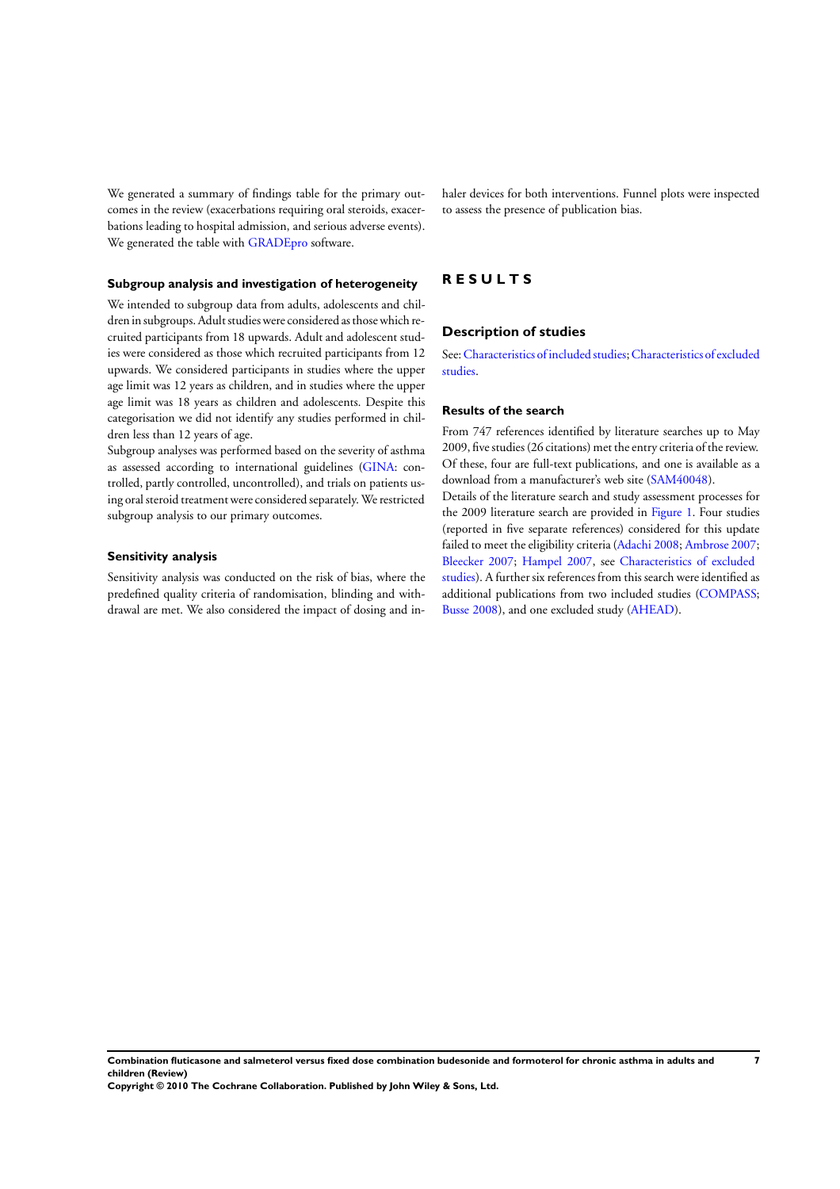We generated a summary of findings table for the primary outcomes in the review (exacerbations requiring oral steroids, exacerbations leading to hospital admission, and serious adverse events). We generated the table with GRADEpro software.

### Subgroup analysis and investigation of heterogeneity

We intended to subgroup data from adults, adolescents and children in subgroups. Adult studies were considered as those which recruited participants from 18 upwards. Adult and adolescent studies were considered as those which recruited participants from 12 upwards. We considered participants in studies where the upper age limit was 12 years as children, and in studies where the upper age limit was 18 years as children and adolescents. Despite this categorisation we did not identify any studies performed in children less than 12 years of age.

Subgroup analyses was performed based on the severity of asthma as assessed according to international guidelines (GINA: controlled, partly controlled, uncontrolled), and trials on patients using oral steroid treatment were considered separately. We restricted subgroup analysis to our primary outcomes.

### Sensitivity analysis

Sensitivity analysis was conducted on the risk of bias, where the predefined quality criteria of randomisation, blinding and withdrawal are met. We also considered the impact of dosing and inhaler devices for both interventions. Funnel plots were inspected to assess the presence of publication bias.

# RESULTS

## Description of studies

See: Characteristics of included studies; Characteristics of excluded studies.

### Results of the search

From 747 references identified by literature searches up to May 2009, five studies (26 citations) met the entry criteria of the review. Of these, four are full-text publications, and one is available as a download from a manufacturer's web site (SAM40048).

Details of the literature search and study assessment processes for the 2009 literature search are provided in Figure 1. Four studies (reported in five separate references) considered for this update failed to meet the eligibility criteria (Adachi 2008; Ambrose 2007; Bleecker 2007; Hampel 2007, see Characteristics of excluded studies). A further six references from this search were identified as additional publications from two included studies (COMPASS; Busse 2008), and one excluded study (AHEAD).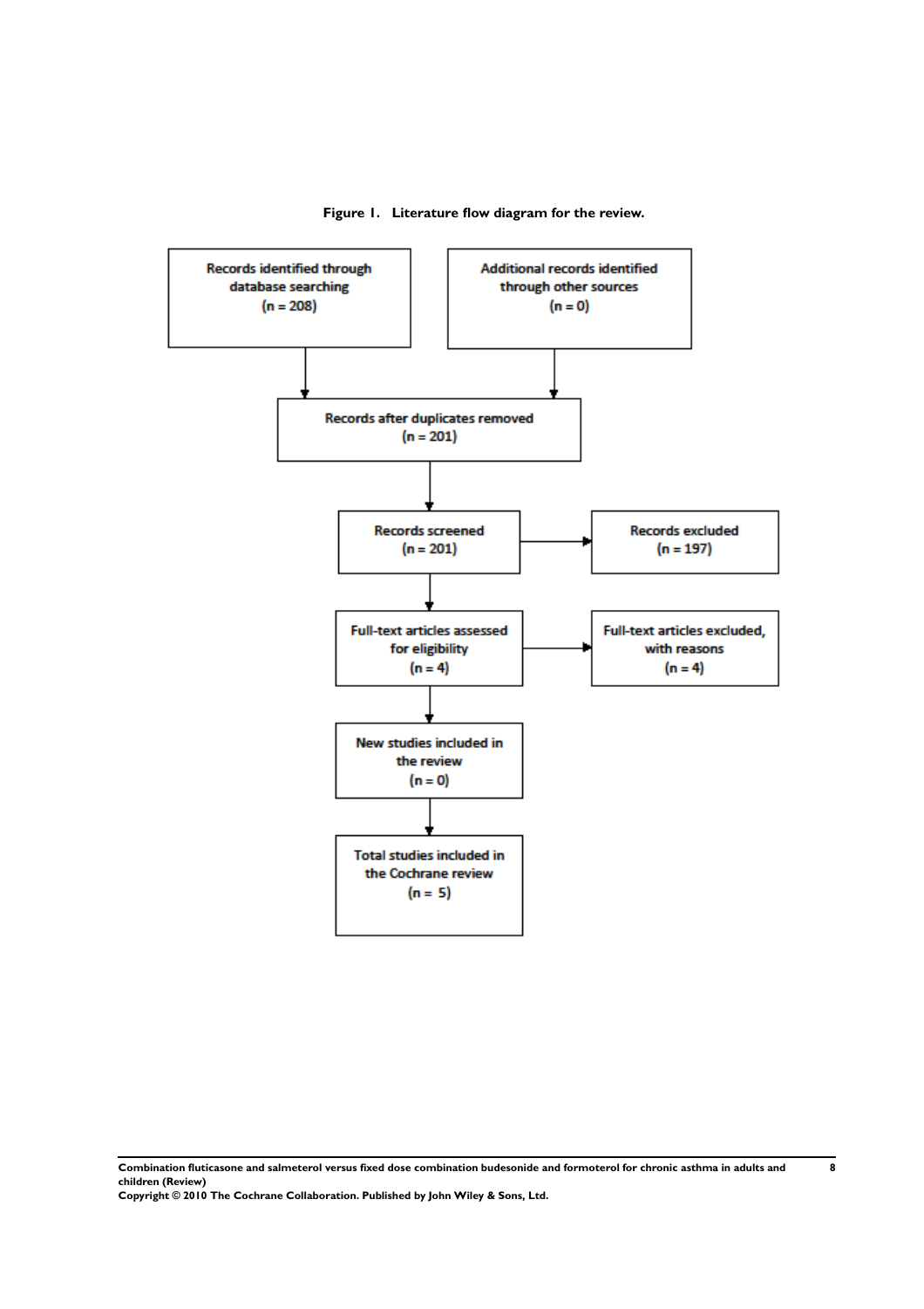**Figure 1. Literature flow diagram for the review.**

Records identified through database searching (n = 208)

Additional records identified through other sources (n = 0)

Records after duplicates removed (n = 201)

Records screened (n = 201)

Records excluded (n = 197)

Full-text articles assessed for eligibility (n = 4)

Full-text articles excluded, with reasons (n = 4)

New studies included in the review (n = 0)

Total studies included in the Cochrane review (n = 5)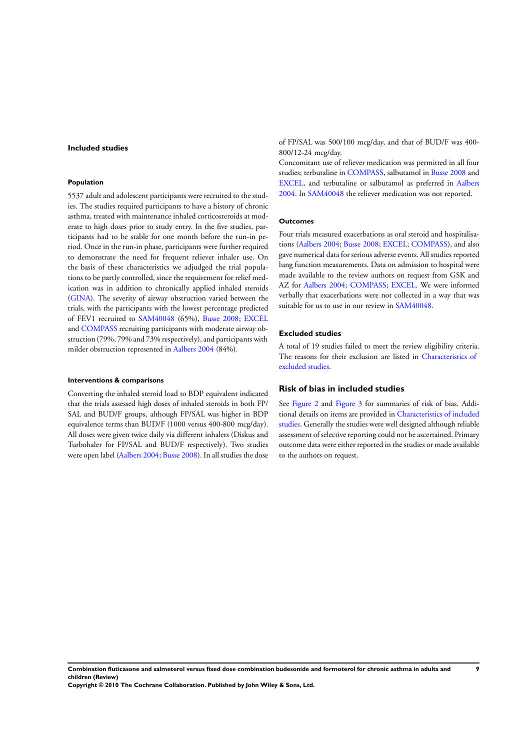### Included studies

#### Population

5537 adult and adolescent participants were recruited to the studies. The studies required participants to have a history of chronic asthma, treated with maintenance inhaled corticosteroids at moderate to high doses prior to study entry. In the five studies, participants had to be stable for one month before the run-in period. Once in the run-in phase, participants were further required to demonstrate the need for frequent reliever inhaler use. On the basis of these characteristics we adjudged the trial populations to be partly controlled, since the requirement for relief medication was in addition to chronically applied inhaled steroids (GINA). The severity of airway obstruction varied between the trials, with the participants with the lowest percentage predicted of FEV1 recruited to SAM40048 (65%), Busse 2008; EXCEL and COMPASS recruiting participants with moderate airway obstruction (79%, 79% and 73% respectively), and participants with milder obstruction represented in Aalbers 2004 (84%).

#### Interventions & comparisons

Converting the inhaled steroid load to BDP equivalent indicated that the trials assessed high doses of inhaled steroids in both FP/SAL and BUD/F groups, although FP/SAL was higher in BDP equivalence terms than BUD/F (1000 versus 400-800 mcg/day). All doses were given twice daily via different inhalers (Diskus and Turbohaler for FP/SAL and BUD/F respectively). Two studies were open label (Aalbers 2004; Busse 2008). In all studies the dose of FP/SAL was 500/100 mcg/day, and that of BUD/F was 400-800/12-24 mcg/day.

Concomitant use of reliever medication was permitted in all four studies; terbutaline in COMPASS, salbutamol in Busse 2008 and EXCEL, and terbutaline or salbutamol as preferred in Aalbers 2004. In SAM40048 the reliever medication was not reported.

#### Outcomes

Four trials measured exacerbations as oral steroid and hospitalisations (Aalbers 2004; Busse 2008; EXCEL; COMPASS), and also gave numerical data for serious adverse events. All studies reported lung function measurements. Data on admission to hospital were made available to the review authors on request from GSK and AZ for Aalbers 2004; COMPASS; EXCEL. We were informed verbally that exacerbations were not collected in a way that was suitable for us to use in our review in SAM40048.

### Excluded studies

A total of 19 studies failed to meet the review eligibility criteria. The reasons for their exclusion are listed in Characteristics of excluded studies.

## Risk of bias in included studies

See Figure 2 and Figure 3 for summaries of risk of bias. Additional details on items are provided in Characteristics of included studies. Generally the studies were well designed although reliable assessment of selective reporting could not be ascertained. Primary outcome data were either reported in the studies or made available to the authors on request.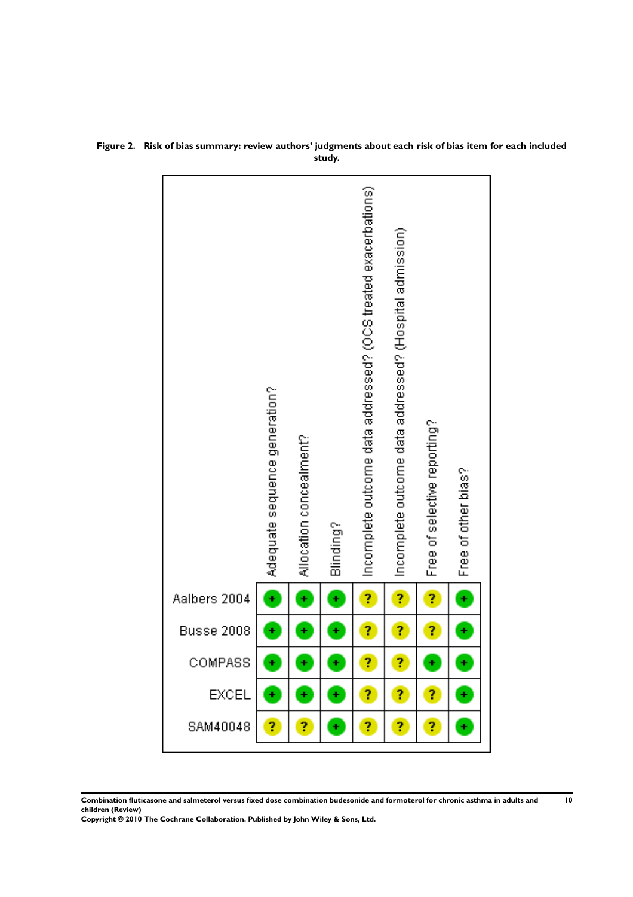**Figure 2. Risk of bias summary: review authors' judgments about each risk of bias item for each included study.**

| | Adequate sequence generation? | Allocation concealment? | Blinding? | Incomplete outcome data addressed? (OCS treated exacerbations) | Incomplete outcome data addressed? (Hospital admission) | Free of selective reporting? | Free of other bias? |
|---|---|---|---|---|---|---|---|
| Aalbers 2004 | + | + | + | ? | ? | ? | + |
| Busse 2008 | + | + | + | ? | ? | ? | + |
| COMPASS | + | + | + | ? | ? | + | + |
| EXCEL | + | + | + | ? | ? | ? | + |
| SAM40048 | ? | ? | + | ? | ? | ? | + |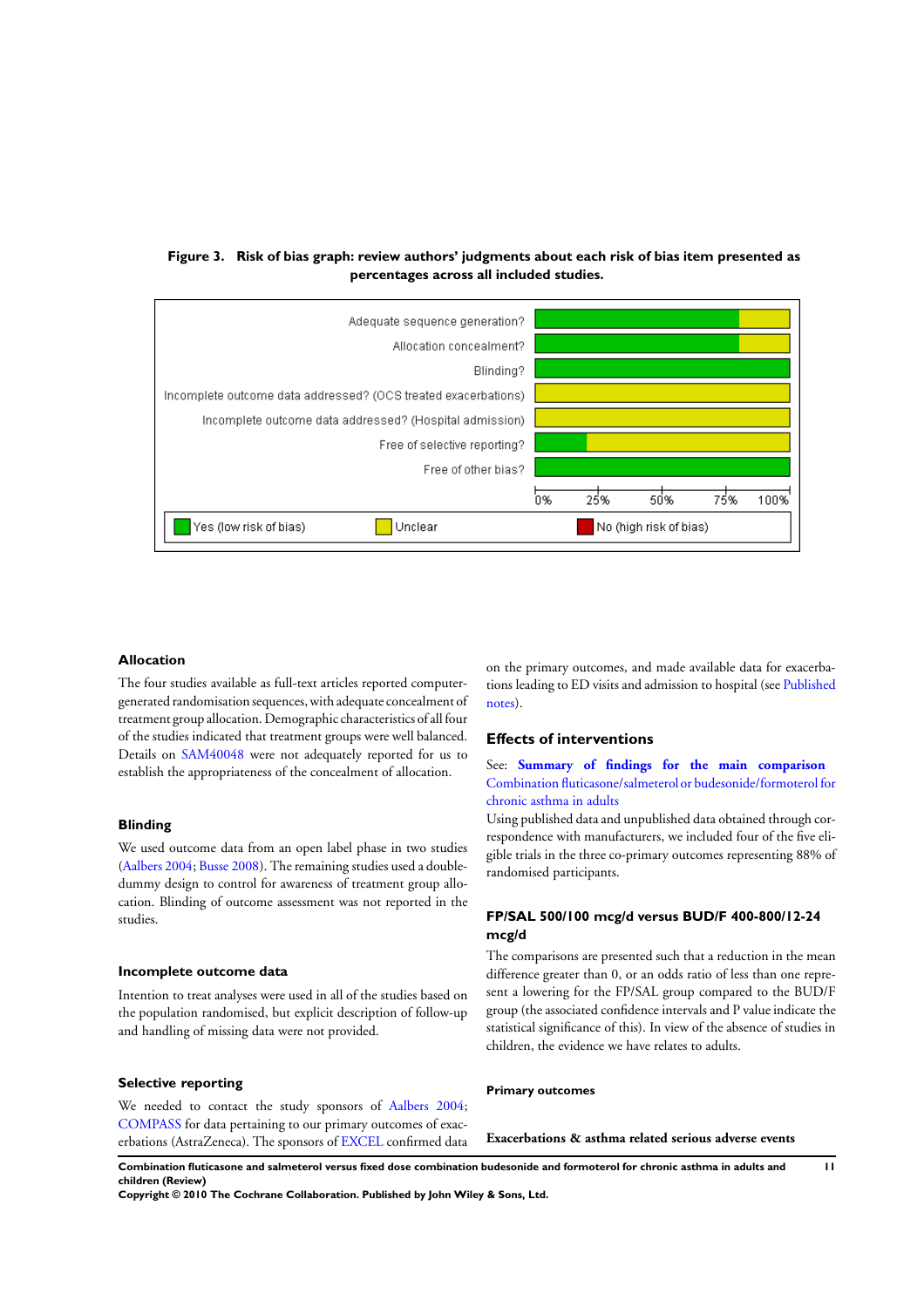**Figure 3. Risk of bias graph: review authors' judgments about each risk of bias item presented as percentages across all included studies.**

| Risk of bias item | Yes (low risk of bias) | Unclear | No (high risk of bias) |
| --- | --- | --- | --- |
| Adequate sequence generation? | ~80% | ~20% | |
| Allocation concealment? | ~80% | ~20% | |
| Blinding? | 100% | | |
| Incomplete outcome data addressed? (OCS treated exacerbations) | | 100% | |
| Incomplete outcome data addressed? (Hospital admission) | | 100% | |
| Free of selective reporting? | ~20% | ~80% | |
| Free of other bias? | 100% | | |

### Allocation

The four studies available as full-text articles reported computer-generated randomisation sequences, with adequate concealment of treatment group allocation. Demographic characteristics of all four of the studies indicated that treatment groups were well balanced. Details on SAM40048 were not adequately reported for us to establish the appropriateness of the concealment of allocation.

### Blinding

We used outcome data from an open label phase in two studies (Aalbers 2004; Busse 2008). The remaining studies used a double-dummy design to control for awareness of treatment group allocation. Blinding of outcome assessment was not reported in the studies.

### Incomplete outcome data

Intention to treat analyses were used in all of the studies based on the population randomised, but explicit description of follow-up and handling of missing data were not provided.

### Selective reporting

We needed to contact the study sponsors of Aalbers 2004; COMPASS for data pertaining to our primary outcomes of exacerbations (AstraZeneca). The sponsors of EXCEL confirmed data on the primary outcomes, and made available data for exacerbations leading to ED visits and admission to hospital (see Published notes).

## Effects of interventions

See: **Summary of findings for the main comparison** Combination fluticasone/salmeterol or budesonide/formoterol for chronic asthma in adults

Using published data and unpublished data obtained through correspondence with manufacturers, we included four of the five eligible trials in the three co-primary outcomes representing 88% of randomised participants.

### FP/SAL 500/100 mcg/d versus BUD/F 400-800/12-24 mcg/d

The comparisons are presented such that a reduction in the mean difference greater than 0, or an odds ratio of less than one represent a lowering for the FP/SAL group compared to the BUD/F group (the associated confidence intervals and P value indicate the statistical significance of this). In view of the absence of studies in children, the evidence we have relates to adults.

#### Primary outcomes

##### Exacerbations & asthma related serious adverse events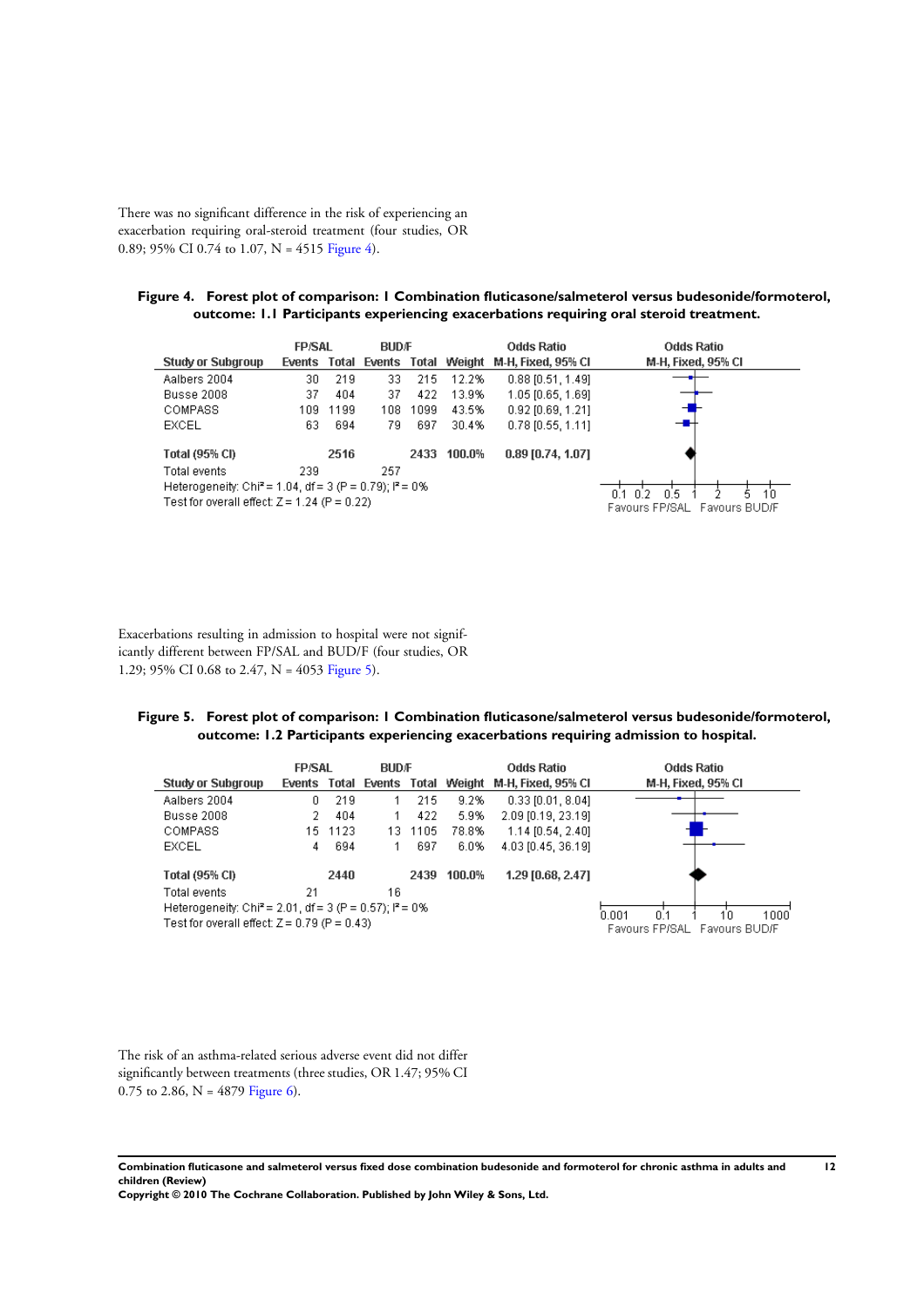There was no significant difference in the risk of experiencing an exacerbation requiring oral-steroid treatment (four studies, OR 0.89; 95% CI 0.74 to 1.07, N = 4515 Figure 4).

**Figure 4. Forest plot of comparison: 1 Combination fluticasone/salmeterol versus budesonide/formoterol, outcome: 1.1 Participants experiencing exacerbations requiring oral steroid treatment.**

| Study or Subgroup | FP/SAL Events | FP/SAL Total | BUD/F Events | BUD/F Total | Weight | Odds Ratio M-H, Fixed, 95% CI |
|---|---|---|---|---|---|---|
| Aalbers 2004 | 30 | 219 | 33 | 215 | 12.2% | 0.88 [0.51, 1.49] |
| Busse 2008 | 37 | 404 | 37 | 422 | 13.9% | 1.05 [0.65, 1.69] |
| COMPASS | 109 | 1199 | 108 | 1099 | 43.5% | 0.92 [0.69, 1.21] |
| EXCEL | 63 | 694 | 79 | 697 | 30.4% | 0.78 [0.55, 1.11] |
| **Total (95% CI)** | | **2516** | | **2433** | **100.0%** | **0.89 [0.74, 1.07]** |
| Total events | 239 | | 257 | | | |

Heterogeneity: Chi² = 1.04, df = 3 (P = 0.79); I² = 0%
Test for overall effect: Z = 1.24 (P = 0.22)

Favours FP/SAL — Favours BUD/F

Exacerbations resulting in admission to hospital were not significantly different between FP/SAL and BUD/F (four studies, OR 1.29; 95% CI 0.68 to 2.47, N = 4053 Figure 5).

**Figure 5. Forest plot of comparison: 1 Combination fluticasone/salmeterol versus budesonide/formoterol, outcome: 1.2 Participants experiencing exacerbations requiring admission to hospital.**

| Study or Subgroup | FP/SAL Events | FP/SAL Total | BUD/F Events | BUD/F Total | Weight | Odds Ratio M-H, Fixed, 95% CI |
|---|---|---|---|---|---|---|
| Aalbers 2004 | 0 | 219 | 1 | 215 | 9.2% | 0.33 [0.01, 8.04] |
| Busse 2008 | 2 | 404 | 1 | 422 | 5.9% | 2.09 [0.19, 23.19] |
| COMPASS | 15 | 1123 | 13 | 1105 | 78.8% | 1.14 [0.54, 2.40] |
| EXCEL | 4 | 694 | 1 | 697 | 6.0% | 4.03 [0.45, 36.19] |
| **Total (95% CI)** | | **2440** | | **2439** | **100.0%** | **1.29 [0.68, 2.47]** |
| Total events | 21 | | 16 | | | |

Heterogeneity: Chi² = 2.01, df = 3 (P = 0.57); I² = 0%
Test for overall effect: Z = 0.79 (P = 0.43)

Favours FP/SAL — Favours BUD/F

The risk of an asthma-related serious adverse event did not differ significantly between treatments (three studies, OR 1.47; 95% CI 0.75 to 2.86, N = 4879 Figure 6).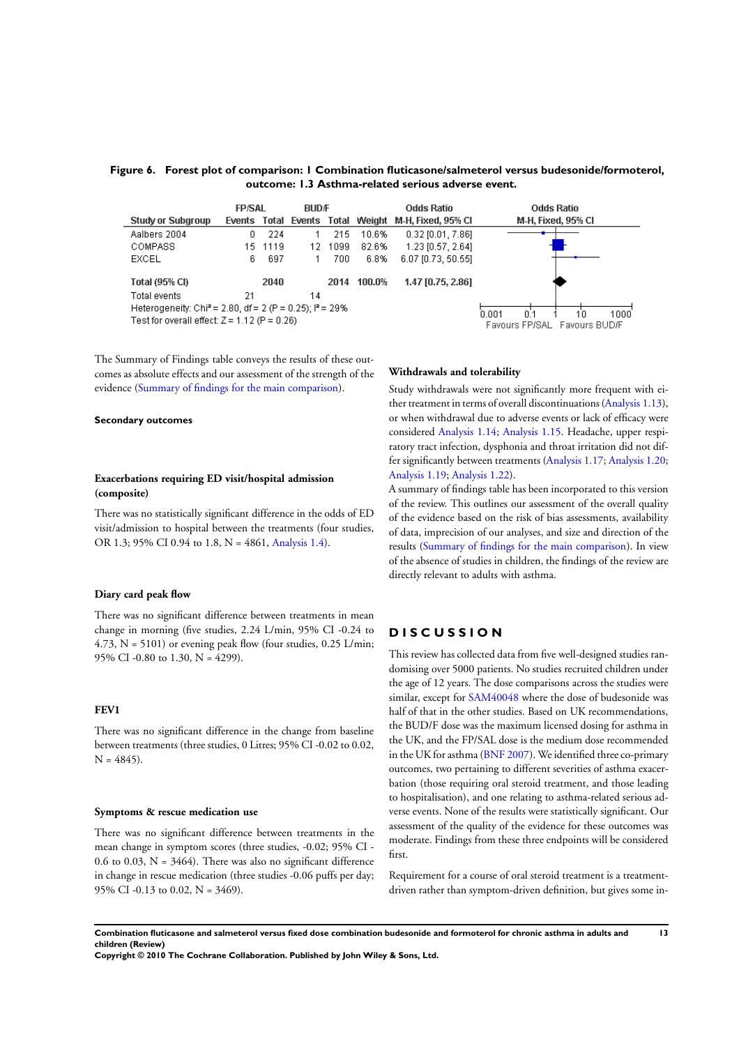**Figure 6. Forest plot of comparison: 1 Combination fluticasone/salmeterol versus budesonide/formoterol, outcome: 1.3 Asthma-related serious adverse event.**

| Study or Subgroup | FP/SAL Events | FP/SAL Total | BUD/F Events | BUD/F Total | Weight | Odds Ratio M-H, Fixed, 95% CI |
|---|---|---|---|---|---|---|
| Aalbers 2004 | 0 | 224 | 1 | 215 | 10.6% | 0.32 [0.01, 7.86] |
| COMPASS | 15 | 1119 | 12 | 1099 | 82.6% | 1.23 [0.57, 2.64] |
| EXCEL | 6 | 697 | 1 | 700 | 6.8% | 6.07 [0.73, 50.55] |
| **Total (95% CI)** | | **2040** | | **2014** | **100.0%** | **1.47 [0.75, 2.86]** |
| Total events | 21 | | 14 | | | |

Heterogeneity: $Chi^2 = 2.80$, df = 2 (P = 0.25); $I^2 = 29\%$
Test for overall effect: Z = 1.12 (P = 0.26)

Favours FP/SAL | Favours BUD/F

The Summary of Findings table conveys the results of these outcomes as absolute effects and our assessment of the strength of the evidence (Summary of findings for the main comparison).

### Secondary outcomes

### Exacerbations requiring ED visit/hospital admission (composite)

There was no statistically significant difference in the odds of ED visit/admission to hospital between the treatments (four studies, OR 1.3; 95% CI 0.94 to 1.8, N = 4861, Analysis 1.4).

### Diary card peak flow

There was no significant difference between treatments in mean change in morning (five studies, 2.24 L/min, 95% CI -0.24 to 4.73, N = 5101) or evening peak flow (four studies, 0.25 L/min; 95% CI -0.80 to 1.30, N = 4299).

### FEV1

There was no significant difference in the change from baseline between treatments (three studies, 0 Litres; 95% CI -0.02 to 0.02, N = 4845).

### Symptoms & rescue medication use

There was no significant difference between treatments in the mean change in symptom scores (three studies, -0.02; 95% CI -0.6 to 0.03, N = 3464). There was also no significant difference in change in rescue medication (three studies -0.06 puffs per day; 95% CI -0.13 to 0.02, N = 3469).

### Withdrawals and tolerability

Study withdrawals were not significantly more frequent with either treatment in terms of overall discontinuations (Analysis 1.13), or when withdrawal due to adverse events or lack of efficacy were considered Analysis 1.14; Analysis 1.15. Headache, upper respiratory tract infection, dysphonia and throat irritation did not differ significantly between treatments (Analysis 1.17; Analysis 1.20; Analysis 1.19; Analysis 1.22).

A summary of findings table has been incorporated to this version of the review. This outlines our assessment of the overall quality of the evidence based on the risk of bias assessments, availability of data, imprecision of our analyses, and size and direction of the results (Summary of findings for the main comparison). In view of the absence of studies in children, the findings of the review are directly relevant to adults with asthma.

# DISCUSSION

This review has collected data from five well-designed studies randomising over 5000 patients. No studies recruited children under the age of 12 years. The dose comparisons across the studies were similar, except for SAM40048 where the dose of budesonide was half of that in the other studies. Based on UK recommendations, the BUD/F dose was the maximum licensed dosing for asthma in the UK, and the FP/SAL dose is the medium dose recommended in the UK for asthma (BNF 2007). We identified three co-primary outcomes, two pertaining to different severities of asthma exacerbation (those requiring oral steroid treatment, and those leading to hospitalisation), and one relating to asthma-related serious adverse events. None of the results were statistically significant. Our assessment of the quality of the evidence for these outcomes was moderate. Findings from these three endpoints will be considered first.

Requirement for a course of oral steroid treatment is a treatment-driven rather than symptom-driven definition, but gives some in-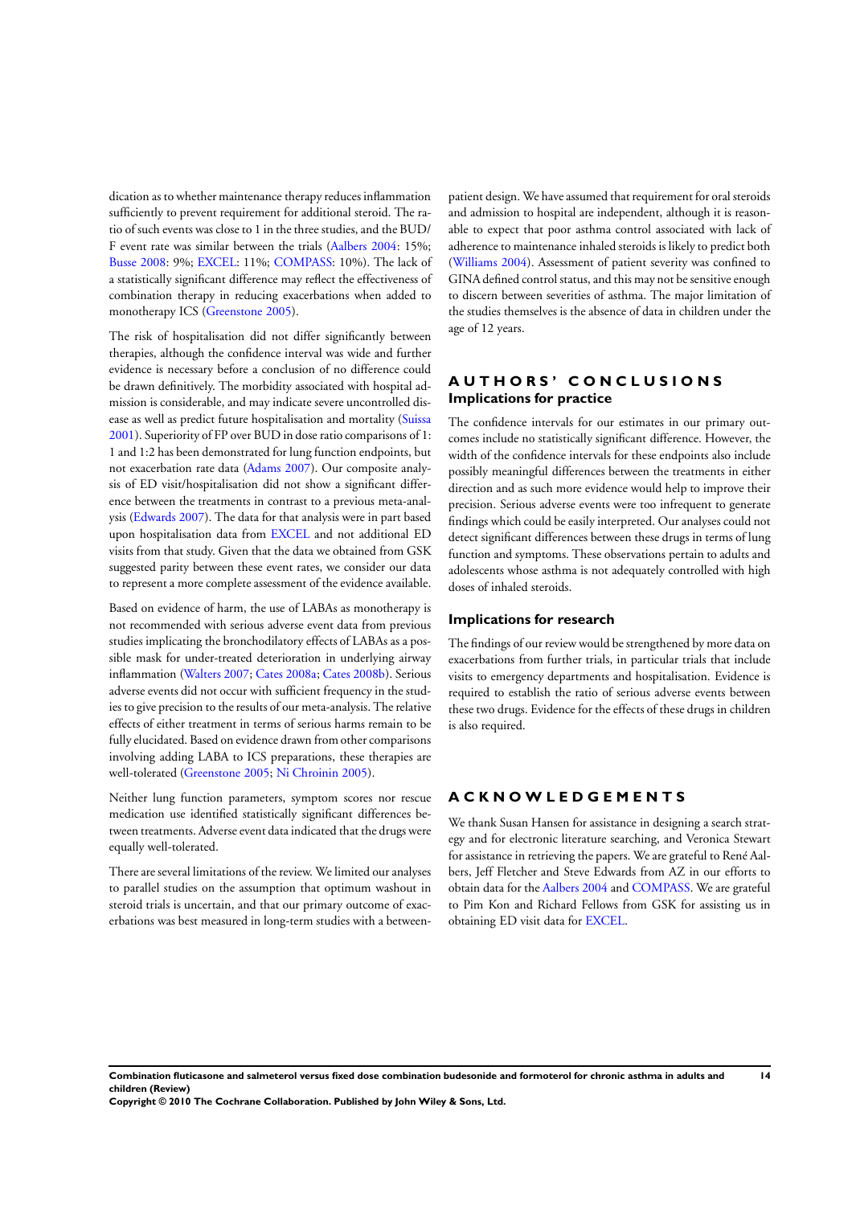dication as to whether maintenance therapy reduces inflammation sufficiently to prevent requirement for additional steroid. The ratio of such events was close to 1 in the three studies, and the BUD/F event rate was similar between the trials (Aalbers 2004: 15%; Busse 2008: 9%; EXCEL: 11%; COMPASS: 10%). The lack of a statistically significant difference may reflect the effectiveness of combination therapy in reducing exacerbations when added to monotherapy ICS (Greenstone 2005).

The risk of hospitalisation did not differ significantly between therapies, although the confidence interval was wide and further evidence is necessary before a conclusion of no difference could be drawn definitively. The morbidity associated with hospital admission is considerable, and may indicate severe uncontrolled disease as well as predict future hospitalisation and mortality (Suissa 2001). Superiority of FP over BUD in dose ratio comparisons of 1:1 and 1:2 has been demonstrated for lung function endpoints, but not exacerbation rate data (Adams 2007). Our composite analysis of ED visit/hospitalisation did not show a significant difference between the treatments in contrast to a previous meta-analysis (Edwards 2007). The data for that analysis were in part based upon hospitalisation data from EXCEL and not additional ED visits from that study. Given that the data we obtained from GSK suggested parity between these event rates, we consider our data to represent a more complete assessment of the evidence available.

Based on evidence of harm, the use of LABAs as monotherapy is not recommended with serious adverse event data from previous studies implicating the bronchodilatory effects of LABAs as a possible mask for under-treated deterioration in underlying airway inflammation (Walters 2007; Cates 2008a; Cates 2008b). Serious adverse events did not occur with sufficient frequency in the studies to give precision to the results of our meta-analysis. The relative effects of either treatment in terms of serious harms remain to be fully elucidated. Based on evidence drawn from other comparisons involving adding LABA to ICS preparations, these therapies are well-tolerated (Greenstone 2005; Ni Chroinin 2005).

Neither lung function parameters, symptom scores nor rescue medication use identified statistically significant differences between treatments. Adverse event data indicated that the drugs were equally well-tolerated.

There are several limitations of the review. We limited our analyses to parallel studies on the assumption that optimum washout in steroid trials is uncertain, and that our primary outcome of exacerbations was best measured in long-term studies with a between-patient design. We have assumed that requirement for oral steroids and admission to hospital are independent, although it is reasonable to expect that poor asthma control associated with lack of adherence to maintenance inhaled steroids is likely to predict both (Williams 2004). Assessment of patient severity was confined to GINA defined control status, and this may not be sensitive enough to discern between severities of asthma. The major limitation of the studies themselves is the absence of data in children under the age of 12 years.

# AUTHORS' CONCLUSIONS

## Implications for practice

The confidence intervals for our estimates in our primary outcomes include no statistically significant difference. However, the width of the confidence intervals for these endpoints also include possibly meaningful differences between the treatments in either direction and as such more evidence would help to improve their precision. Serious adverse events were too infrequent to generate findings which could be easily interpreted. Our analyses could not detect significant differences between these drugs in terms of lung function and symptoms. These observations pertain to adults and adolescents whose asthma is not adequately controlled with high doses of inhaled steroids.

## Implications for research

The findings of our review would be strengthened by more data on exacerbations from further trials, in particular trials that include visits to emergency departments and hospitalisation. Evidence is required to establish the ratio of serious adverse events between these two drugs. Evidence for the effects of these drugs in children is also required.

# ACKNOWLEDGEMENTS

We thank Susan Hansen for assistance in designing a search strategy and for electronic literature searching, and Veronica Stewart for assistance in retrieving the papers. We are grateful to René Aalbers, Jeff Fletcher and Steve Edwards from AZ in our efforts to obtain data for the Aalbers 2004 and COMPASS. We are grateful to Pim Kon and Richard Fellows from GSK for assisting us in obtaining ED visit data for EXCEL.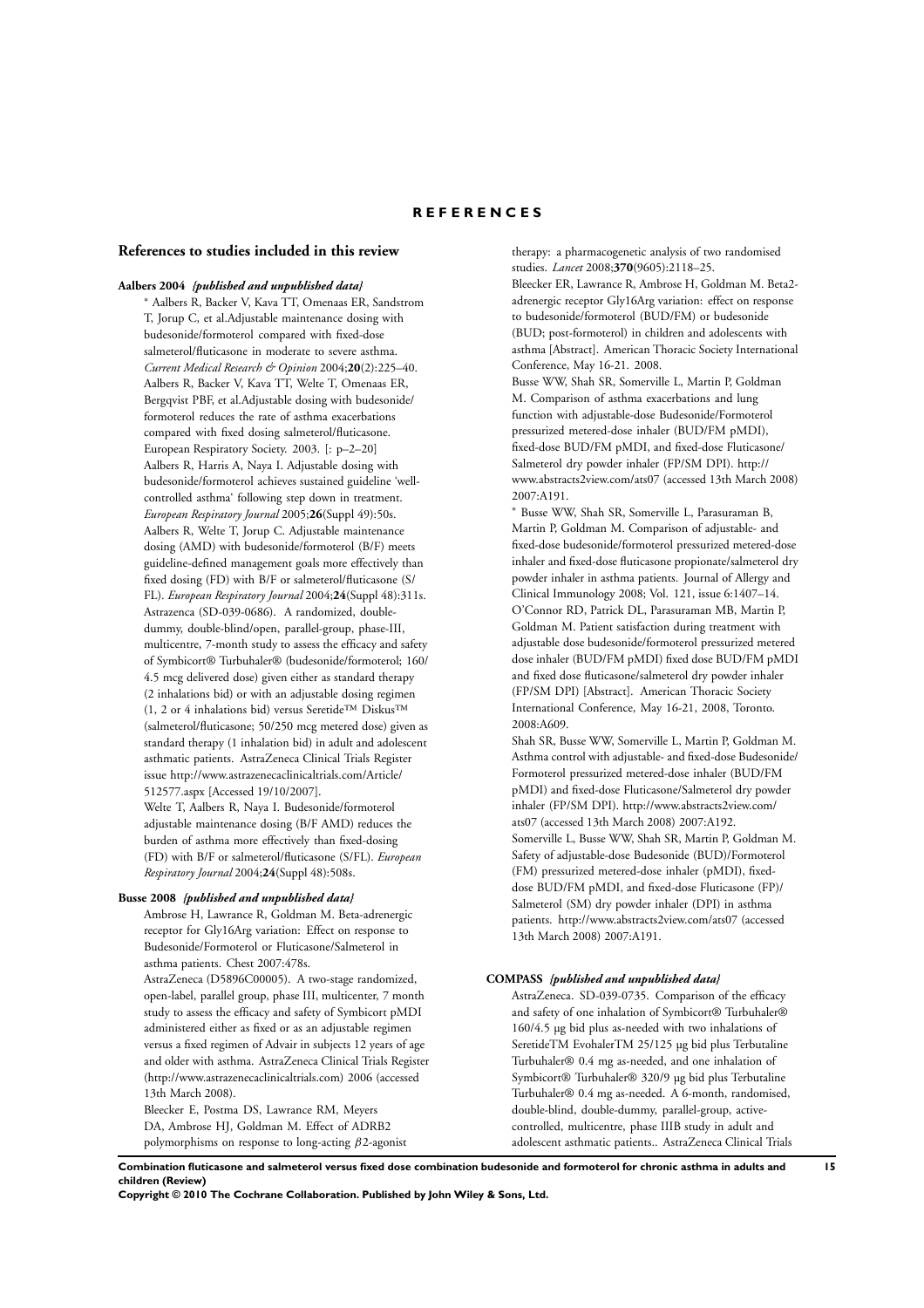# REFERENCES

## References to studies included in this review

**Aalbers 2004** *{published and unpublished data}*

* Aalbers R, Backer V, Kava TT, Omenaas ER, Sandstrom T, Jorup C, et al.Adjustable maintenance dosing with budesonide/formoterol compared with fixed-dose salmeterol/fluticasone in moderate to severe asthma. *Current Medical Research & Opinion* 2004;**20**(2):225–40.

Aalbers R, Backer V, Kava TT, Welte T, Omenaas ER, Bergqvist PBF, et al.Adjustable dosing with budesonide/formoterol reduces the rate of asthma exacerbations compared with fixed dosing salmeterol/fluticasone. European Respiratory Society. 2003. [: p–2–20]

Aalbers R, Harris A, Naya I. Adjustable dosing with budesonide/formoterol achieves sustained guideline 'well-controlled asthma' following step down in treatment. *European Respiratory Journal* 2005;**26**(Suppl 49):50s.

Aalbers R, Welte T, Jorup C. Adjustable maintenance dosing (AMD) with budesonide/formoterol (B/F) meets guideline-defined management goals more effectively than fixed dosing (FD) with B/F or salmeterol/fluticasone (S/FL). *European Respiratory Journal* 2004;**24**(Suppl 48):311s.

Astrazenca (SD-039-0686). A randomized, double-dummy, double-blind/open, parallel-group, phase-III, multicentre, 7-month study to assess the efficacy and safety of Symbicort® Turbuhaler® (budesonide/formoterol; 160/4.5 mcg delivered dose) given either as standard therapy (2 inhalations bid) or with an adjustable dosing regimen (1, 2 or 4 inhalations bid) versus Seretide™ Diskus™ (salmeterol/fluticasone; 50/250 mcg metered dose) given as standard therapy (1 inhalation bid) in adult and adolescent asthmatic patients. AstraZeneca Clinical Trials Register issue http://www.astrazenecaclinicaltrials.com/Article/512577.aspx [Accessed 19/10/2007].

Welte T, Aalbers R, Naya I. Budesonide/formoterol adjustable maintenance dosing (B/F AMD) reduces the burden of asthma more effectively than fixed-dosing (FD) with B/F or salmeterol/fluticasone (S/FL). *European Respiratory Journal* 2004;**24**(Suppl 48):508s.

**Busse 2008** *{published and unpublished data}*

Ambrose H, Lawrance R, Goldman M. Beta-adrenergic receptor for Gly16Arg variation: Effect on response to Budesonide/Formoterol or Fluticasone/Salmeterol in asthma patients. Chest 2007:478s.

AstraZeneca (D5896C00005). A two-stage randomized, open-label, parallel group, phase III, multicenter, 7 month study to assess the efficacy and safety of Symbicort pMDI administered either as fixed or as an adjustable regimen versus a fixed regimen of Advair in subjects 12 years of age and older with asthma. AstraZeneca Clinical Trials Register (http://www.astrazenecaclinicaltrials.com) 2006 (accessed 13th March 2008).

Bleecker E, Postma DS, Lawrance RM, Meyers DA, Ambrose HJ, Goldman M. Effect of ADRB2 polymorphisms on response to long-acting $\beta$2-agonist therapy: a pharmacogenetic analysis of two randomised studies. *Lancet* 2008;**370**(9605):2118–25.

Bleecker ER, Lawrance R, Ambrose H, Goldman M. Beta2-adrenergic receptor Gly16Arg variation: effect on response to budesonide/formoterol (BUD/FM) or budesonide (BUD; post-formoterol) in children and adolescents with asthma [Abstract]. American Thoracic Society International Conference, May 16-21. 2008.

Busse WW, Shah SR, Somerville L, Martin P, Goldman M. Comparison of asthma exacerbations and lung function with adjustable-dose Budesonide/Formoterol pressurized metered-dose inhaler (BUD/FM pMDI), fixed-dose BUD/FM pMDI, and fixed-dose Fluticasone/Salmeterol dry powder inhaler (FP/SM DPI). http://www.abstracts2view.com/ats07 (accessed 13th March 2008) 2007:A191.

* Busse WW, Shah SR, Somerville L, Parasuraman B, Martin P, Goldman M. Comparison of adjustable- and fixed-dose budesonide/formoterol pressurized metered-dose inhaler and fixed-dose fluticasone propionate/salmeterol dry powder inhaler in asthma patients. Journal of Allergy and Clinical Immunology 2008; Vol. 121, issue 6:1407–14.

O'Connor RD, Patrick DL, Parasuraman MB, Martin P, Goldman M. Patient satisfaction during treatment with adjustable dose budesonide/formoterol pressurized metered dose inhaler (BUD/FM pMDI) fixed dose BUD/FM pMDI and fixed dose fluticasone/salmeterol dry powder inhaler (FP/SM DPI) [Abstract]. American Thoracic Society International Conference, May 16-21, 2008, Toronto. 2008:A609.

Shah SR, Busse WW, Somerville L, Martin P, Goldman M. Asthma control with adjustable- and fixed-dose Budesonide/Formoterol pressurized metered-dose inhaler (BUD/FM pMDI) and fixed-dose Fluticasone/Salmeterol dry powder inhaler (FP/SM DPI). http://www.abstracts2view.com/ats07 (accessed 13th March 2008) 2007:A192.

Somerville L, Busse WW, Shah SR, Martin P, Goldman M. Safety of adjustable-dose Budesonide (BUD)/Formoterol (FM) pressurized metered-dose inhaler (pMDI), fixed-dose BUD/FM pMDI, and fixed-dose Fluticasone (FP)/Salmeterol (SM) dry powder inhaler (DPI) in asthma patients. http://www.abstracts2view.com/ats07 (accessed 13th March 2008) 2007:A191.

**COMPASS** *{published and unpublished data}*

AstraZeneca. SD-039-0735. Comparison of the efficacy and safety of one inhalation of Symbicort® Turbuhaler® 160/4.5 µg bid plus as-needed with two inhalations of SeretideTM EvohalerTM 25/125 µg bid plus Terbutaline Turbuhaler® 0.4 mg as-needed, and one inhalation of Symbicort® Turbuhaler® 320/9 µg bid plus Terbutaline Turbuhaler® 0.4 mg as-needed. A 6-month, randomised, double-blind, double-dummy, parallel-group, active-controlled, multicentre, phase IIIB study in adult and adolescent asthmatic patients.. AstraZeneca Clinical Trials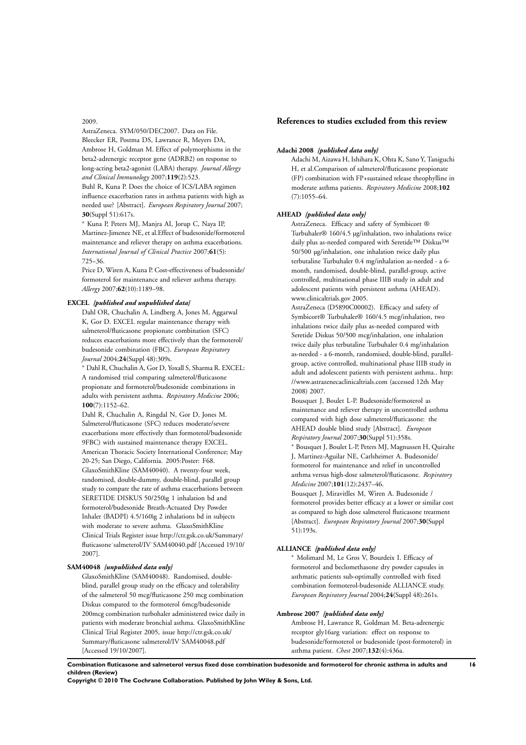2009.

AstraZeneca. SYM/050/DEC2007. Data on File.

Bleecker ER, Postma DS, Lawrance R, Meyers DA, Ambrose H, Goldman M. Effect of polymorphisms in the beta2-adrenergic receptor gene (ADRB2) on response to long-acting beta2-agonist (LABA) therapy. *Journal Allergy and Clinical Immunology* 2007;**119**(2):523.

Buhl R, Kuna P. Does the choice of ICS/LABA regimen influence exacerbation rates in asthma patients with high as needed use? [Abstract]. *European Respiratory Journal* 2007; **30**(Suppl 51):617s.

* Kuna P, Peters MJ, Manjra AI, Jorup C, Naya IP, Martinez-Jimenez NE, et al.Effect of budesonide/formoterol maintenance and reliever therapy on asthma exacerbations. *International Journal of Clinical Practice* 2007;**61**(5): 725–36.

Price D, Wiren A, Kuna P. Cost-effectiveness of budesonide/formoterol for maintenance and reliever asthma therapy. *Allergy* 2007;**62**(10):1189–98.

**EXCEL** *{published and unpublished data}*

Dahl OR, Chuchalin A, Lindberg A, Jones M, Aggarwal K, Gor D. EXCEL regular maintenance therapy with salmeterol/fluticasone propionate combination (SFC) reduces exacerbations more effectively than the formoterol/budesonide combination (FBC). *European Respiratory Journal* 2004;**24**(Suppl 48):309s.

* Dahl R, Chuchalin A, Gor D, Yoxall S, Sharma R. EXCEL: A randomised trial comparing salmeterol/fluticasone propionate and formoterol/budesonide combinations in adults with persistent asthma. *Respiratory Medicine* 2006; **100**(7):1152–62.

Dahl R, Chuchalin A, Ringdal N, Gor D, Jones M. Salmeterol/fluticasone (SFC) reduces moderate/severe exacerbations more effectively than formoterol/budesonide 9FBC) with sustained maintenance therapy EXCEL. American Thoracic Society International Conference; May 20-25; San Diego, California. 2005:Poster: F68.

GlaxoSmithKline (SAM40040). A twenty-four week, randomised, double-dummy, double-blind, parallel group study to compare the rate of asthma exacerbations between SERETIDE DISKUS 50/250ìg 1 inhalation bd and formoterol/budesonide Breath-Actuated Dry Powder Inhaler (BADPI) 4.5/160ìg 2 inhalations bd in subjects with moderate to severe asthma. GlaxoSmithKline Clinical Trials Register issue http://ctr.gsk.co.uk/Summary/fluticasone˙salmeterol/IV˙SAM40040.pdf [Accessed 19/10/2007].

**SAM40048** *{unpublished data only}*

GlaxoSmithKline (SAM40048). Randomised, double-blind, parallel group study on the efficacy and tolerability of the salmeterol 50 mcg/fluticasone 250 mcg combination Diskus compared to the formoterol 6mcg/budesonide 200mcg combination turbohaler administered twice daily in patients with moderate bronchial asthma. GlaxoSmithKline Clinical Trial Register 2005, issue http://ctr.gsk.co.uk/Summary/fluticasone˙salmeterol/IV˙SAM40048.pdf [Accessed 19/10/2007].

## References to studies excluded from this review

**Adachi 2008** *{published data only}*

Adachi M, Aizawa H, Ishihara K, Ohta K, Sano Y, Taniguchi H, et al.Comparison of salmeterol/fluticasone propionate (FP) combination with FP+sustained release theophylline in moderate asthma patients. *Respiratory Medicine* 2008;**102** (7):1055–64.

**AHEAD** *{published data only}*

AstraZeneca. Efficacy and safety of Symbicort ® Turbuhaler® 160/4.5 µg/inhalation, two inhalations twice daily plus as-needed compared with Seretide™ Diskus™ 50/500 µg/inhalation, one inhalation twice daily plus terbutaline Turbuhaler 0.4 mg/inhalation as-needed - a 6-month, randomised, double-blind, parallel-group, active controlled, multinational phase IIIB study in adult and adolescent patients with persistent asthma (AHEAD). www.clinicaltrials.gov 2005.

AstraZeneca (D5890C00002). Efficacy and safety of Symbicort® Turbuhaler® 160/4.5 mcg/inhalation, two inhalations twice daily plus as-needed compared with Seretide Diskus 50/500 mcg/inhalation, one inhalation twice daily plus terbutaline Turbuhaler 0.4 mg/inhalation as-needed - a 6-month, randomised, double-blind, parallel-group, active controlled, multinational phase IIIB study in adult and adolescent patients with persistent asthma.. http://www.astrazenecaclinicaltrials.com (accessed 12th May 2008) 2007.

Bousquet J, Boulet L-P. Budesonide/formoterol as maintenance and reliever therapy in uncontrolled asthma compared with high dose salmeterol/fluticasone: the AHEAD double blind study [Abstract]. *European Respiratory Journal* 2007;**30**(Suppl 51):358s.

* Bousquet J, Boulet L-P, Peters MJ, Magnussen H, Quiralte J, Martinez-Aguilar NE, Carlsheimer A. Budesonide/formoterol for maintenance and relief in uncontrolled asthma versus high-dose salmeterol/fluticasone. *Respiratory Medicine* 2007;**101**(12):2437–46.

Bousquet J, Miravitlles M, Wiren A. Budesonide / formoterol provides better efficacy at a lower or similar cost as compared to high dose salmeterol fluticasone treatment [Abstract]. *European Respiratory Journal* 2007;**30**(Suppl 51):193s.

**ALLIANCE** *{published data only}*

* Molimard M, Le Gros V, Bourdeix I. Efficacy of formoterol and beclomethasone dry powder capsules in asthmatic patients sub-optimally controlled with fixed combination formoterol-budesonide ALLIANCE study. *European Respiratory Journal* 2004;**24**(Suppl 48):261s.

**Ambrose 2007** *{published data only}*

Ambrose H, Lawrance R, Goldman M. Beta-adrenergic receptor gly16arg variation: effect on response to budesonide/formoterol or budesonide (post-formoterol) in asthma patient. *Chest* 2007;**132**(4):436a.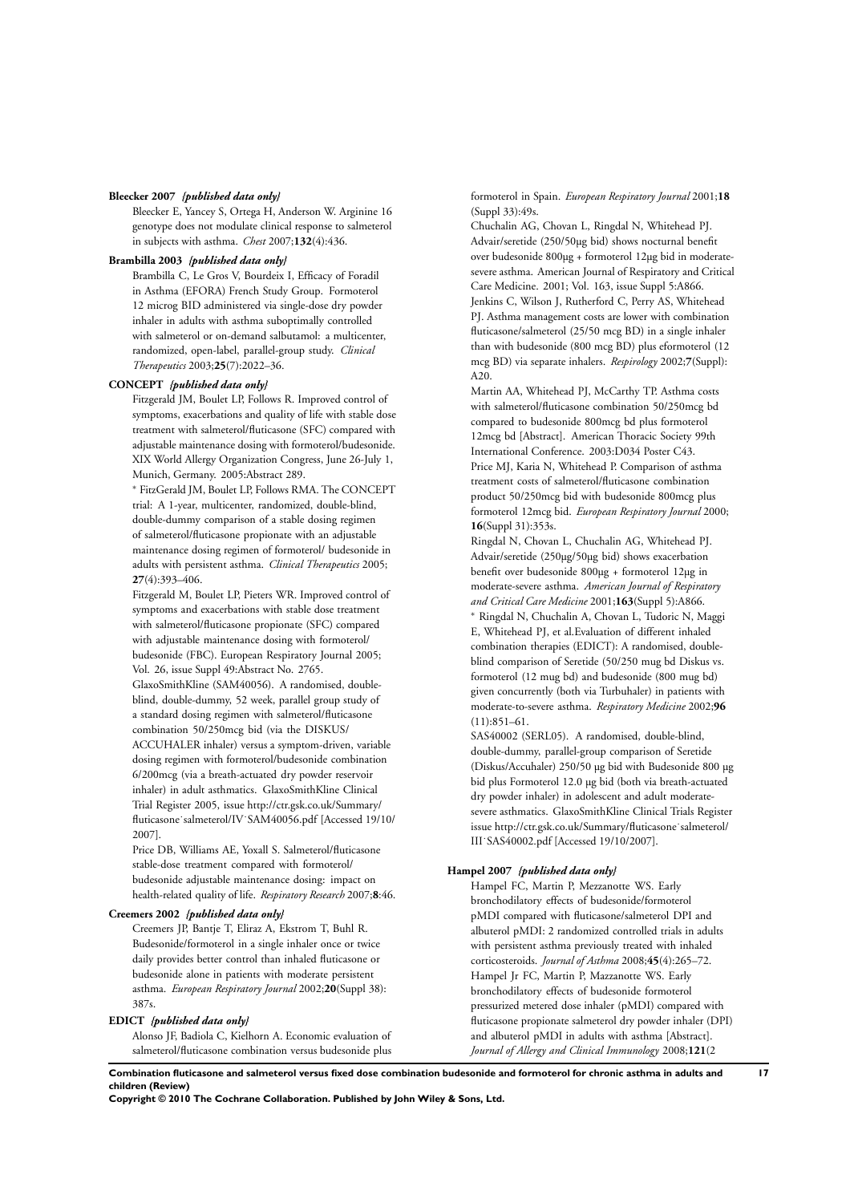**Bleecker 2007** *{published data only}*

Bleecker E, Yancey S, Ortega H, Anderson W. Arginine 16 genotype does not modulate clinical response to salmeterol in subjects with asthma. *Chest* 2007;**132**(4):436.

**Brambilla 2003** *{published data only}*

Brambilla C, Le Gros V, Bourdeix I, Efficacy of Foradil in Asthma (EFORA) French Study Group. Formoterol 12 microg BID administered via single-dose dry powder inhaler in adults with asthma suboptimally controlled with salmeterol or on-demand salbutamol: a multicenter, randomized, open-label, parallel-group study. *Clinical Therapeutics* 2003;**25**(7):2022–36.

**CONCEPT** *{published data only}*

Fitzgerald JM, Boulet LP, Follows R. Improved control of symptoms, exacerbations and quality of life with stable dose treatment with salmeterol/fluticasone (SFC) compared with adjustable maintenance dosing with formoterol/budesonide. XIX World Allergy Organization Congress, June 26-July 1, Munich, Germany. 2005:Abstract 289.

* FitzGerald JM, Boulet LP, Follows RMA. The CONCEPT trial: A 1-year, multicenter, randomized, double-blind, double-dummy comparison of a stable dosing regimen of salmeterol/fluticasone propionate with an adjustable maintenance dosing regimen of formoterol/ budesonide in adults with persistent asthma. *Clinical Therapeutics* 2005; **27**(4):393–406.

Fitzgerald M, Boulet LP, Pieters WR. Improved control of symptoms and exacerbations with stable dose treatment with salmeterol/fluticasone propionate (SFC) compared with adjustable maintenance dosing with formoterol/ budesonide (FBC). European Respiratory Journal 2005; Vol. 26, issue Suppl 49:Abstract No. 2765.

GlaxoSmithKline (SAM40056). A randomised, double-blind, double-dummy, 52 week, parallel group study of a standard dosing regimen with salmeterol/fluticasone combination 50/250mcg bid (via the DISKUS/ ACCUHALER inhaler) versus a symptom-driven, variable dosing regimen with formoterol/budesonide combination 6/200mcg (via a breath-actuated dry powder reservoir inhaler) in adult asthmatics. GlaxoSmithKline Clinical Trial Register 2005, issue http://ctr.gsk.co.uk/Summary/fluticasone˙salmeterol/IV˙SAM40056.pdf [Accessed 19/10/2007].

Price DB, Williams AE, Yoxall S. Salmeterol/fluticasone stable-dose treatment compared with formoterol/ budesonide adjustable maintenance dosing: impact on health-related quality of life. *Respiratory Research* 2007;**8**:46.

**Creemers 2002** *{published data only}*

Creemers JP, Bantje T, Eliraz A, Ekstrom T, Buhl R. Budesonide/formoterol in a single inhaler once or twice daily provides better control than inhaled fluticasone or budesonide alone in patients with moderate persistent asthma. *European Respiratory Journal* 2002;**20**(Suppl 38): 387s.

**EDICT** *{published data only}*

Alonso JF, Badiola C, Kielhorn A. Economic evaluation of salmeterol/fluticasone combination versus budesonide plus formoterol in Spain. *European Respiratory Journal* 2001;**18** (Suppl 33):49s.

Chuchalin AG, Chovan L, Ringdal N, Whitehead PJ. Advair/seretide (250/50µg bid) shows nocturnal benefit over budesonide 800µg + formoterol 12µg bid in moderate-severe asthma. American Journal of Respiratory and Critical Care Medicine. 2001; Vol. 163, issue Suppl 5:A866.

Jenkins C, Wilson J, Rutherford C, Perry AS, Whitehead PJ. Asthma management costs are lower with combination fluticasone/salmeterol (25/50 mcg BD) in a single inhaler than with budesonide (800 mcg BD) plus eformoterol (12 mcg BD) via separate inhalers. *Respirology* 2002;**7**(Suppl): A20.

Martin AA, Whitehead PJ, McCarthy TP. Asthma costs with salmeterol/fluticasone combination 50/250mcg bd compared to budesonide 800mcg bd plus formoterol 12mcg bd [Abstract]. American Thoracic Society 99th International Conference. 2003:D034 Poster C43.

Price MJ, Karia N, Whitehead P. Comparison of asthma treatment costs of salmeterol/fluticasone combination product 50/250mcg bid with budesonide 800mcg plus formoterol 12mcg bid. *European Respiratory Journal* 2000; **16**(Suppl 31):353s.

Ringdal N, Chovan L, Chuchalin AG, Whitehead PJ. Advair/seretide (250µg/50µg bid) shows exacerbation benefit over budesonide 800µg + formoterol 12µg in moderate-severe asthma. *American Journal of Respiratory and Critical Care Medicine* 2001;**163**(Suppl 5):A866.

* Ringdal N, Chuchalin A, Chovan L, Tudoric N, Maggi E, Whitehead PJ, et al.Evaluation of different inhaled combination therapies (EDICT): A randomised, double-blind comparison of Seretide (50/250 mug bd Diskus vs. formoterol (12 mug bd) and budesonide (800 mug bd) given concurrently (both via Turbuhaler) in patients with moderate-to-severe asthma. *Respiratory Medicine* 2002;**96** (11):851–61.

SAS40002 (SERL05). A randomised, double-blind, double-dummy, parallel-group comparison of Seretide (Diskus/Accuhaler) 250/50 µg bid with Budesonide 800 µg bid plus Formoterol 12.0 µg bid (both via breath-actuated dry powder inhaler) in adolescent and adult moderate-severe asthmatics. GlaxoSmithKline Clinical Trials Register issue http://ctr.gsk.co.uk/Summary/fluticasone˙salmeterol/III˙SAS40002.pdf [Accessed 19/10/2007].

**Hampel 2007** *{published data only}*

Hampel FC, Martin P, Mezzanotte WS. Early bronchodilatory effects of budesonide/formoterol pMDI compared with fluticasone/salmeterol DPI and albuterol pMDI: 2 randomized controlled trials in adults with persistent asthma previously treated with inhaled corticosteroids. *Journal of Asthma* 2008;**45**(4):265–72.

Hampel Jr FC, Martin P, Mazzanotte WS. Early bronchodilatory effects of budesonide formoterol pressurized metered dose inhaler (pMDI) compared with fluticasone propionate salmeterol dry powder inhaler (DPI) and albuterol pMDI in adults with asthma [Abstract]. *Journal of Allergy and Clinical Immunology* 2008;**121**(2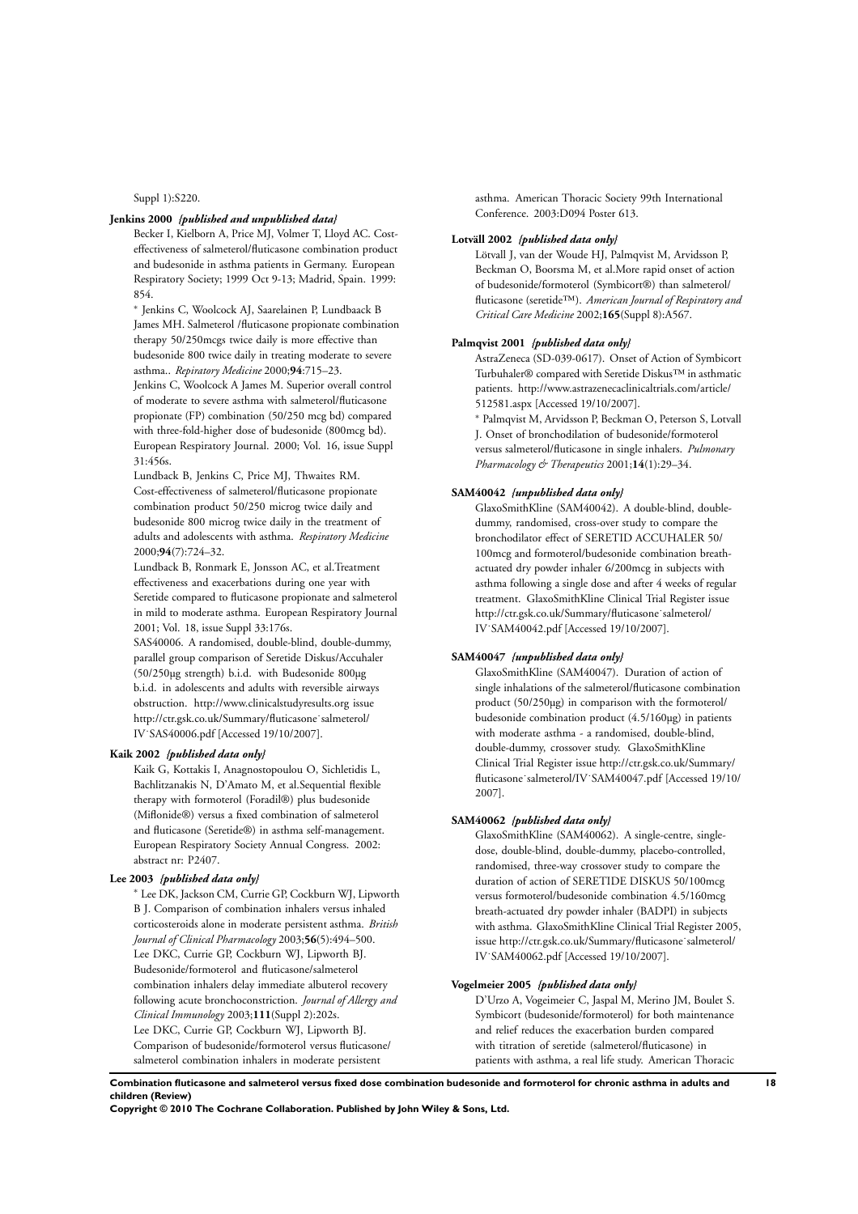Suppl 1):S220.

**Jenkins 2000** *{published and unpublished data}*

Becker I, Kielborn A, Price MJ, Volmer T, Lloyd AC. Cost-effectiveness of salmeterol/fluticasone combination product and budesonide in asthma patients in Germany. European Respiratory Society; 1999 Oct 9-13; Madrid, Spain. 1999: 854.

* Jenkins C, Woolcock AJ, Saarelainen P, Lundbaack B James MH. Salmeterol /fluticasone propionate combination therapy 50/250mcgs twice daily is more effective than budesonide 800 twice daily in treating moderate to severe asthma.. *Repiratory Medicine* 2000;**94**:715–23.

Jenkins C, Woolcock A James M. Superior overall control of moderate to severe asthma with salmeterol/fluticasone propionate (FP) combination (50/250 mcg bd) compared with three-fold-higher dose of budesonide (800mcg bd). European Respiratory Journal. 2000; Vol. 16, issue Suppl 31:456s.

Lundback B, Jenkins C, Price MJ, Thwaites RM. Cost-effectiveness of salmeterol/fluticasone propionate combination product 50/250 microg twice daily and budesonide 800 microg twice daily in the treatment of adults and adolescents with asthma. *Respiratory Medicine* 2000;**94**(7):724–32.

Lundback B, Ronmark E, Jonsson AC, et al.Treatment effectiveness and exacerbations during one year with Seretide compared to fluticasone propionate and salmeterol in mild to moderate asthma. European Respiratory Journal 2001; Vol. 18, issue Suppl 33:176s.

SAS40006. A randomised, double-blind, double-dummy, parallel group comparison of Seretide Diskus/Accuhaler (50/250μg strength) b.i.d. with Budesonide 800μg b.i.d. in adolescents and adults with reversible airways obstruction. http://www.clinicalstudyresults.org issue http://ctr.gsk.co.uk/Summary/fluticasone˙salmeterol/IV˙SAS40006.pdf [Accessed 19/10/2007].

**Kaik 2002** *{published data only}*

Kaik G, Kottakis I, Anagnostopoulou O, Sichletidis L, Bachlitzanakis N, D'Amato M, et al.Sequential flexible therapy with formoterol (Foradil®) plus budesonide (Miflonide®) versus a fixed combination of salmeterol and fluticasone (Seretide®) in asthma self-management. European Respiratory Society Annual Congress. 2002: abstract nr: P2407.

**Lee 2003** *{published data only}*

* Lee DK, Jackson CM, Currie GP, Cockburn WJ, Lipworth B J. Comparison of combination inhalers versus inhaled corticosteroids alone in moderate persistent asthma. *British Journal of Clinical Pharmacology* 2003;**56**(5):494–500.

Lee DKC, Currie GP, Cockburn WJ, Lipworth BJ. Budesonide/formoterol and fluticasone/salmeterol combination inhalers delay immediate albuterol recovery following acute bronchoconstriction. *Journal of Allergy and Clinical Immunology* 2003;**111**(Suppl 2):202s.

Lee DKC, Currie GP, Cockburn WJ, Lipworth BJ. Comparison of budesonide/formoterol versus fluticasone/salmeterol combination inhalers in moderate persistent asthma. American Thoracic Society 99th International Conference. 2003:D094 Poster 613.

**Lotväll 2002** *{published data only}*

Lötvall J, van der Woude HJ, Palmqvist M, Arvidsson P, Beckman O, Boorsma M, et al.More rapid onset of action of budesonide/formoterol (Symbicort®) than salmeterol/fluticasone (seretide™). *American Journal of Respiratory and Critical Care Medicine* 2002;**165**(Suppl 8):A567.

**Palmqvist 2001** *{published data only}*

AstraZeneca (SD-039-0617). Onset of Action of Symbicort Turbuhaler® compared with Seretide Diskus™ in asthmatic patients. http://www.astrazenecaclinicaltrials.com/article/512581.aspx [Accessed 19/10/2007].

* Palmqvist M, Arvidsson P, Beckman O, Peterson S, Lotvall J. Onset of bronchodilation of budesonide/formoterol versus salmeterol/fluticasone in single inhalers. *Pulmonary Pharmacology & Therapeutics* 2001;**14**(1):29–34.

**SAM40042** *{unpublished data only}*

GlaxoSmithKline (SAM40042). A double-blind, double-dummy, randomised, cross-over study to compare the bronchodilator effect of SERETID ACCUHALER 50/100mcg and formoterol/budesonide combination breath-actuated dry powder inhaler 6/200mcg in subjects with asthma following a single dose and after 4 weeks of regular treatment. GlaxoSmithKline Clinical Trial Register issue http://ctr.gsk.co.uk/Summary/fluticasone˙salmeterol/IV˙SAM40042.pdf [Accessed 19/10/2007].

**SAM40047** *{unpublished data only}*

GlaxoSmithKline (SAM40047). Duration of action of single inhalations of the salmeterol/fluticasone combination product (50/250μg) in comparison with the formoterol/budesonide combination product (4.5/160μg) in patients with moderate asthma - a randomised, double-blind, double-dummy, crossover study. GlaxoSmithKline Clinical Trial Register issue http://ctr.gsk.co.uk/Summary/fluticasone˙salmeterol/IV˙SAM40047.pdf [Accessed 19/10/2007].

**SAM40062** *{published data only}*

GlaxoSmithKline (SAM40062). A single-centre, single-dose, double-blind, double-dummy, placebo-controlled, randomised, three-way crossover study to compare the duration of action of SERETIDE DISKUS 50/100mcg versus formoterol/budesonide combination 4.5/160mcg breath-actuated dry powder inhaler (BADPI) in subjects with asthma. GlaxoSmithKline Clinical Trial Register 2005, issue http://ctr.gsk.co.uk/Summary/fluticasone˙salmeterol/IV˙SAM40062.pdf [Accessed 19/10/2007].

**Vogelmeier 2005** *{published data only}*

D'Urzo A, Vogeimeier C, Jaspal M, Merino JM, Boulet S. Symbicort (budesonide/formoterol) for both maintenance and relief reduces the exacerbation burden compared with titration of seretide (salmeterol/fluticasone) in patients with asthma, a real life study. American Thoracic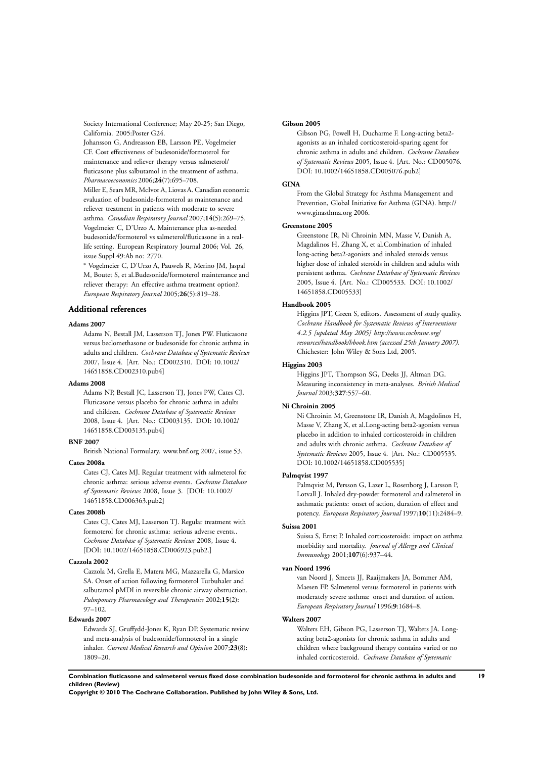Society International Conference; May 20-25; San Diego, California. 2005:Poster G24.

Johansson G, Andreasson EB, Larsson PE, Vogelmeier CF. Cost effectiveness of budesonide/formoterol for maintenance and reliever therapy versus salmeterol/fluticasone plus salbutamol in the treatment of asthma. *Pharmacoeconomics* 2006;**24**(7):695–708.

Miller E, Sears MR, McIvor A, Liovas A. Canadian economic evaluation of budesonide-formoterol as maintenance and reliever treatment in patients with moderate to severe asthma. *Canadian Respiratory Journal* 2007;**14**(5):269–75.

Vogelmeier C, D'Urzo A. Maintenance plus as-needed budesonide/formoterol vs salmeterol/fluticasone in a real-life setting. European Respiratory Journal 2006; Vol. 26, issue Suppl 49:Ab no: 2770.

* Vogelmeier C, D'Urzo A, Pauwels R, Merino JM, Jaspal M, Boutet S, et al.Budesonide/formoterol maintenance and reliever therapy: An effective asthma treatment option?. *European Respiratory Journal* 2005;**26**(5):819–28.

## Additional references

**Adams 2007**

Adams N, Bestall JM, Lasserson TJ, Jones PW. Fluticasone versus beclomethasone or budesonide for chronic asthma in adults and children. *Cochrane Database of Systematic Reviews* 2007, Issue 4. [Art. No.: CD002310. DOI: 10.1002/14651858.CD002310.pub4]

**Adams 2008**

Adams NP, Bestall JC, Lasserson TJ, Jones PW, Cates CJ. Fluticasone versus placebo for chronic asthma in adults and children. *Cochrane Database of Systematic Reviews* 2008, Issue 4. [Art. No.: CD003135. DOI: 10.1002/14651858.CD003135.pub4]

**BNF 2007**

British National Formulary. www.bnf.org 2007, issue 53.

**Cates 2008a**

Cates CJ, Cates MJ. Regular treatment with salmeterol for chronic asthma: serious adverse events. *Cochrane Database of Systematic Reviews* 2008, Issue 3. [DOI: 10.1002/14651858.CD006363.pub2]

**Cates 2008b**

Cates CJ, Cates MJ, Lasserson TJ. Regular treatment with formoterol for chronic asthma: serious adverse events.. *Cochrane Database of Systematic Reviews* 2008, Issue 4. [DOI: 10.1002/14651858.CD006923.pub2.]

**Cazzola 2002**

Cazzola M, Grella E, Matera MG, Mazzarella G, Marsico SA. Onset of action following formoterol Turbuhaler and salbutamol pMDI in reversible chronic airway obstruction. *Pulmponary Pharmacology and Therapeutics* 2002;**15**(2):97–102.

**Edwards 2007**

Edwards SJ, Gruffydd-Jones K, Ryan DP. Systematic review and meta-analysis of budesonide/formoterol in a single inhaler. *Current Medical Research and Opinion* 2007;**23**(8):1809–20.

**Gibson 2005**

Gibson PG, Powell H, Ducharme F. Long-acting beta2-agonists as an inhaled corticosteroid-sparing agent for chronic asthma in adults and children. *Cochrane Database of Systematic Reviews* 2005, Issue 4. [Art. No.: CD005076. DOI: 10.1002/14651858.CD005076.pub2]

**GINA**

From the Global Strategy for Asthma Management and Prevention, Global Initiative for Asthma (GINA). http://www.ginasthma.org 2006.

**Greenstone 2005**

Greenstone IR, Ni Chroinin MN, Masse V, Danish A, Magdalinos H, Zhang X, et al.Combination of inhaled long-acting beta2-agonists and inhaled steroids versus higher dose of inhaled steroids in children and adults with persistent asthma. *Cochrane Database of Systematic Reviews* 2005, Issue 4. [Art. No.: CD005533. DOI: 10.1002/14651858.CD005533]

**Handbook 2005**

Higgins JPT, Green S, editors. Assessment of study quality. *Cochrane Handbook for Systematic Reviews of Interventions 4.2.5 [updated May 2005] http://www.cochrane.org/resources/handbook/hbook.htm (accessed 25th January 2007)*. Chichester: John Wiley & Sons Ltd, 2005.

**Higgins 2003**

Higgins JPT, Thompson SG, Deeks JJ, Altman DG. Measuring inconsistency in meta-analyses. *British Medical Journal* 2003;**327**:557–60.

**Ni Chroinin 2005**

Ni Chroinin M, Greenstone IR, Danish A, Magdolinos H, Masse V, Zhang X, et al.Long-acting beta2-agonists versus placebo in addition to inhaled corticosteroids in children and adults with chronic asthma. *Cochrane Database of Systematic Reviews* 2005, Issue 4. [Art. No.: CD005535. DOI: 10.1002/14651858.CD005535]

**Palmqvist 1997**

Palmqvist M, Persson G, Lazer L, Rosenborg J, Larsson P, Lotvall J. Inhaled dry-powder formoterol and salmeterol in asthmatic patients: onset of action, duration of effect and potency. *European Respiratory Journal* 1997;**10**(11):2484–9.

**Suissa 2001**

Suissa S, Ernst P. Inhaled corticosteroids: impact on asthma morbidity and mortality. *Journal of Allergy and Clinical Immunology* 2001;**107**(6):937–44.

**van Noord 1996**

van Noord J, Smeets JJ, Raaijmakers JA, Bommer AM, Maesen FP. Salmeterol versus formoterol in patients with moderately severe asthma: onset and duration of action. *European Respiratory Journal* 1996;**9**:1684–8.

**Walters 2007**

Walters EH, Gibson PG, Lasserson TJ, Walters JA. Long-acting beta2-agonists for chronic asthma in adults and children where background therapy contains varied or no inhaled corticosteroid. *Cochrane Database of Systematic*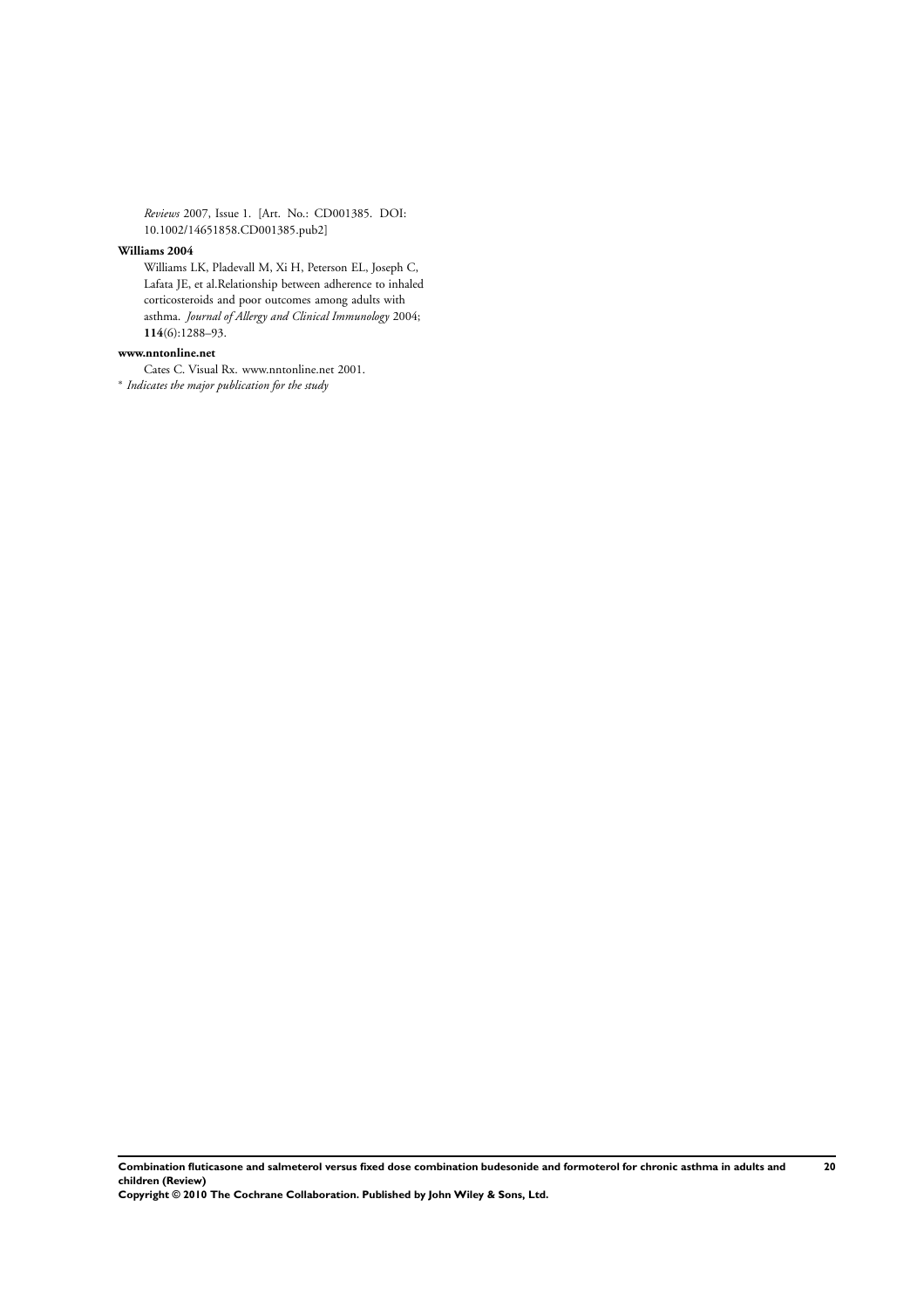*Reviews* 2007, Issue 1. [Art. No.: CD001385. DOI: 10.1002/14651858.CD001385.pub2]

**Williams 2004**

Williams LK, Pladevall M, Xi H, Peterson EL, Joseph C, Lafata JE, et al.Relationship between adherence to inhaled corticosteroids and poor outcomes among adults with asthma. *Journal of Allergy and Clinical Immunology* 2004; **114**(6):1288–93.

**www.nntonline.net**

Cates C. Visual Rx. www.nntonline.net 2001.

* *Indicates the major publication for the study*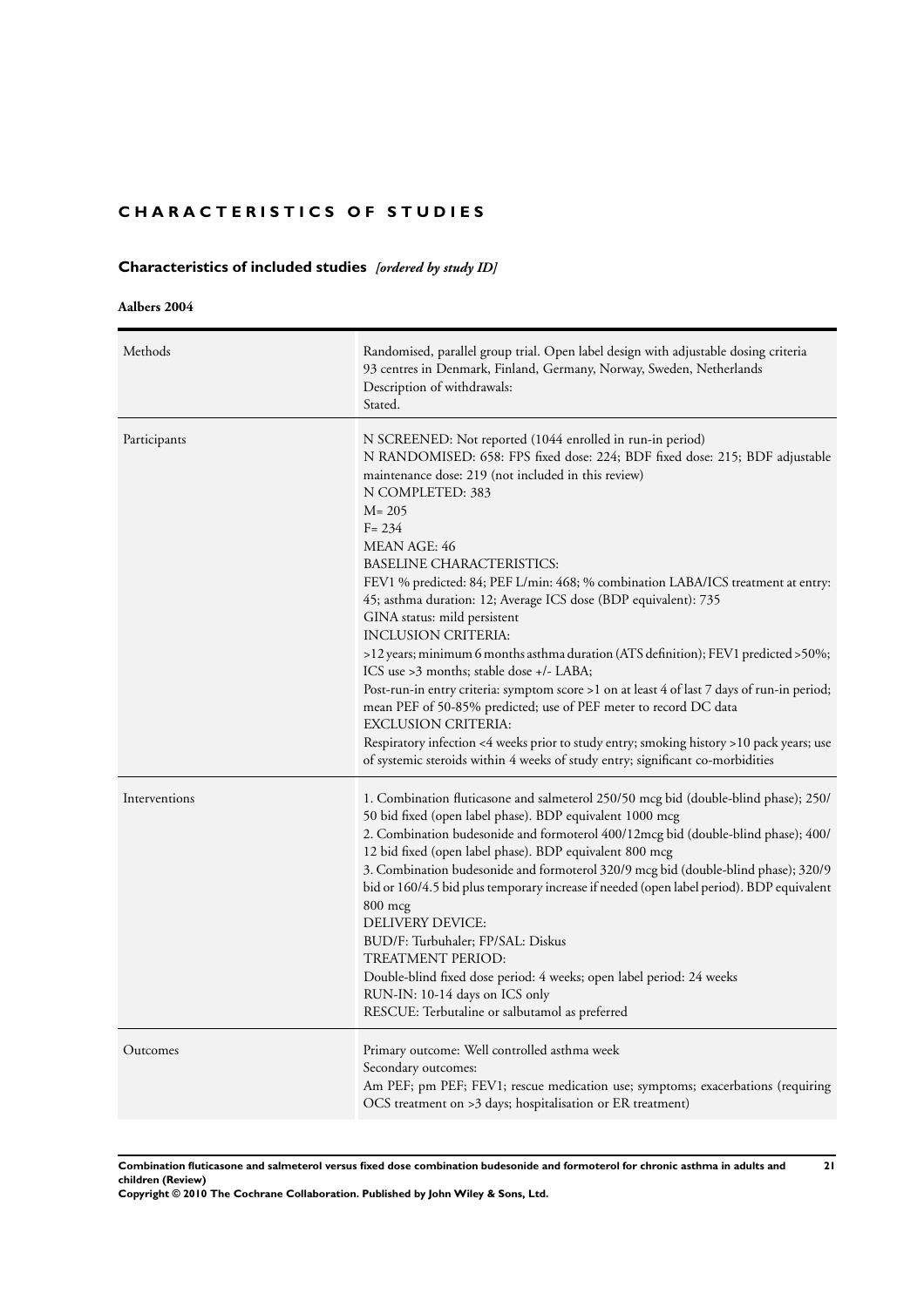## CHARACTERISTICS OF STUDIES

### Characteristics of included studies *[ordered by study ID]*

**Aalbers 2004**

| | |
|---|---|
| Methods | Randomised, parallel group trial. Open label design with adjustable dosing criteria<br>93 centres in Denmark, Finland, Germany, Norway, Sweden, Netherlands<br>Description of withdrawals:<br>Stated. |
| Participants | N SCREENED: Not reported (1044 enrolled in run-in period)<br>N RANDOMISED: 658: FPS fixed dose: 224; BDF fixed dose: 215; BDF adjustable maintenance dose: 219 (not included in this review)<br>N COMPLETED: 383<br>M= 205<br>F= 234<br>MEAN AGE: 46<br>BASELINE CHARACTERISTICS:<br>FEV1 % predicted: 84; PEF L/min: 468; % combination LABA/ICS treatment at entry: 45; asthma duration: 12; Average ICS dose (BDP equivalent): 735<br>GINA status: mild persistent<br>INCLUSION CRITERIA:<br>>12 years; minimum 6 months asthma duration (ATS definition); FEV1 predicted >50%; ICS use >3 months; stable dose +/- LABA;<br>Post-run-in entry criteria: symptom score >1 on at least 4 of last 7 days of run-in period; mean PEF of 50-85% predicted; use of PEF meter to record DC data<br>EXCLUSION CRITERIA:<br>Respiratory infection <4 weeks prior to study entry; smoking history >10 pack years; use of systemic steroids within 4 weeks of study entry; significant co-morbidities |
| Interventions | 1. Combination fluticasone and salmeterol 250/50 mcg bid (double-blind phase); 250/50 bid fixed (open label phase). BDP equivalent 1000 mcg<br>2. Combination budesonide and formoterol 400/12mcg bid (double-blind phase); 400/12 bid fixed (open label phase). BDP equivalent 800 mcg<br>3. Combination budesonide and formoterol 320/9 mcg bid (double-blind phase); 320/9 bid or 160/4.5 bid plus temporary increase if needed (open label period). BDP equivalent 800 mcg<br>DELIVERY DEVICE:<br>BUD/F: Turbuhaler; FP/SAL: Diskus<br>TREATMENT PERIOD:<br>Double-blind fixed dose period: 4 weeks; open label period: 24 weeks<br>RUN-IN: 10-14 days on ICS only<br>RESCUE: Terbutaline or salbutamol as preferred |
| Outcomes | Primary outcome: Well controlled asthma week<br>Secondary outcomes:<br>Am PEF; pm PEF; FEV1; rescue medication use; symptoms; exacerbations (requiring OCS treatment on >3 days; hospitalisation or ER treatment) |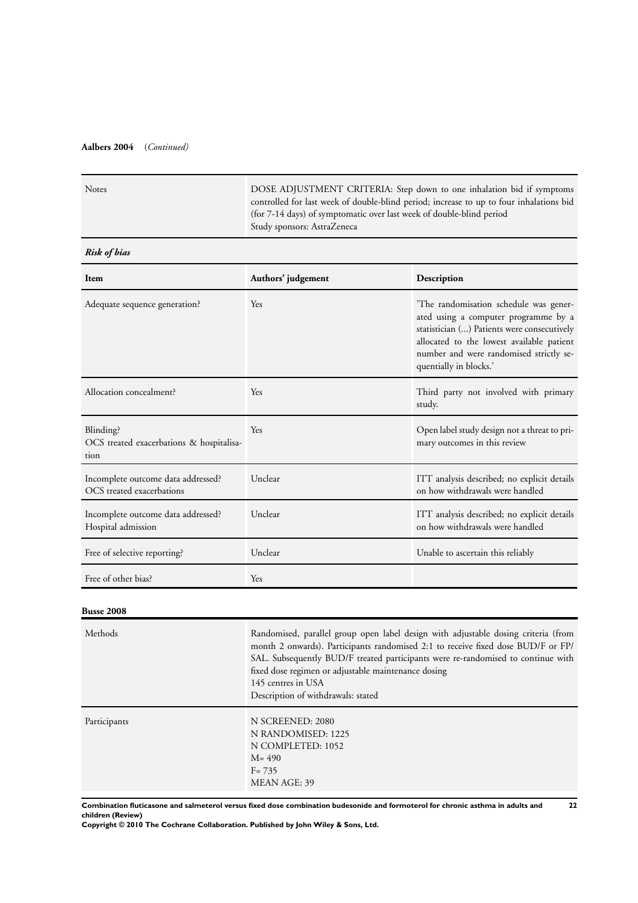**Aalbers 2004** (*Continued*)

| | |
|---|---|
| Notes | DOSE ADJUSTMENT CRITERIA: Step down to one inhalation bid if symptoms controlled for last week of double-blind period; increase to up to four inhalations bid (for 7-14 days) of symptomatic over last week of double-blind period<br>Study sponsors: AstraZeneca |

***Risk of bias***

| Item | Authors' judgement | Description |
|---|---|---|
| Adequate sequence generation? | Yes | 'The randomisation schedule was generated using a computer programme by a statistician (...) Patients were consecutively allocated to the lowest available patient number and were randomised strictly sequentially in blocks.' |
| Allocation concealment? | Yes | Third party not involved with primary study. |
| Blinding?<br>OCS treated exacerbations & hospitalisation | Yes | Open label study design not a threat to primary outcomes in this review |
| Incomplete outcome data addressed?<br>OCS treated exacerbations | Unclear | ITT analysis described; no explicit details on how withdrawals were handled |
| Incomplete outcome data addressed?<br>Hospital admission | Unclear | ITT analysis described; no explicit details on how withdrawals were handled |
| Free of selective reporting? | Unclear | Unable to ascertain this reliably |
| Free of other bias? | Yes | |

**Busse 2008**

| | |
|---|---|
| Methods | Randomised, parallel group open label design with adjustable dosing criteria (from month 2 onwards). Participants randomised 2:1 to receive fixed dose BUD/F or FP/SAL. Subsequently BUD/F treated participants were re-randomised to continue with fixed dose regimen or adjustable maintenance dosing<br>145 centres in USA<br>Description of withdrawals: stated |
| Participants | N SCREENED: 2080<br>N RANDOMISED: 1225<br>N COMPLETED: 1052<br>M= 490<br>F= 735<br>MEAN AGE: 39 |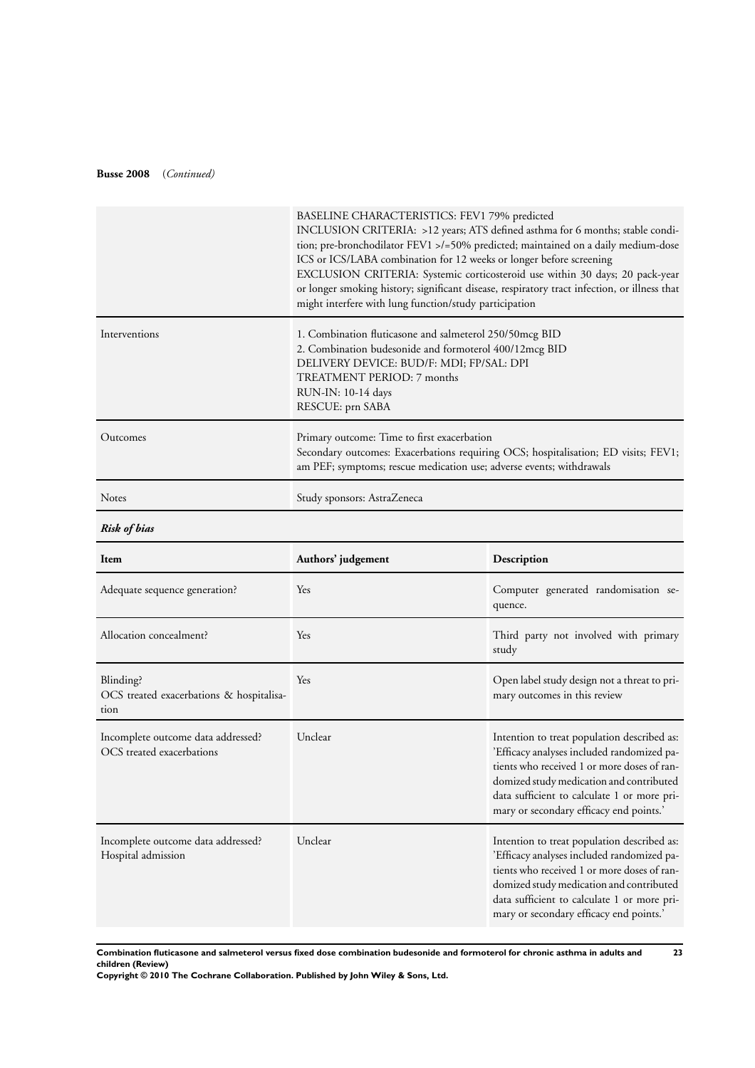**Busse 2008** (*Continued*)

| | |
|---|---|
| | BASELINE CHARACTERISTICS: FEV1 79% predicted<br>INCLUSION CRITERIA: >12 years; ATS defined asthma for 6 months; stable condition; pre-bronchodilator FEV1 >/=50% predicted; maintained on a daily medium-dose ICS or ICS/LABA combination for 12 weeks or longer before screening<br>EXCLUSION CRITERIA: Systemic corticosteroid use within 30 days; 20 pack-year or longer smoking history; significant disease, respiratory tract infection, or illness that might interfere with lung function/study participation |
| Interventions | 1. Combination fluticasone and salmeterol 250/50mcg BID<br>2. Combination budesonide and formoterol 400/12mcg BID<br>DELIVERY DEVICE: BUD/F: MDI; FP/SAL: DPI<br>TREATMENT PERIOD: 7 months<br>RUN-IN: 10-14 days<br>RESCUE: prn SABA |
| Outcomes | Primary outcome: Time to first exacerbation<br>Secondary outcomes: Exacerbations requiring OCS; hospitalisation; ED visits; FEV1; am PEF; symptoms; rescue medication use; adverse events; withdrawals |
| Notes | Study sponsors: AstraZeneca |

***Risk of bias***

| Item | Authors' judgement | Description |
|---|---|---|
| Adequate sequence generation? | Yes | Computer generated randomisation sequence. |
| Allocation concealment? | Yes | Third party not involved with primary study |
| Blinding?<br>OCS treated exacerbations & hospitalisation | Yes | Open label study design not a threat to primary outcomes in this review |
| Incomplete outcome data addressed?<br>OCS treated exacerbations | Unclear | Intention to treat population described as: 'Efficacy analyses included randomized patients who received 1 or more doses of randomized study medication and contributed data sufficient to calculate 1 or more primary or secondary efficacy end points.' |
| Incomplete outcome data addressed?<br>Hospital admission | Unclear | Intention to treat population described as: 'Efficacy analyses included randomized patients who received 1 or more doses of randomized study medication and contributed data sufficient to calculate 1 or more primary or secondary efficacy end points.' |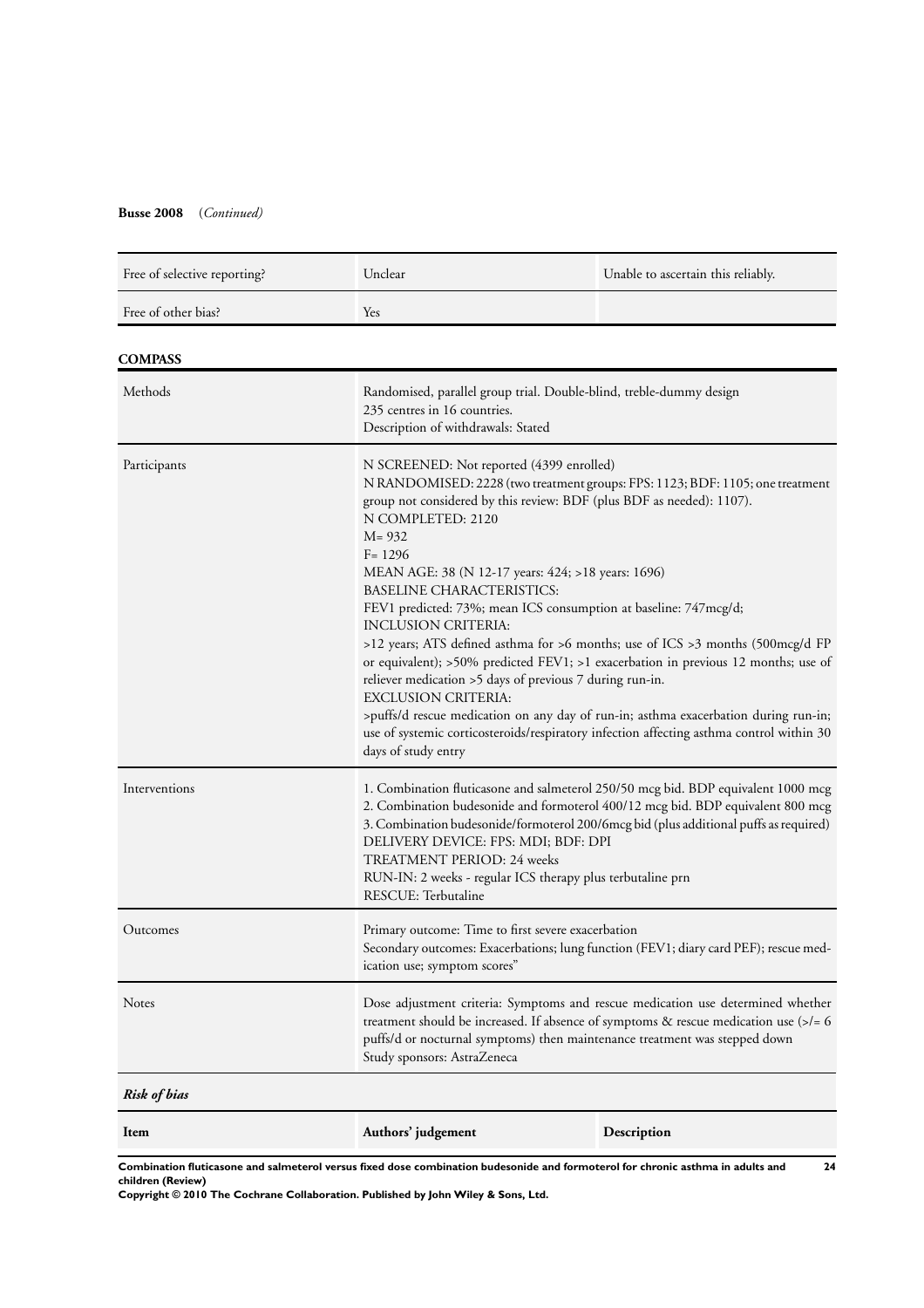**Busse 2008** (*Continued*)

| | | |
|---|---|---|
| Free of selective reporting? | Unclear | Unable to ascertain this reliably. |
| Free of other bias? | Yes | |

**COMPASS**

| | |
|---|---|
| Methods | Randomised, parallel group trial. Double-blind, treble-dummy design<br>235 centres in 16 countries.<br>Description of withdrawals: Stated |
| Participants | N SCREENED: Not reported (4399 enrolled)<br>N RANDOMISED: 2228 (two treatment groups: FPS: 1123; BDF: 1105; one treatment group not considered by this review: BDF (plus BDF as needed): 1107).<br>N COMPLETED: 2120<br>M= 932<br>F= 1296<br>MEAN AGE: 38 (N 12-17 years: 424; >18 years: 1696)<br>BASELINE CHARACTERISTICS:<br>FEV1 predicted: 73%; mean ICS consumption at baseline: 747mcg/d;<br>INCLUSION CRITERIA:<br>>12 years; ATS defined asthma for >6 months; use of ICS >3 months (500mcg/d FP or equivalent); >50% predicted FEV1; >1 exacerbation in previous 12 months; use of reliever medication >5 days of previous 7 during run-in.<br>EXCLUSION CRITERIA:<br>>puffs/d rescue medication on any day of run-in; asthma exacerbation during run-in; use of systemic corticosteroids/respiratory infection affecting asthma control within 30 days of study entry |
| Interventions | 1. Combination fluticasone and salmeterol 250/50 mcg bid. BDP equivalent 1000 mcg<br>2. Combination budesonide and formoterol 400/12 mcg bid. BDP equivalent 800 mcg<br>3. Combination budesonide/formoterol 200/6mcg bid (plus additional puffs as required)<br>DELIVERY DEVICE: FPS: MDI; BDF: DPI<br>TREATMENT PERIOD: 24 weeks<br>RUN-IN: 2 weeks - regular ICS therapy plus terbutaline prn<br>RESCUE: Terbutaline |
| Outcomes | Primary outcome: Time to first severe exacerbation<br>Secondary outcomes: Exacerbations; lung function (FEV1; diary card PEF); rescue medication use; symptom scores" |
| Notes | Dose adjustment criteria: Symptoms and rescue medication use determined whether treatment should be increased. If absence of symptoms & rescue medication use (>/= 6 puffs/d or nocturnal symptoms) then maintenance treatment was stepped down<br>Study sponsors: AstraZeneca |

***Risk of bias***

| Item | Authors' judgement | Description |
|---|---|---|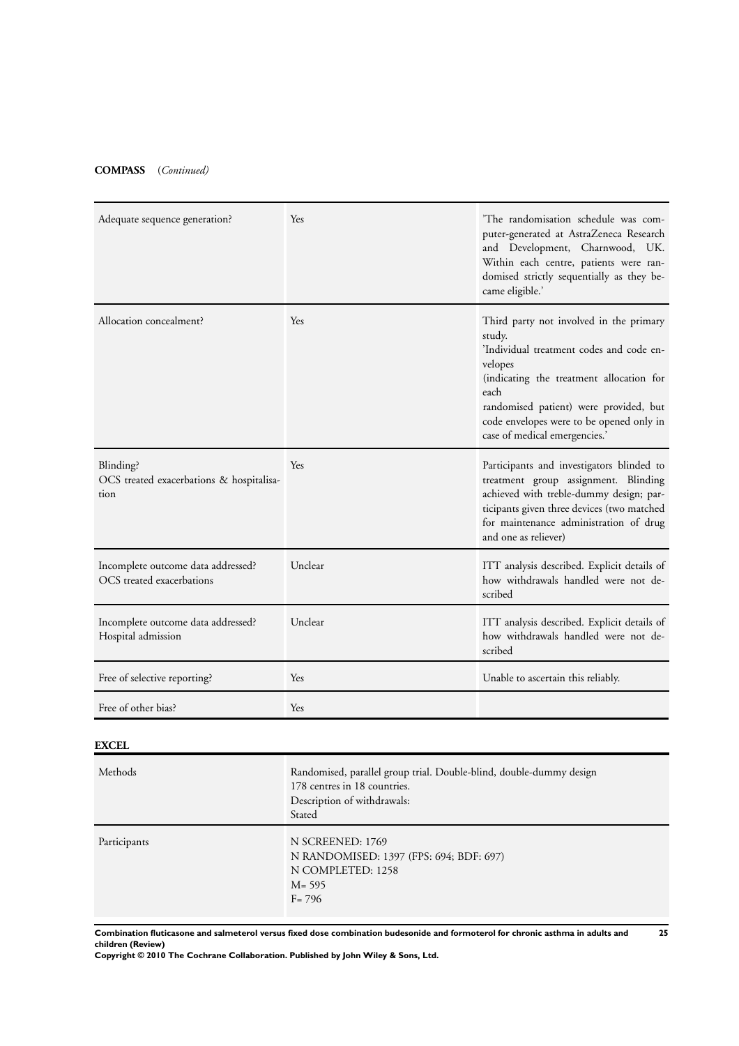**COMPASS** (*Continued*)

| | | |
|---|---|---|
| Adequate sequence generation? | Yes | 'The randomisation schedule was computer-generated at AstraZeneca Research and Development, Charnwood, UK. Within each centre, patients were randomised strictly sequentially as they became eligible.' |
| Allocation concealment? | Yes | Third party not involved in the primary study.<br>'Individual treatment codes and code envelopes<br>(indicating the treatment allocation for each<br>randomised patient) were provided, but code envelopes were to be opened only in case of medical emergencies.' |
| Blinding?<br>OCS treated exacerbations & hospitalisation | Yes | Participants and investigators blinded to treatment group assignment. Blinding achieved with treble-dummy design; participants given three devices (two matched for maintenance administration of drug and one as reliever) |
| Incomplete outcome data addressed?<br>OCS treated exacerbations | Unclear | ITT analysis described. Explicit details of how withdrawals handled were not described |
| Incomplete outcome data addressed?<br>Hospital admission | Unclear | ITT analysis described. Explicit details of how withdrawals handled were not described |
| Free of selective reporting? | Yes | Unable to ascertain this reliably. |
| Free of other bias? | Yes | |

**EXCEL**

| | |
|---|---|
| Methods | Randomised, parallel group trial. Double-blind, double-dummy design<br>178 centres in 18 countries.<br>Description of withdrawals:<br>Stated |
| Participants | N SCREENED: 1769<br>N RANDOMISED: 1397 (FPS: 694; BDF: 697)<br>N COMPLETED: 1258<br>M= 595<br>F= 796 |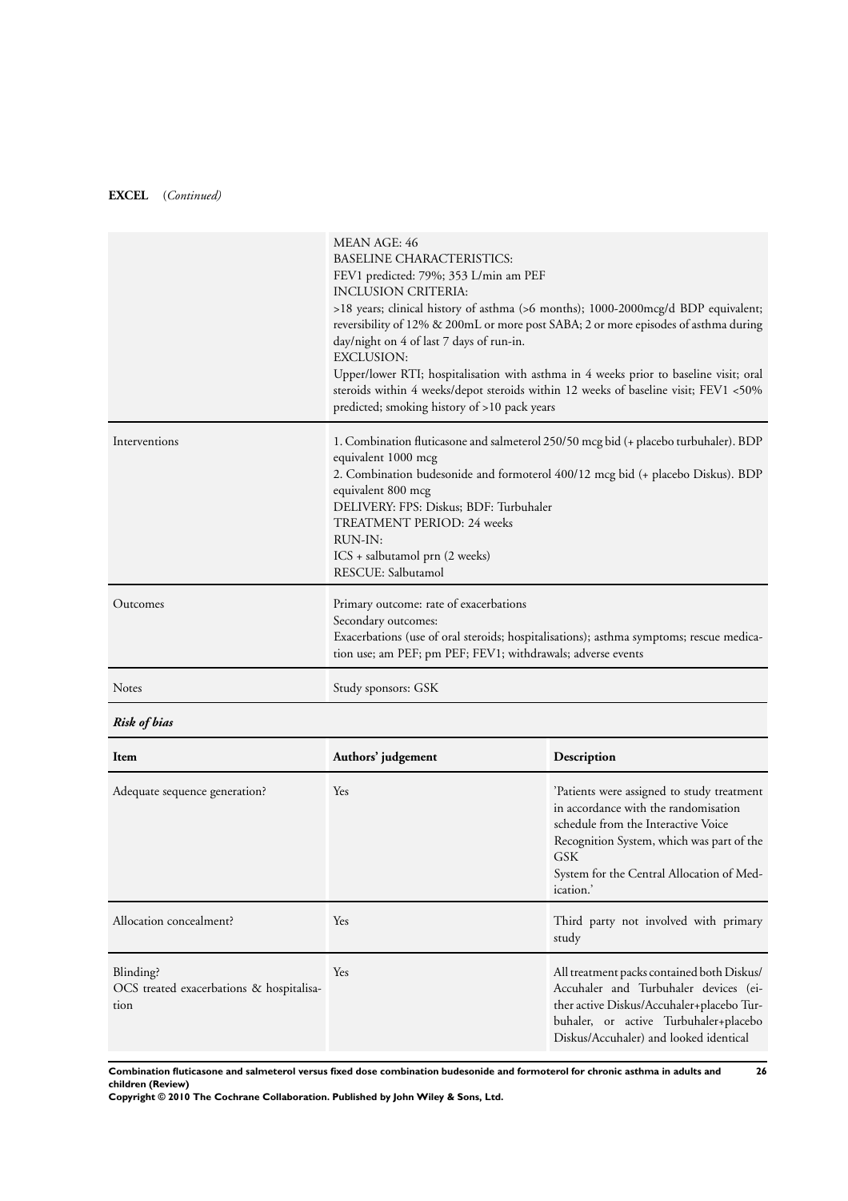**EXCEL** (*Continued*)

| | |
|---|---|
| | MEAN AGE: 46<br>BASELINE CHARACTERISTICS:<br>FEV1 predicted: 79%; 353 L/min am PEF<br>INCLUSION CRITERIA:<br>>18 years; clinical history of asthma (>6 months); 1000-2000mcg/d BDP equivalent; reversibility of 12% & 200mL or more post SABA; 2 or more episodes of asthma during day/night on 4 of last 7 days of run-in.<br>EXCLUSION:<br>Upper/lower RTI; hospitalisation with asthma in 4 weeks prior to baseline visit; oral steroids within 4 weeks/depot steroids within 12 weeks of baseline visit; FEV1 <50% predicted; smoking history of >10 pack years |
| Interventions | 1. Combination fluticasone and salmeterol 250/50 mcg bid (+ placebo turbuhaler). BDP equivalent 1000 mcg<br>2. Combination budesonide and formoterol 400/12 mcg bid (+ placebo Diskus). BDP equivalent 800 mcg<br>DELIVERY: FPS: Diskus; BDF: Turbuhaler<br>TREATMENT PERIOD: 24 weeks<br>RUN-IN:<br>ICS + salbutamol prn (2 weeks)<br>RESCUE: Salbutamol |
| Outcomes | Primary outcome: rate of exacerbations<br>Secondary outcomes:<br>Exacerbations (use of oral steroids; hospitalisations); asthma symptoms; rescue medication use; am PEF; pm PEF; FEV1; withdrawals; adverse events |
| Notes | Study sponsors: GSK |

***Risk of bias***

| Item | Authors' judgement | Description |
|---|---|---|
| Adequate sequence generation? | Yes | 'Patients were assigned to study treatment in accordance with the randomisation schedule from the Interactive Voice Recognition System, which was part of the GSK System for the Central Allocation of Medication.' |
| Allocation concealment? | Yes | Third party not involved with primary study |
| Blinding?<br>OCS treated exacerbations & hospitalisation | Yes | All treatment packs contained both Diskus/Accuhaler and Turbuhaler devices (either active Diskus/Accuhaler+placebo Turbuhaler, or active Turbuhaler+placebo Diskus/Accuhaler) and looked identical |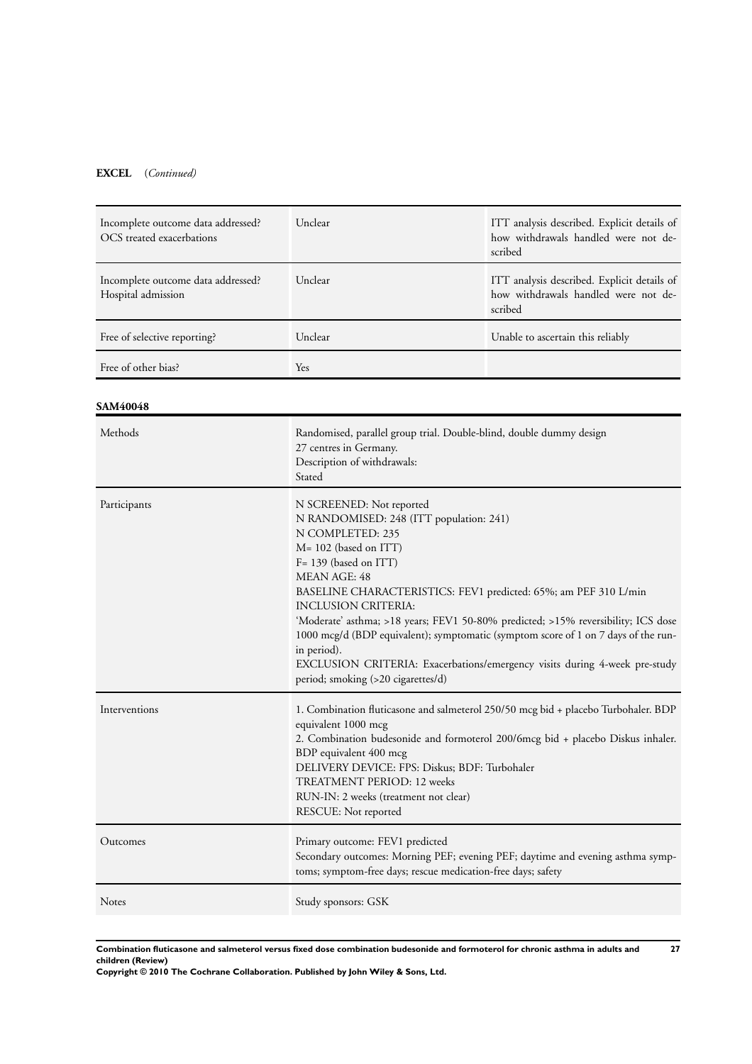**EXCEL** (*Continued*)

| | | |
|---|---|---|
| Incomplete outcome data addressed? OCS treated exacerbations | Unclear | ITT analysis described. Explicit details of how withdrawals handled were not described |
| Incomplete outcome data addressed? Hospital admission | Unclear | ITT analysis described. Explicit details of how withdrawals handled were not described |
| Free of selective reporting? | Unclear | Unable to ascertain this reliably |
| Free of other bias? | Yes | |

**SAM40048**

| | |
|---|---|
| Methods | Randomised, parallel group trial. Double-blind, double dummy design<br>27 centres in Germany.<br>Description of withdrawals:<br>Stated |
| Participants | N SCREENED: Not reported<br>N RANDOMISED: 248 (ITT population: 241)<br>N COMPLETED: 235<br>M= 102 (based on ITT)<br>F= 139 (based on ITT)<br>MEAN AGE: 48<br>BASELINE CHARACTERISTICS: FEV1 predicted: 65%; am PEF 310 L/min<br>INCLUSION CRITERIA:<br>'Moderate' asthma; >18 years; FEV1 50-80% predicted; >15% reversibility; ICS dose 1000 mcg/d (BDP equivalent); symptomatic (symptom score of 1 on 7 days of the run-in period).<br>EXCLUSION CRITERIA: Exacerbations/emergency visits during 4-week pre-study period; smoking (>20 cigarettes/d) |
| Interventions | 1. Combination fluticasone and salmeterol 250/50 mcg bid + placebo Turbohaler. BDP equivalent 1000 mcg<br>2. Combination budesonide and formoterol 200/6mcg bid + placebo Diskus inhaler. BDP equivalent 400 mcg<br>DELIVERY DEVICE: FPS: Diskus; BDF: Turbohaler<br>TREATMENT PERIOD: 12 weeks<br>RUN-IN: 2 weeks (treatment not clear)<br>RESCUE: Not reported |
| Outcomes | Primary outcome: FEV1 predicted<br>Secondary outcomes: Morning PEF; evening PEF; daytime and evening asthma symptoms; symptom-free days; rescue medication-free days; safety |
| Notes | Study sponsors: GSK |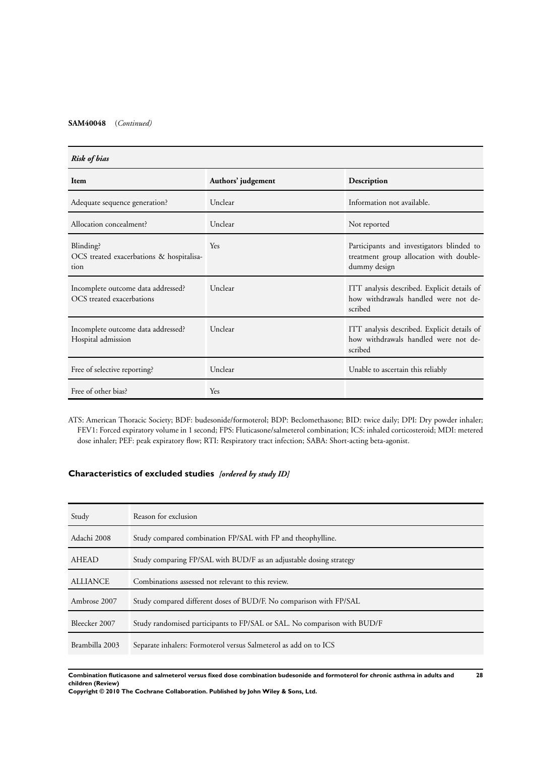**SAM40048** (*Continued*)

| *Risk of bias* | | |
|---|---|---|
| **Item** | **Authors' judgement** | **Description** |
| Adequate sequence generation? | Unclear | Information not available. |
| Allocation concealment? | Unclear | Not reported |
| Blinding?<br>OCS treated exacerbations & hospitalisation | Yes | Participants and investigators blinded to treatment group allocation with double-dummy design |
| Incomplete outcome data addressed?<br>OCS treated exacerbations | Unclear | ITT analysis described. Explicit details of how withdrawals handled were not described |
| Incomplete outcome data addressed?<br>Hospital admission | Unclear | ITT analysis described. Explicit details of how withdrawals handled were not described |
| Free of selective reporting? | Unclear | Unable to ascertain this reliably |
| Free of other bias? | Yes | |

ATS: American Thoracic Society; BDF: budesonide/formoterol; BDP: Beclomethasone; BID: twice daily; DPI: Dry powder inhaler; FEV1: Forced expiratory volume in 1 second; FPS: Fluticasone/salmeterol combination; ICS: inhaled corticosteroid; MDI: metered dose inhaler; PEF: peak expiratory flow; RTI: Respiratory tract infection; SABA: Short-acting beta-agonist.

## Characteristics of excluded studies *[ordered by study ID]*

| Study | Reason for exclusion |
|---|---|
| Adachi 2008 | Study compared combination FP/SAL with FP and theophylline. |
| AHEAD | Study comparing FP/SAL with BUD/F as an adjustable dosing strategy |
| ALLIANCE | Combinations assessed not relevant to this review. |
| Ambrose 2007 | Study compared different doses of BUD/F. No comparison with FP/SAL |
| Bleecker 2007 | Study randomised participants to FP/SAL or SAL. No comparison with BUD/F |
| Brambilla 2003 | Separate inhalers: Formoterol versus Salmeterol as add on to ICS |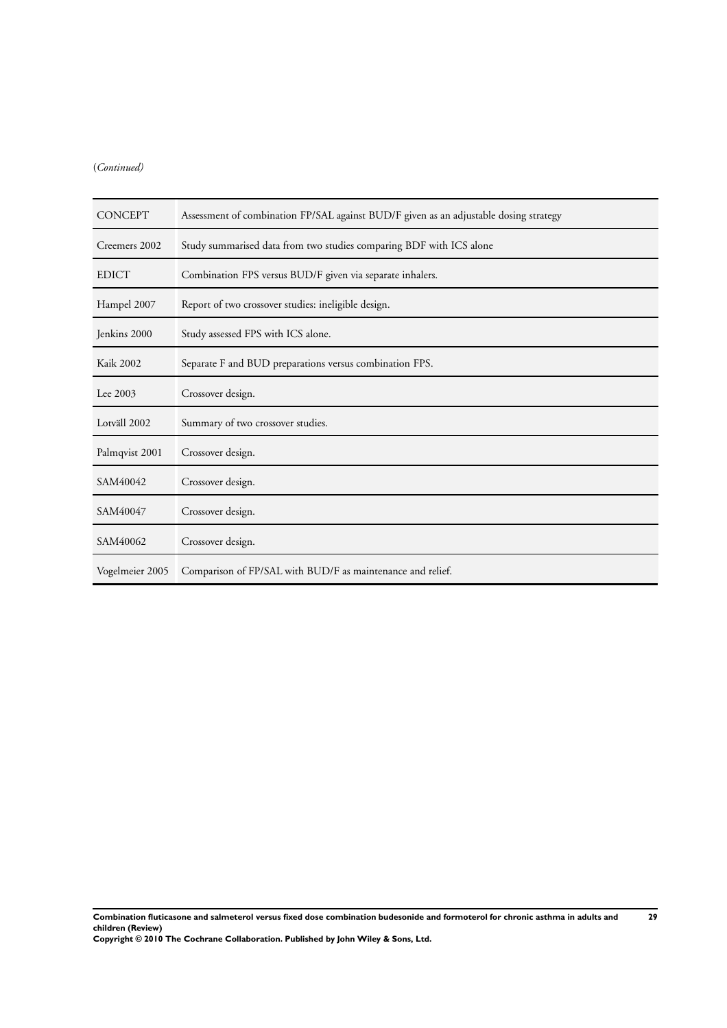(*Continued*)

| | |
|---|---|
| CONCEPT | Assessment of combination FP/SAL against BUD/F given as an adjustable dosing strategy |
| Creemers 2002 | Study summarised data from two studies comparing BDF with ICS alone |
| EDICT | Combination FPS versus BUD/F given via separate inhalers. |
| Hampel 2007 | Report of two crossover studies: ineligible design. |
| Jenkins 2000 | Study assessed FPS with ICS alone. |
| Kaik 2002 | Separate F and BUD preparations versus combination FPS. |
| Lee 2003 | Crossover design. |
| Lotväll 2002 | Summary of two crossover studies. |
| Palmqvist 2001 | Crossover design. |
| SAM40042 | Crossover design. |
| SAM40047 | Crossover design. |
| SAM40062 | Crossover design. |
| Vogelmeier 2005 | Comparison of FP/SAL with BUD/F as maintenance and relief. |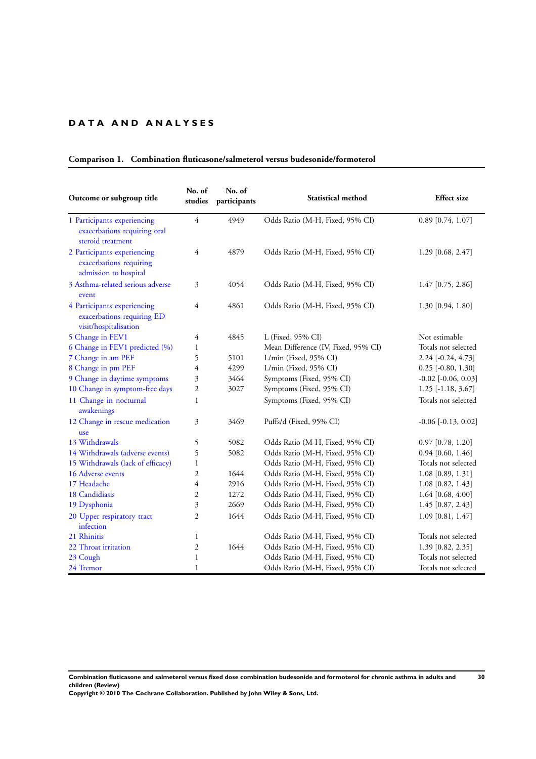## DATA AND ANALYSES

### Comparison 1. Combination fluticasone/salmeterol versus budesonide/formoterol

| Outcome or subgroup title | No. of studies | No. of participants | Statistical method | Effect size |
|---|---|---|---|---|
| 1 Participants experiencing exacerbations requiring oral steroid treatment | 4 | 4949 | Odds Ratio (M-H, Fixed, 95% CI) | 0.89 [0.74, 1.07] |
| 2 Participants experiencing exacerbations requiring admission to hospital | 4 | 4879 | Odds Ratio (M-H, Fixed, 95% CI) | 1.29 [0.68, 2.47] |
| 3 Asthma-related serious adverse event | 3 | 4054 | Odds Ratio (M-H, Fixed, 95% CI) | 1.47 [0.75, 2.86] |
| 4 Participants experiencing exacerbations requiring ED visit/hospitalisation | 4 | 4861 | Odds Ratio (M-H, Fixed, 95% CI) | 1.30 [0.94, 1.80] |
| 5 Change in FEV1 | 4 | 4845 | L (Fixed, 95% CI) | Not estimable |
| 6 Change in FEV1 predicted (%) | 1 | | Mean Difference (IV, Fixed, 95% CI) | Totals not selected |
| 7 Change in am PEF | 5 | 5101 | L/min (Fixed, 95% CI) | 2.24 [-0.24, 4.73] |
| 8 Change in pm PEF | 4 | 4299 | L/min (Fixed, 95% CI) | 0.25 [-0.80, 1.30] |
| 9 Change in daytime symptoms | 3 | 3464 | Symptoms (Fixed, 95% CI) | -0.02 [-0.06, 0.03] |
| 10 Change in symptom-free days | 2 | 3027 | Symptoms (Fixed, 95% CI) | 1.25 [-1.18, 3.67] |
| 11 Change in nocturnal awakenings | 1 | | Symptoms (Fixed, 95% CI) | Totals not selected |
| 12 Change in rescue medication use | 3 | 3469 | Puffs/d (Fixed, 95% CI) | -0.06 [-0.13, 0.02] |
| 13 Withdrawals | 5 | 5082 | Odds Ratio (M-H, Fixed, 95% CI) | 0.97 [0.78, 1.20] |
| 14 Withdrawals (adverse events) | 5 | 5082 | Odds Ratio (M-H, Fixed, 95% CI) | 0.94 [0.60, 1.46] |
| 15 Withdrawals (lack of efficacy) | 1 | | Odds Ratio (M-H, Fixed, 95% CI) | Totals not selected |
| 16 Adverse events | 2 | 1644 | Odds Ratio (M-H, Fixed, 95% CI) | 1.08 [0.89, 1.31] |
| 17 Headache | 4 | 2916 | Odds Ratio (M-H, Fixed, 95% CI) | 1.08 [0.82, 1.43] |
| 18 Candidiasis | 2 | 1272 | Odds Ratio (M-H, Fixed, 95% CI) | 1.64 [0.68, 4.00] |
| 19 Dysphonia | 3 | 2669 | Odds Ratio (M-H, Fixed, 95% CI) | 1.45 [0.87, 2.43] |
| 20 Upper respiratory tract infection | 2 | 1644 | Odds Ratio (M-H, Fixed, 95% CI) | 1.09 [0.81, 1.47] |
| 21 Rhinitis | 1 | | Odds Ratio (M-H, Fixed, 95% CI) | Totals not selected |
| 22 Throat irritation | 2 | 1644 | Odds Ratio (M-H, Fixed, 95% CI) | 1.39 [0.82, 2.35] |
| 23 Cough | 1 | | Odds Ratio (M-H, Fixed, 95% CI) | Totals not selected |
| 24 Tremor | 1 | | Odds Ratio (M-H, Fixed, 95% CI) | Totals not selected |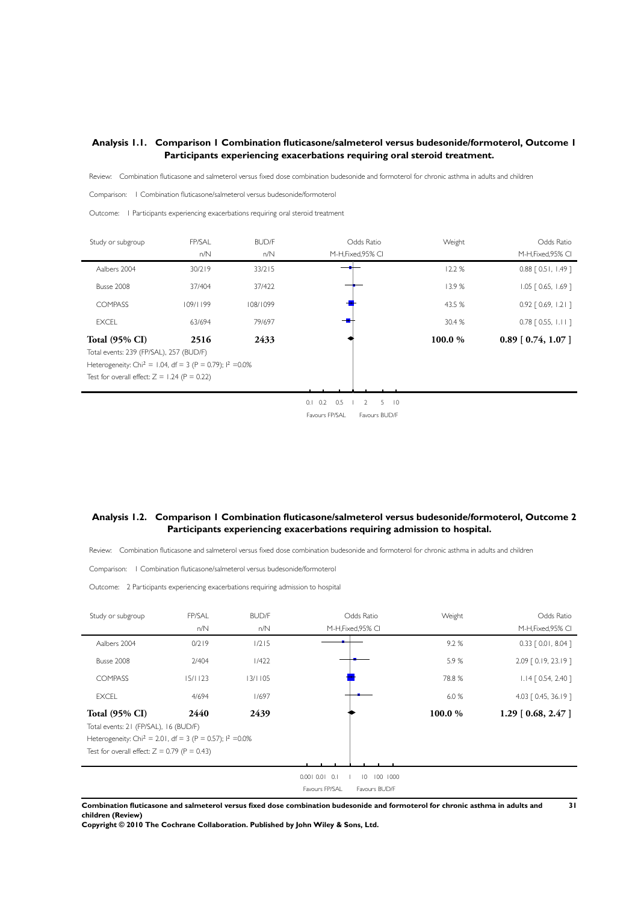### Analysis 1.1. Comparison 1 Combination fluticasone/salmeterol versus budesonide/formoterol, Outcome 1 Participants experiencing exacerbations requiring oral steroid treatment.

Review: Combination fluticasone and salmeterol versus fixed dose combination budesonide and formoterol for chronic asthma in adults and children

Comparison: 1 Combination fluticasone/salmeterol versus budesonide/formoterol

Outcome: 1 Participants experiencing exacerbations requiring oral steroid treatment

| Study or subgroup | FP/SAL n/N | BUD/F n/N | Odds Ratio M-H,Fixed,95% CI | Weight | Odds Ratio M-H,Fixed,95% CI |
|---|---|---|---|---|---|
| Aalbers 2004 | 30/219 | 33/215 | | 12.2 % | 0.88 [ 0.51, 1.49 ] |
| Busse 2008 | 37/404 | 37/422 | | 13.9 % | 1.05 [ 0.65, 1.69 ] |
| COMPASS | 109/1199 | 108/1099 | | 43.5 % | 0.92 [ 0.69, 1.21 ] |
| EXCEL | 63/694 | 79/697 | | 30.4 % | 0.78 [ 0.55, 1.11 ] |
| **Total (95% CI)** | **2516** | **2433** | | **100.0 %** | **0.89 [ 0.74, 1.07 ]** |

Total events: 239 (FP/SAL), 257 (BUD/F)

Heterogeneity: $Chi^2 = 1.04$, df = 3 (P = 0.79); $I^2$ =0.0%

Test for overall effect: Z = 1.24 (P = 0.22)

0.1 0.2 0.5 1 2 5 10

Favours FP/SAL Favours BUD/F

### Analysis 1.2. Comparison 1 Combination fluticasone/salmeterol versus budesonide/formoterol, Outcome 2 Participants experiencing exacerbations requiring admission to hospital.

Review: Combination fluticasone and salmeterol versus fixed dose combination budesonide and formoterol for chronic asthma in adults and children

Comparison: 1 Combination fluticasone/salmeterol versus budesonide/formoterol

Outcome: 2 Participants experiencing exacerbations requiring admission to hospital

| Study or subgroup | FP/SAL n/N | BUD/F n/N | Odds Ratio M-H,Fixed,95% CI | Weight | Odds Ratio M-H,Fixed,95% CI |
|---|---|---|---|---|---|
| Aalbers 2004 | 0/219 | 1/215 | | 9.2 % | 0.33 [ 0.01, 8.04 ] |
| Busse 2008 | 2/404 | 1/422 | | 5.9 % | 2.09 [ 0.19, 23.19 ] |
| COMPASS | 15/1123 | 13/1105 | | 78.8 % | 1.14 [ 0.54, 2.40 ] |
| EXCEL | 4/694 | 1/697 | | 6.0 % | 4.03 [ 0.45, 36.19 ] |
| **Total (95% CI)** | **2440** | **2439** | | **100.0 %** | **1.29 [ 0.68, 2.47 ]** |

Total events: 21 (FP/SAL), 16 (BUD/F)

Heterogeneity: $Chi^2 = 2.01$, df = 3 (P = 0.57); $I^2$ =0.0%

Test for overall effect: Z = 0.79 (P = 0.43)

0.001 0.01 0.1 1 10 100 1000

Favours FP/SAL Favours BUD/F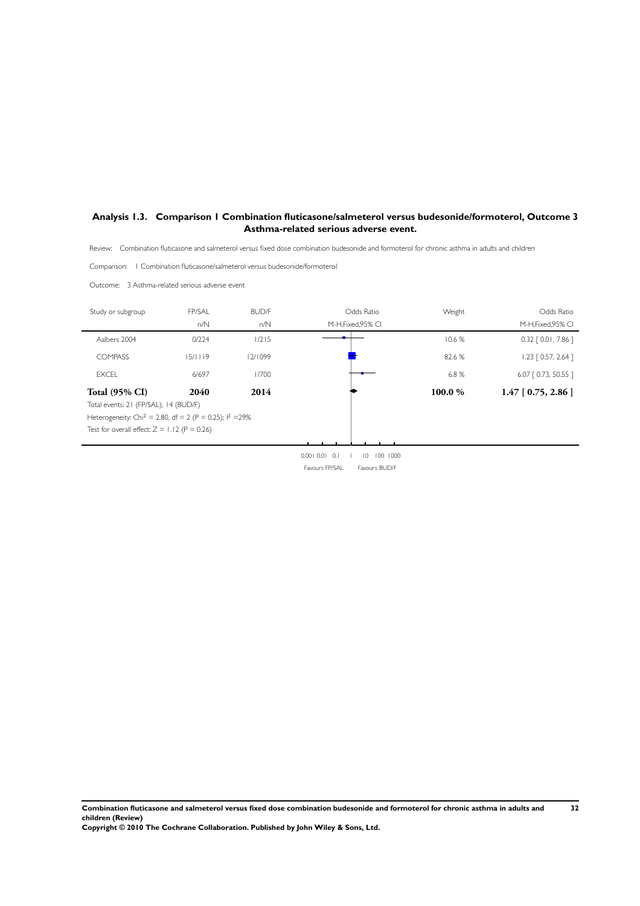## Analysis 1.3. Comparison 1 Combination fluticasone/salmeterol versus budesonide/formoterol, Outcome 3 Asthma-related serious adverse event.

Review: Combination fluticasone and salmeterol versus fixed dose combination budesonide and formoterol for chronic asthma in adults and children

Comparison: 1 Combination fluticasone/salmeterol versus budesonide/formoterol

Outcome: 3 Asthma-related serious adverse event

| Study or subgroup | FP/SAL n/N | BUD/F n/N | Odds Ratio M-H,Fixed,95% CI | Weight | Odds Ratio M-H,Fixed,95% CI |
|---|---|---|---|---|---|
| Aalbers 2004 | 0/224 | 1/215 | | 10.6 % | 0.32 [ 0.01, 7.86 ] |
| COMPASS | 15/1119 | 12/1099 | | 82.6 % | 1.23 [ 0.57, 2.64 ] |
| EXCEL | 6/697 | 1/700 | | 6.8 % | 6.07 [ 0.73, 50.55 ] |
| **Total (95% CI)** | **2040** | **2014** | | **100.0 %** | **1.47 [ 0.75, 2.86 ]** |

Total events: 21 (FP/SAL), 14 (BUD/F)

Heterogeneity: $Chi^2 = 2.80$, $df = 2$ ($P = 0.25$); $I^2 = 29\%$

Test for overall effect: $Z = 1.12$ ($P = 0.26$)

0.001 0.01 0.1 1 10 100 1000

Favours FP/SAL Favours BUD/F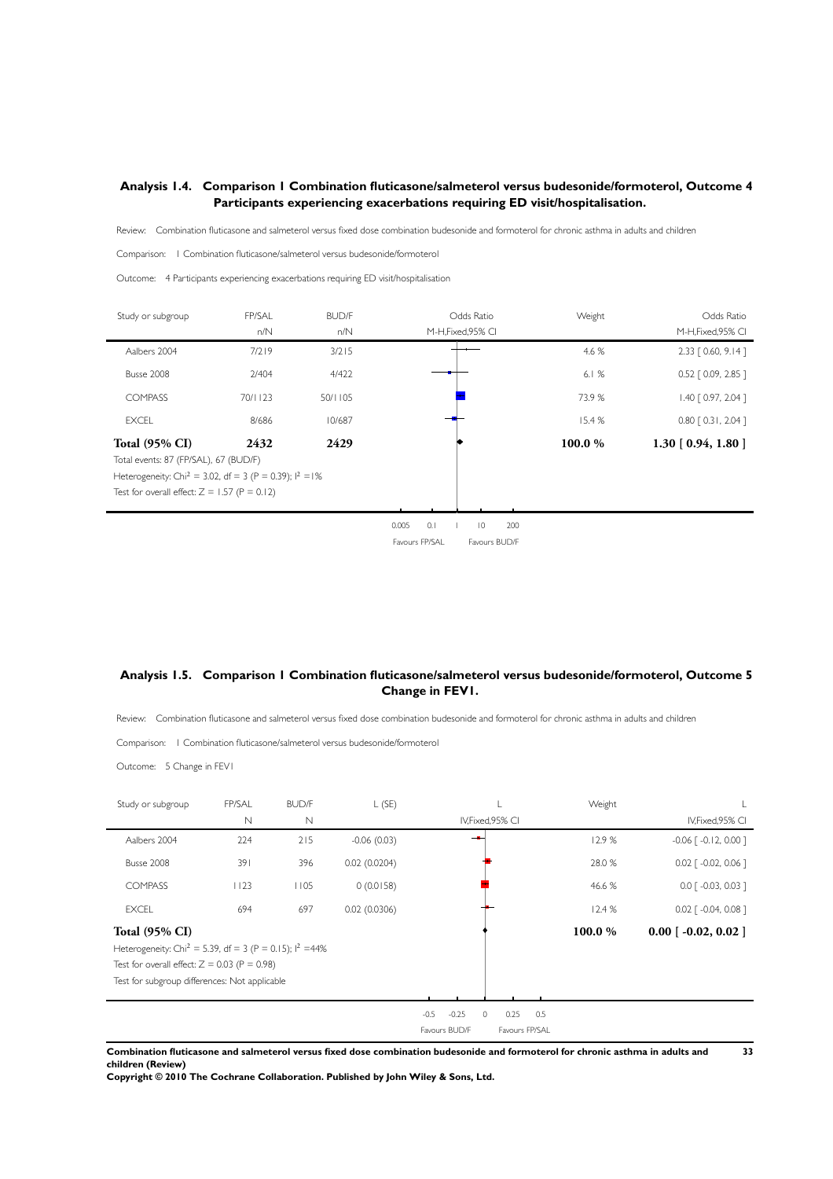## Analysis 1.4. Comparison 1 Combination fluticasone/salmeterol versus budesonide/formoterol, Outcome 4 Participants experiencing exacerbations requiring ED visit/hospitalisation.

Review: Combination fluticasone and salmeterol versus fixed dose combination budesonide and formoterol for chronic asthma in adults and children

Comparison: 1 Combination fluticasone/salmeterol versus budesonide/formoterol

Outcome: 4 Participants experiencing exacerbations requiring ED visit/hospitalisation

| Study or subgroup | FP/SAL n/N | BUD/F n/N | Odds Ratio M-H,Fixed,95% CI | Weight | Odds Ratio M-H,Fixed,95% CI |
|---|---|---|---|---|---|
| Aalbers 2004 | 7/219 | 3/215 | | 4.6 % | 2.33 [ 0.60, 9.14 ] |
| Busse 2008 | 2/404 | 4/422 | | 6.1 % | 0.52 [ 0.09, 2.85 ] |
| COMPASS | 70/1123 | 50/1105 | | 73.9 % | 1.40 [ 0.97, 2.04 ] |
| EXCEL | 8/686 | 10/687 | | 15.4 % | 0.80 [ 0.31, 2.04 ] |
| **Total (95% CI)** | **2432** | **2429** | | **100.0 %** | **1.30 [ 0.94, 1.80 ]** |

Total events: 87 (FP/SAL), 67 (BUD/F)

Heterogeneity: $Chi^2 = 3.02$, df = 3 (P = 0.39); $I^2$ =1%

Test for overall effect: Z = 1.57 (P = 0.12)

0.005 0.1 1 10 200

Favours FP/SAL Favours BUD/F

## Analysis 1.5. Comparison 1 Combination fluticasone/salmeterol versus budesonide/formoterol, Outcome 5 Change in FEV1.

Review: Combination fluticasone and salmeterol versus fixed dose combination budesonide and formoterol for chronic asthma in adults and children

Comparison: 1 Combination fluticasone/salmeterol versus budesonide/formoterol

Outcome: 5 Change in FEV1

| Study or subgroup | FP/SAL N | BUD/F N | L (SE) | L IV,Fixed,95% CI | Weight | L IV,Fixed,95% CI |
|---|---|---|---|---|---|---|
| Aalbers 2004 | 224 | 215 | -0.06 (0.03) | | 12.9 % | -0.06 [ -0.12, 0.00 ] |
| Busse 2008 | 391 | 396 | 0.02 (0.0204) | | 28.0 % | 0.02 [ -0.02, 0.06 ] |
| COMPASS | 1123 | 1105 | 0 (0.0158) | | 46.6 % | 0.0 [ -0.03, 0.03 ] |
| EXCEL | 694 | 697 | 0.02 (0.0306) | | 12.4 % | 0.02 [ -0.04, 0.08 ] |
| **Total (95% CI)** | | | | | **100.0 %** | **0.00 [ -0.02, 0.02 ]** |

Heterogeneity: $Chi^2 = 5.39$, df = 3 (P = 0.15); $I^2$ =44%

Test for overall effect: Z = 0.03 (P = 0.98)

Test for subgroup differences: Not applicable

-0.5 -0.25 0 0.25 0.5

Favours BUD/F Favours FP/SAL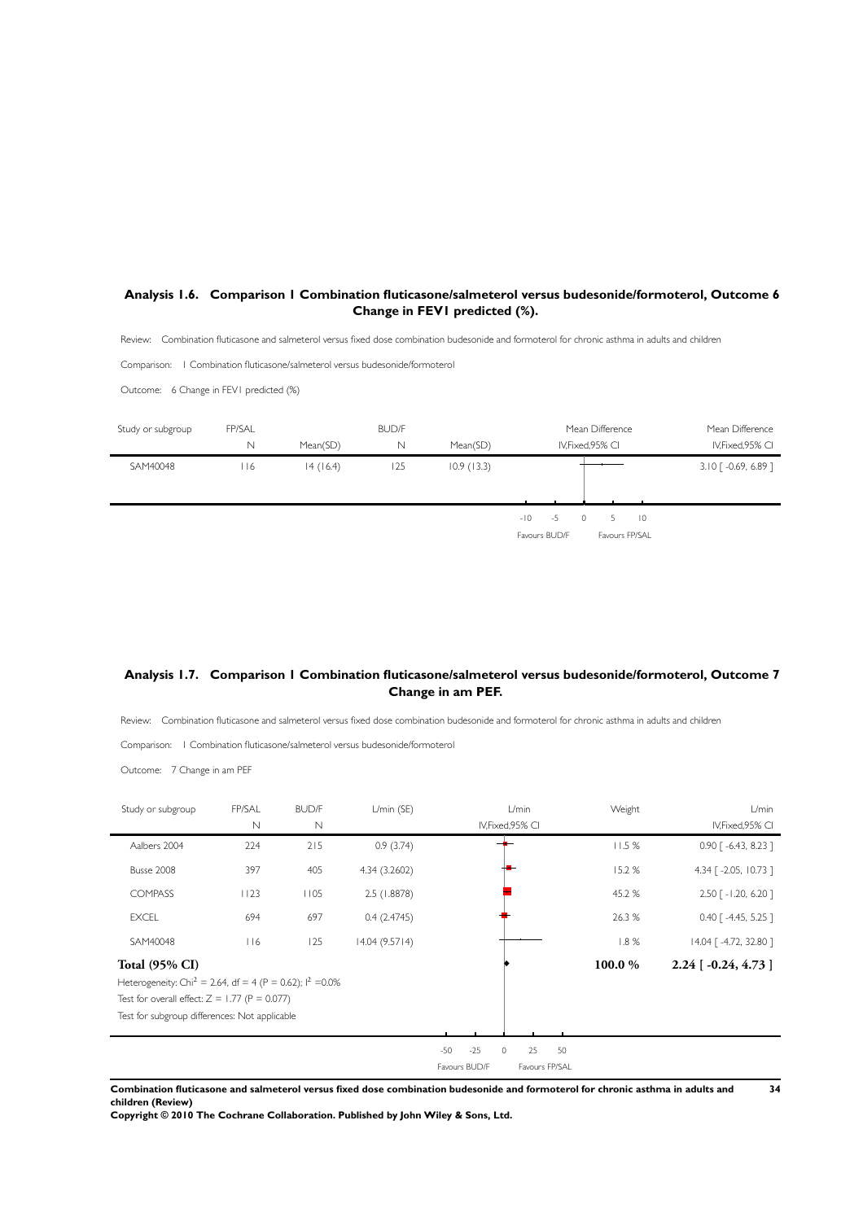## Analysis 1.6. Comparison 1 Combination fluticasone/salmeterol versus budesonide/formoterol, Outcome 6 Change in FEV1 predicted (%).

Review: Combination fluticasone and salmeterol versus fixed dose combination budesonide and formoterol for chronic asthma in adults and children

Comparison: 1 Combination fluticasone/salmeterol versus budesonide/formoterol

Outcome: 6 Change in FEV1 predicted (%)

| Study or subgroup | FP/SAL N | Mean(SD) | BUD/F N | Mean(SD) | Mean Difference IV,Fixed,95% CI | Mean Difference IV,Fixed,95% CI |
|---|---|---|---|---|---|---|
| SAM40048 | 116 | 14 (16.4) | 125 | 10.9 (13.3) | | 3.10 [ -0.69, 6.89 ] |

-10 -5 0 5 10

Favours BUD/F Favours FP/SAL

## Analysis 1.7. Comparison 1 Combination fluticasone/salmeterol versus budesonide/formoterol, Outcome 7 Change in am PEF.

Review: Combination fluticasone and salmeterol versus fixed dose combination budesonide and formoterol for chronic asthma in adults and children

Comparison: 1 Combination fluticasone/salmeterol versus budesonide/formoterol

Outcome: 7 Change in am PEF

| Study or subgroup | FP/SAL N | BUD/F N | L/min (SE) | L/min IV,Fixed,95% CI | Weight | L/min IV,Fixed,95% CI |
|---|---|---|---|---|---|---|
| Aalbers 2004 | 224 | 215 | 0.9 (3.74) | | 11.5 % | 0.90 [ -6.43, 8.23 ] |
| Busse 2008 | 397 | 405 | 4.34 (3.2602) | | 15.2 % | 4.34 [ -2.05, 10.73 ] |
| COMPASS | 1123 | 1105 | 2.5 (1.8878) | | 45.2 % | 2.50 [ -1.20, 6.20 ] |
| EXCEL | 694 | 697 | 0.4 (2.4745) | | 26.3 % | 0.40 [ -4.45, 5.25 ] |
| SAM40048 | 116 | 125 | 14.04 (9.5714) | | 1.8 % | 14.04 [ -4.72, 32.80 ] |
| **Total (95% CI)** | | | | | **100.0 %** | **2.24 [ -0.24, 4.73 ]** |

Heterogeneity: $Chi^2 = 2.64$, df = 4 (P = 0.62); $I^2 = 0.0\%$

Test for overall effect: Z = 1.77 (P = 0.077)

Test for subgroup differences: Not applicable

-50 -25 0 25 50

Favours BUD/F Favours FP/SAL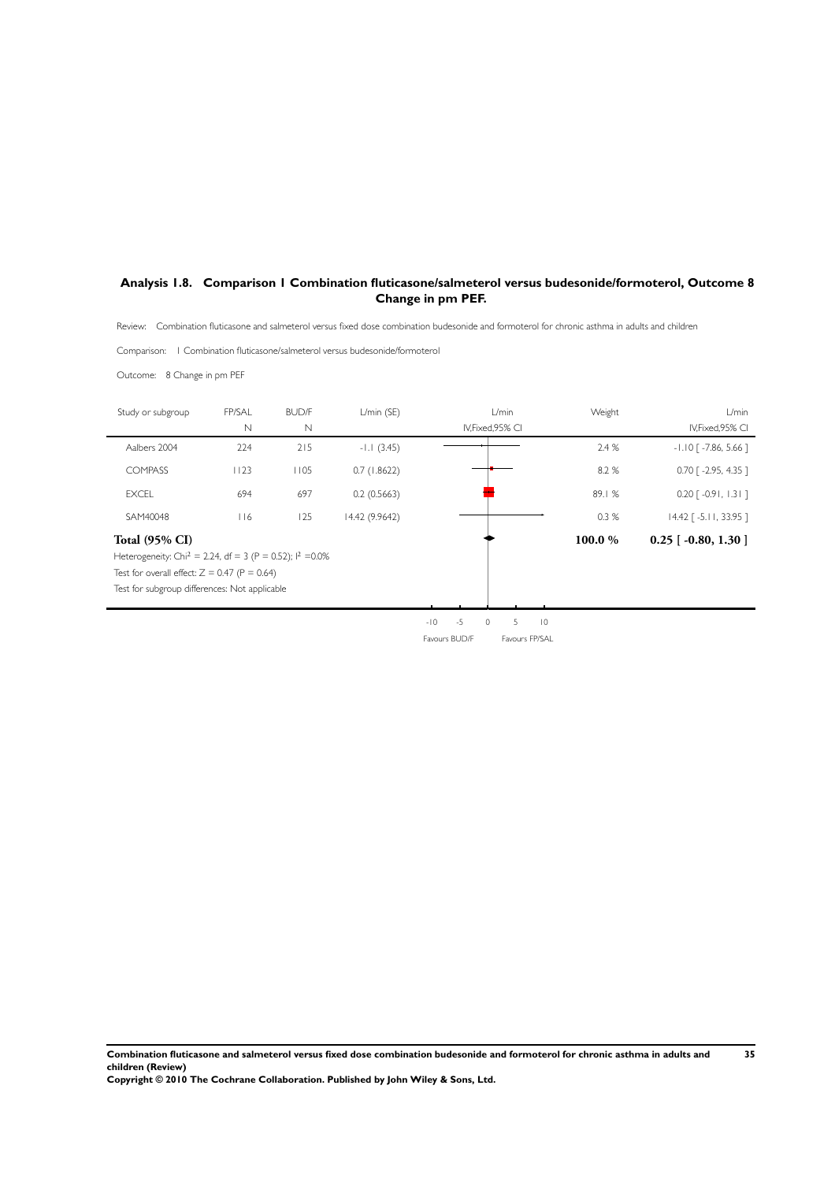### Analysis 1.8. Comparison 1 Combination fluticasone/salmeterol versus budesonide/formoterol, Outcome 8 Change in pm PEF.

Review: Combination fluticasone and salmeterol versus fixed dose combination budesonide and formoterol for chronic asthma in adults and children

Comparison: 1 Combination fluticasone/salmeterol versus budesonide/formoterol

Outcome: 8 Change in pm PEF

| Study or subgroup | FP/SAL N | BUD/F N | L/min (SE) | L/min IV,Fixed,95% CI | Weight | L/min IV,Fixed,95% CI |
|---|---|---|---|---|---|---|
| Aalbers 2004 | 224 | 215 | -1.1 (3.45) | | 2.4 % | -1.10 [ -7.86, 5.66 ] |
| COMPASS | 1123 | 1105 | 0.7 (1.8622) | | 8.2 % | 0.70 [ -2.95, 4.35 ] |
| EXCEL | 694 | 697 | 0.2 (0.5663) | | 89.1 % | 0.20 [ -0.91, 1.31 ] |
| SAM40048 | 116 | 125 | 14.42 (9.9642) | | 0.3 % | 14.42 [ -5.11, 33.95 ] |
| **Total (95% CI)** | | | | | **100.0 %** | **0.25 [ -0.80, 1.30 ]** |

Heterogeneity: $Chi^2 = 2.24$, df = 3 (P = 0.52); $I^2 = 0.0\%$

Test for overall effect: Z = 0.47 (P = 0.64)

Test for subgroup differences: Not applicable

-10 -5 0 5 10

Favours BUD/F Favours FP/SAL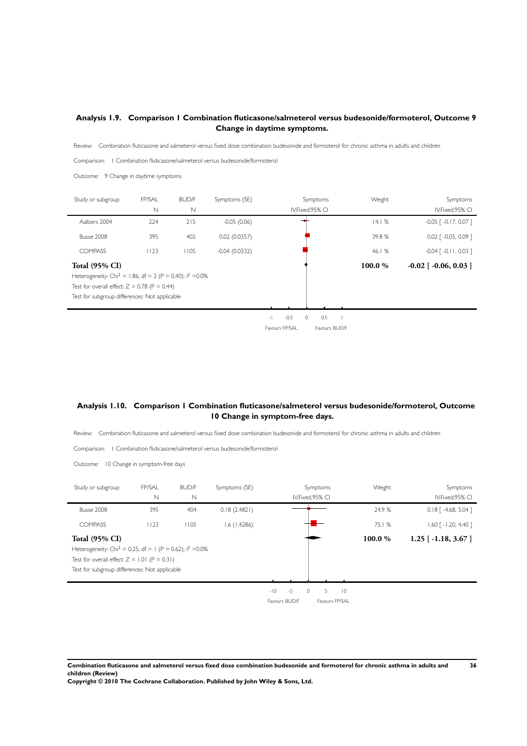## Analysis 1.9. Comparison 1 Combination fluticasone/salmeterol versus budesonide/formoterol, Outcome 9 Change in daytime symptoms.

Review: Combination fluticasone and salmeterol versus fixed dose combination budesonide and formoterol for chronic asthma in adults and children

Comparison: 1 Combination fluticasone/salmeterol versus budesonide/formoterol

Outcome: 9 Change in daytime symptoms

| Study or subgroup | FP/SAL N | BUD/F N | Symptoms (SE) | Symptoms IV,Fixed,95% CI | Weight | Symptoms IV,Fixed,95% CI |
|---|---|---|---|---|---|---|
| Aalbers 2004 | 224 | 215 | -0.05 (0.06) | | 14.1 % | -0.05 [ -0.17, 0.07 ] |
| Busse 2008 | 395 | 402 | 0.02 (0.0357) | | 39.8 % | 0.02 [ -0.05, 0.09 ] |
| COMPASS | 1123 | 1105 | -0.04 (0.0332) | | 46.1 % | -0.04 [ -0.11, 0.03 ] |
| **Total (95% CI)** | | | | | **100.0 %** | **-0.02 [ -0.06, 0.03 ]** |

Heterogeneity: $Chi^2 = 1.86$, $df = 2$ ($P = 0.40$); $I^2 = 0.0\%$

Test for overall effect: $Z = 0.78$ ($P = 0.44$)

Test for subgroup differences: Not applicable

-1 -0.5 0 0.5 1

Favours FP/SAL Favours BUD/F

## Analysis 1.10. Comparison 1 Combination fluticasone/salmeterol versus budesonide/formoterol, Outcome 10 Change in symptom-free days.

Review: Combination fluticasone and salmeterol versus fixed dose combination budesonide and formoterol for chronic asthma in adults and children

Comparison: 1 Combination fluticasone/salmeterol versus budesonide/formoterol

Outcome: 10 Change in symptom-free days

| Study or subgroup | FP/SAL N | BUD/F N | Symptoms (SE) | Symptoms IV,Fixed,95% CI | Weight | Symptoms IV,Fixed,95% CI |
|---|---|---|---|---|---|---|
| Busse 2008 | 395 | 404 | 0.18 (2.4821) | | 24.9 % | 0.18 [ -4.68, 5.04 ] |
| COMPASS | 1123 | 1105 | 1.6 (1.4286) | | 75.1 % | 1.60 [ -1.20, 4.40 ] |
| **Total (95% CI)** | | | | | **100.0 %** | **1.25 [ -1.18, 3.67 ]** |

Heterogeneity: $Chi^2 = 0.25$, $df = 1$ ($P = 0.62$); $I^2 = 0.0\%$

Test for overall effect: $Z = 1.01$ ($P = 0.31$)

Test for subgroup differences: Not applicable

-10 -5 0 5 10

Favours BUD/F Favours FP/SAL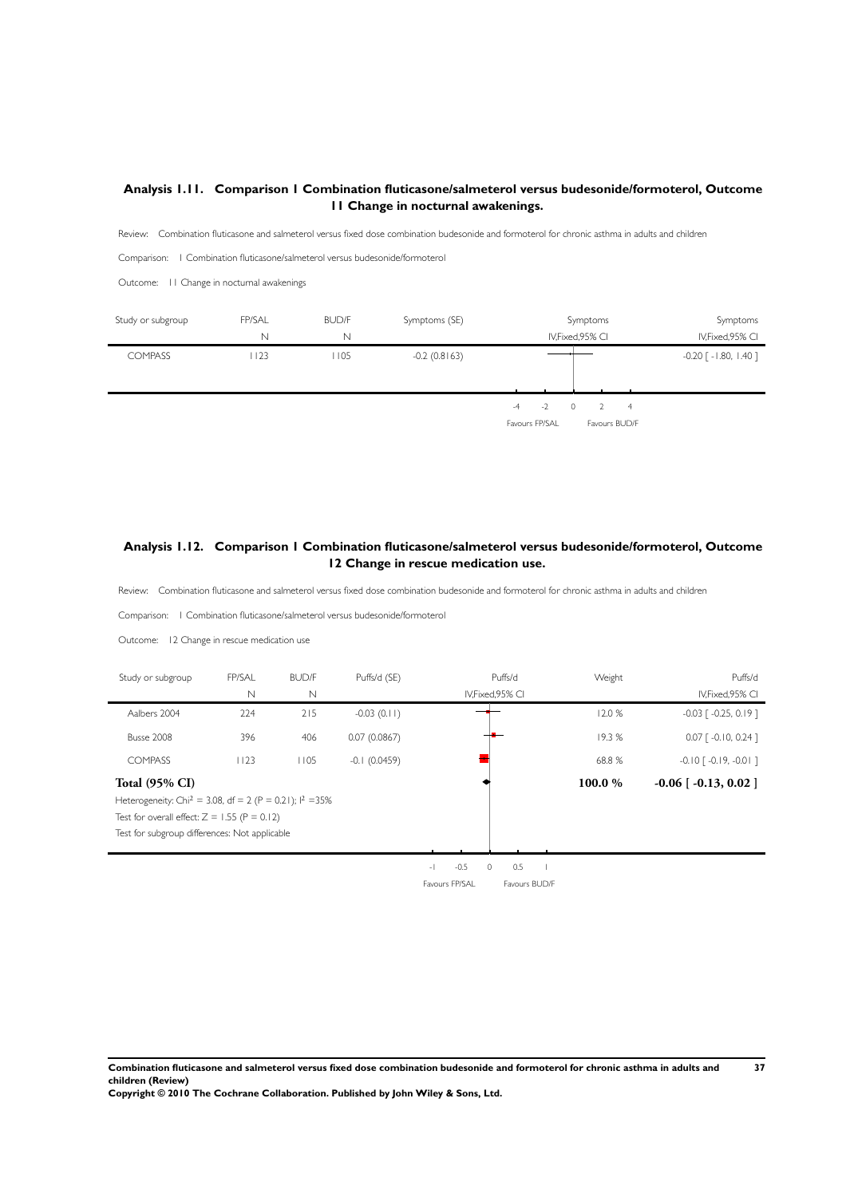## Analysis 1.11. Comparison 1 Combination fluticasone/salmeterol versus budesonide/formoterol, Outcome 11 Change in nocturnal awakenings.

Review: Combination fluticasone and salmeterol versus fixed dose combination budesonide and formoterol for chronic asthma in adults and children

Comparison: 1 Combination fluticasone/salmeterol versus budesonide/formoterol

Outcome: 11 Change in nocturnal awakenings

| Study or subgroup | FP/SAL N | BUD/F N | Symptoms (SE) | Symptoms IV,Fixed,95% CI |
|---|---|---|---|---|
| COMPASS | 1123 | 1105 | -0.2 (0.8163) | -0.20 [ -1.80, 1.40 ] |

-4 -2 0 2 4

Favours FP/SAL Favours BUD/F

## Analysis 1.12. Comparison 1 Combination fluticasone/salmeterol versus budesonide/formoterol, Outcome 12 Change in rescue medication use.

Review: Combination fluticasone and salmeterol versus fixed dose combination budesonide and formoterol for chronic asthma in adults and children

Comparison: 1 Combination fluticasone/salmeterol versus budesonide/formoterol

Outcome: 12 Change in rescue medication use

| Study or subgroup | FP/SAL N | BUD/F N | Puffs/d (SE) | Weight | Puffs/d IV,Fixed,95% CI |
|---|---|---|---|---|---|
| Aalbers 2004 | 224 | 215 | -0.03 (0.11) | 12.0 % | -0.03 [ -0.25, 0.19 ] |
| Busse 2008 | 396 | 406 | 0.07 (0.0867) | 19.3 % | 0.07 [ -0.10, 0.24 ] |
| COMPASS | 1123 | 1105 | -0.1 (0.0459) | 68.8 % | -0.10 [ -0.19, -0.01 ] |
| **Total (95% CI)** | | | | **100.0 %** | **-0.06 [ -0.13, 0.02 ]** |

Heterogeneity: $Chi^2 = 3.08$, df = 2 (P = 0.21); $I^2$ =35%

Test for overall effect: Z = 1.55 (P = 0.12)

Test for subgroup differences: Not applicable

-1 -0.5 0 0.5 1

Favours FP/SAL Favours BUD/F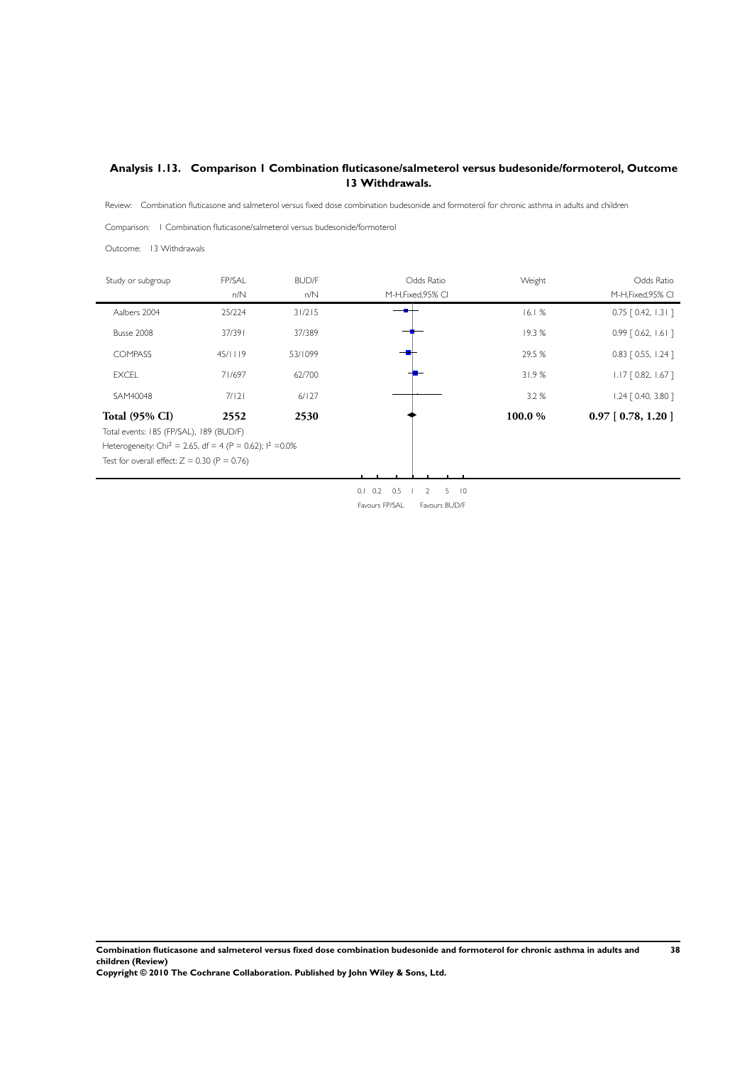## Analysis 1.13. Comparison 1 Combination fluticasone/salmeterol versus budesonide/formoterol, Outcome 13 Withdrawals.

Review: Combination fluticasone and salmeterol versus fixed dose combination budesonide and formoterol for chronic asthma in adults and children

Comparison: 1 Combination fluticasone/salmeterol versus budesonide/formoterol

Outcome: 13 Withdrawals

| Study or subgroup | FP/SAL n/N | BUD/F n/N | Odds Ratio M-H,Fixed,95% CI | Weight | Odds Ratio M-H,Fixed,95% CI |
|---|---|---|---|---|---|
| Aalbers 2004 | 25/224 | 31/215 | | 16.1 % | 0.75 [ 0.42, 1.31 ] |
| Busse 2008 | 37/391 | 37/389 | | 19.3 % | 0.99 [ 0.62, 1.61 ] |
| COMPASS | 45/1119 | 53/1099 | | 29.5 % | 0.83 [ 0.55, 1.24 ] |
| EXCEL | 71/697 | 62/700 | | 31.9 % | 1.17 [ 0.82, 1.67 ] |
| SAM40048 | 7/121 | 6/127 | | 3.2 % | 1.24 [ 0.40, 3.80 ] |
| **Total (95% CI)** | **2552** | **2530** | | **100.0 %** | **0.97 [ 0.78, 1.20 ]** |

Total events: 185 (FP/SAL), 189 (BUD/F)

Heterogeneity: $Chi^2 = 2.65$, $df = 4$ ($P = 0.62$); $I^2 = 0.0\%$

Test for overall effect: $Z = 0.30$ ($P = 0.76$)

0.1 0.2 0.5 1 2 5 10

Favours FP/SAL Favours BUD/F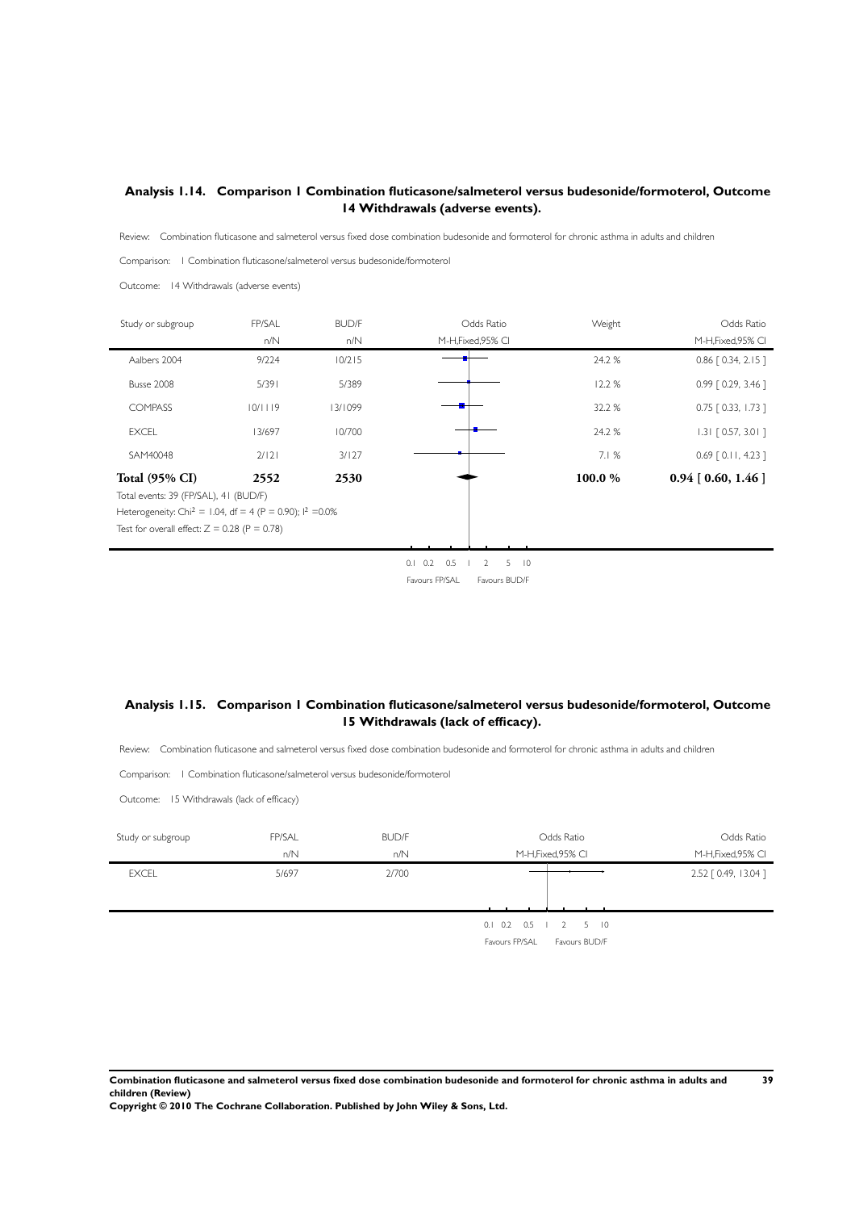## Analysis 1.14. Comparison 1 Combination fluticasone/salmeterol versus budesonide/formoterol, Outcome 14 Withdrawals (adverse events).

Review: Combination fluticasone and salmeterol versus fixed dose combination budesonide and formoterol for chronic asthma in adults and children

Comparison: 1 Combination fluticasone/salmeterol versus budesonide/formoterol

Outcome: 14 Withdrawals (adverse events)

| Study or subgroup | FP/SAL n/N | BUD/F n/N | Odds Ratio M-H,Fixed,95% CI | Weight | Odds Ratio M-H,Fixed,95% CI |
|---|---|---|---|---|---|
| Aalbers 2004 | 9/224 | 10/215 | | 24.2 % | 0.86 [ 0.34, 2.15 ] |
| Busse 2008 | 5/391 | 5/389 | | 12.2 % | 0.99 [ 0.29, 3.46 ] |
| COMPASS | 10/1119 | 13/1099 | | 32.2 % | 0.75 [ 0.33, 1.73 ] |
| EXCEL | 13/697 | 10/700 | | 24.2 % | 1.31 [ 0.57, 3.01 ] |
| SAM40048 | 2/121 | 3/127 | | 7.1 % | 0.69 [ 0.11, 4.23 ] |
| **Total (95% CI)** | **2552** | **2530** | | **100.0 %** | **0.94 [ 0.60, 1.46 ]** |

Total events: 39 (FP/SAL), 41 (BUD/F)

Heterogeneity: $Chi^2 = 1.04$, $df = 4$ ($P = 0.90$); $I^2 = 0.0\%$

Test for overall effect: $Z = 0.28$ ($P = 0.78$)

0.1 0.2 0.5 1 2 5 10

Favours FP/SAL Favours BUD/F

## Analysis 1.15. Comparison 1 Combination fluticasone/salmeterol versus budesonide/formoterol, Outcome 15 Withdrawals (lack of efficacy).

Review: Combination fluticasone and salmeterol versus fixed dose combination budesonide and formoterol for chronic asthma in adults and children

Comparison: 1 Combination fluticasone/salmeterol versus budesonide/formoterol

Outcome: 15 Withdrawals (lack of efficacy)

| Study or subgroup | FP/SAL n/N | BUD/F n/N | Odds Ratio M-H,Fixed,95% CI | Odds Ratio M-H,Fixed,95% CI |
|---|---|---|---|---|
| EXCEL | 5/697 | 2/700 | | 2.52 [ 0.49, 13.04 ] |

0.1 0.2 0.5 1 2 5 10

Favours FP/SAL Favours BUD/F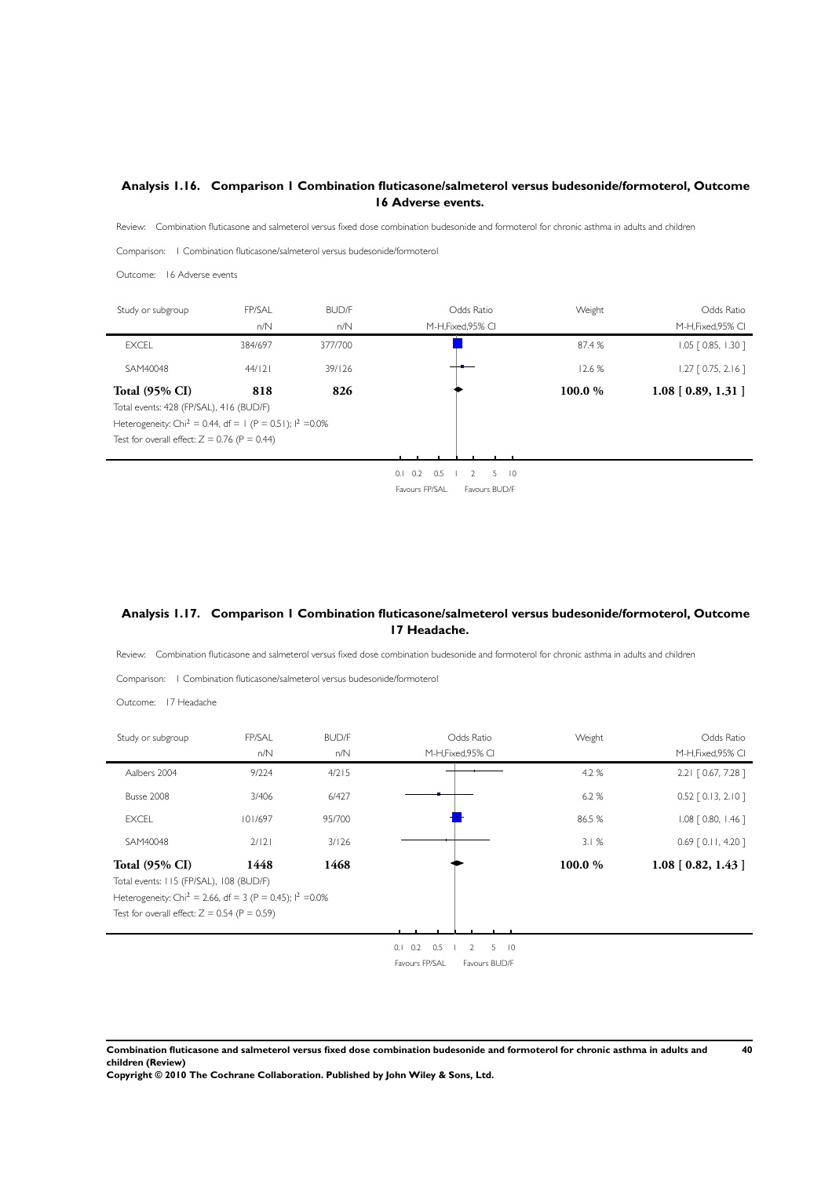## Analysis 1.16. Comparison 1 Combination fluticasone/salmeterol versus budesonide/formoterol, Outcome 16 Adverse events.

Review: Combination fluticasone and salmeterol versus fixed dose combination budesonide and formoterol for chronic asthma in adults and children

Comparison: 1 Combination fluticasone/salmeterol versus budesonide/formoterol

Outcome: 16 Adverse events

| Study or subgroup | FP/SAL n/N | BUD/F n/N | Odds Ratio M-H,Fixed,95% CI | Weight | Odds Ratio M-H,Fixed,95% CI |
|---|---|---|---|---|---|
| EXCEL | 384/697 | 377/700 | | 87.4 % | 1.05 [ 0.85, 1.30 ] |
| SAM40048 | 44/121 | 39/126 | | 12.6 % | 1.27 [ 0.75, 2.16 ] |
| **Total (95% CI)** | **818** | **826** | | **100.0 %** | **1.08 [ 0.89, 1.31 ]** |

Total events: 428 (FP/SAL), 416 (BUD/F)

Heterogeneity: $Chi^2 = 0.44$, df = 1 (P = 0.51); $I^2$ =0.0%

Test for overall effect: Z = 0.76 (P = 0.44)

0.1 0.2 0.5 1 2 5 10

Favours FP/SAL Favours BUD/F

## Analysis 1.17. Comparison 1 Combination fluticasone/salmeterol versus budesonide/formoterol, Outcome 17 Headache.

Review: Combination fluticasone and salmeterol versus fixed dose combination budesonide and formoterol for chronic asthma in adults and children

Comparison: 1 Combination fluticasone/salmeterol versus budesonide/formoterol

Outcome: 17 Headache

| Study or subgroup | FP/SAL n/N | BUD/F n/N | Odds Ratio M-H,Fixed,95% CI | Weight | Odds Ratio M-H,Fixed,95% CI |
|---|---|---|---|---|---|
| Aalbers 2004 | 9/224 | 4/215 | | 4.2 % | 2.21 [ 0.67, 7.28 ] |
| Busse 2008 | 3/406 | 6/427 | | 6.2 % | 0.52 [ 0.13, 2.10 ] |
| EXCEL | 101/697 | 95/700 | | 86.5 % | 1.08 [ 0.80, 1.46 ] |
| SAM40048 | 2/121 | 3/126 | | 3.1 % | 0.69 [ 0.11, 4.20 ] |
| **Total (95% CI)** | **1448** | **1468** | | **100.0 %** | **1.08 [ 0.82, 1.43 ]** |

Total events: 115 (FP/SAL), 108 (BUD/F)

Heterogeneity: $Chi^2 = 2.66$, df = 3 (P = 0.45); $I^2$ =0.0%

Test for overall effect: Z = 0.54 (P = 0.59)

0.1 0.2 0.5 1 2 5 10

Favours FP/SAL Favours BUD/F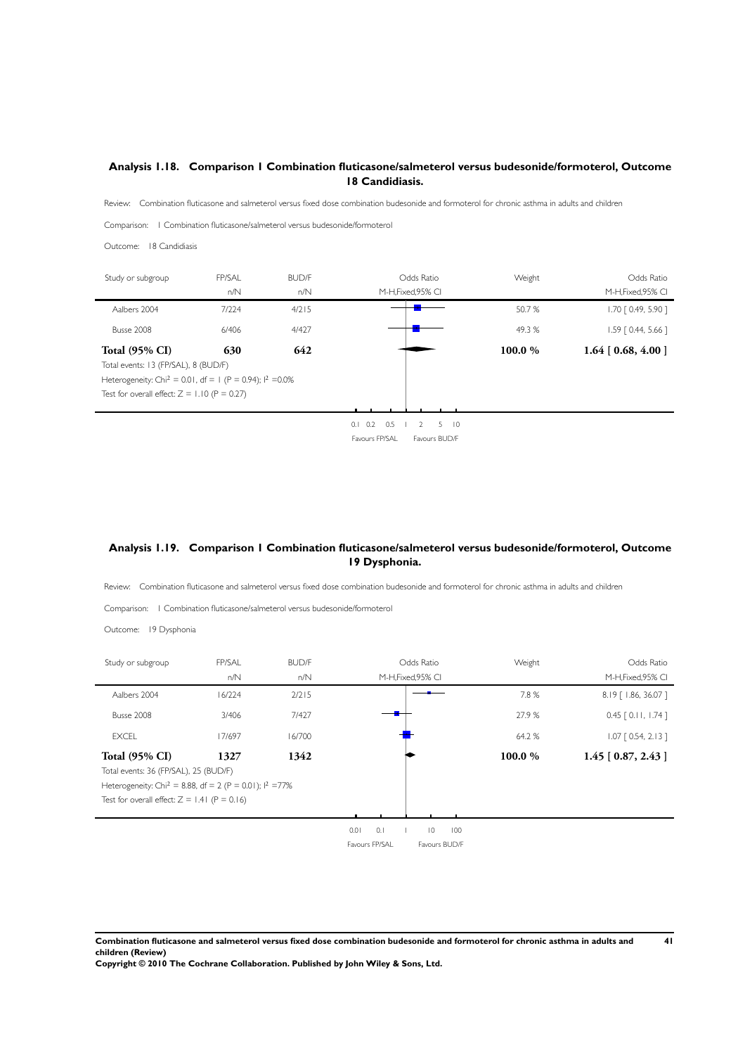## Analysis 1.18. Comparison 1 Combination fluticasone/salmeterol versus budesonide/formoterol, Outcome 18 Candidiasis.

Review: Combination fluticasone and salmeterol versus fixed dose combination budesonide and formoterol for chronic asthma in adults and children

Comparison: 1 Combination fluticasone/salmeterol versus budesonide/formoterol

Outcome: 18 Candidiasis

| Study or subgroup | FP/SAL n/N | BUD/F n/N | Odds Ratio M-H,Fixed,95% CI | Weight | Odds Ratio M-H,Fixed,95% CI |
|---|---|---|---|---|---|
| Aalbers 2004 | 7/224 | 4/215 | | 50.7 % | 1.70 [ 0.49, 5.90 ] |
| Busse 2008 | 6/406 | 4/427 | | 49.3 % | 1.59 [ 0.44, 5.66 ] |
| **Total (95% CI)** | **630** | **642** | | **100.0 %** | **1.64 [ 0.68, 4.00 ]** |

Total events: 13 (FP/SAL), 8 (BUD/F)

Heterogeneity: $Chi^2 = 0.01$, df = 1 (P = 0.94); $I^2 = 0.0\%$

Test for overall effect: Z = 1.10 (P = 0.27)

0.1 0.2 0.5 1 2 5 10

Favours FP/SAL Favours BUD/F

## Analysis 1.19. Comparison 1 Combination fluticasone/salmeterol versus budesonide/formoterol, Outcome 19 Dysphonia.

Review: Combination fluticasone and salmeterol versus fixed dose combination budesonide and formoterol for chronic asthma in adults and children

Comparison: 1 Combination fluticasone/salmeterol versus budesonide/formoterol

Outcome: 19 Dysphonia

| Study or subgroup | FP/SAL n/N | BUD/F n/N | Odds Ratio M-H,Fixed,95% CI | Weight | Odds Ratio M-H,Fixed,95% CI |
|---|---|---|---|---|---|
| Aalbers 2004 | 16/224 | 2/215 | | 7.8 % | 8.19 [ 1.86, 36.07 ] |
| Busse 2008 | 3/406 | 7/427 | | 27.9 % | 0.45 [ 0.11, 1.74 ] |
| EXCEL | 17/697 | 16/700 | | 64.2 % | 1.07 [ 0.54, 2.13 ] |
| **Total (95% CI)** | **1327** | **1342** | | **100.0 %** | **1.45 [ 0.87, 2.43 ]** |

Total events: 36 (FP/SAL), 25 (BUD/F)

Heterogeneity: $Chi^2 = 8.88$, df = 2 (P = 0.01); $I^2 = 77\%$

Test for overall effect: Z = 1.41 (P = 0.16)

0.01 0.1 1 10 100

Favours FP/SAL Favours BUD/F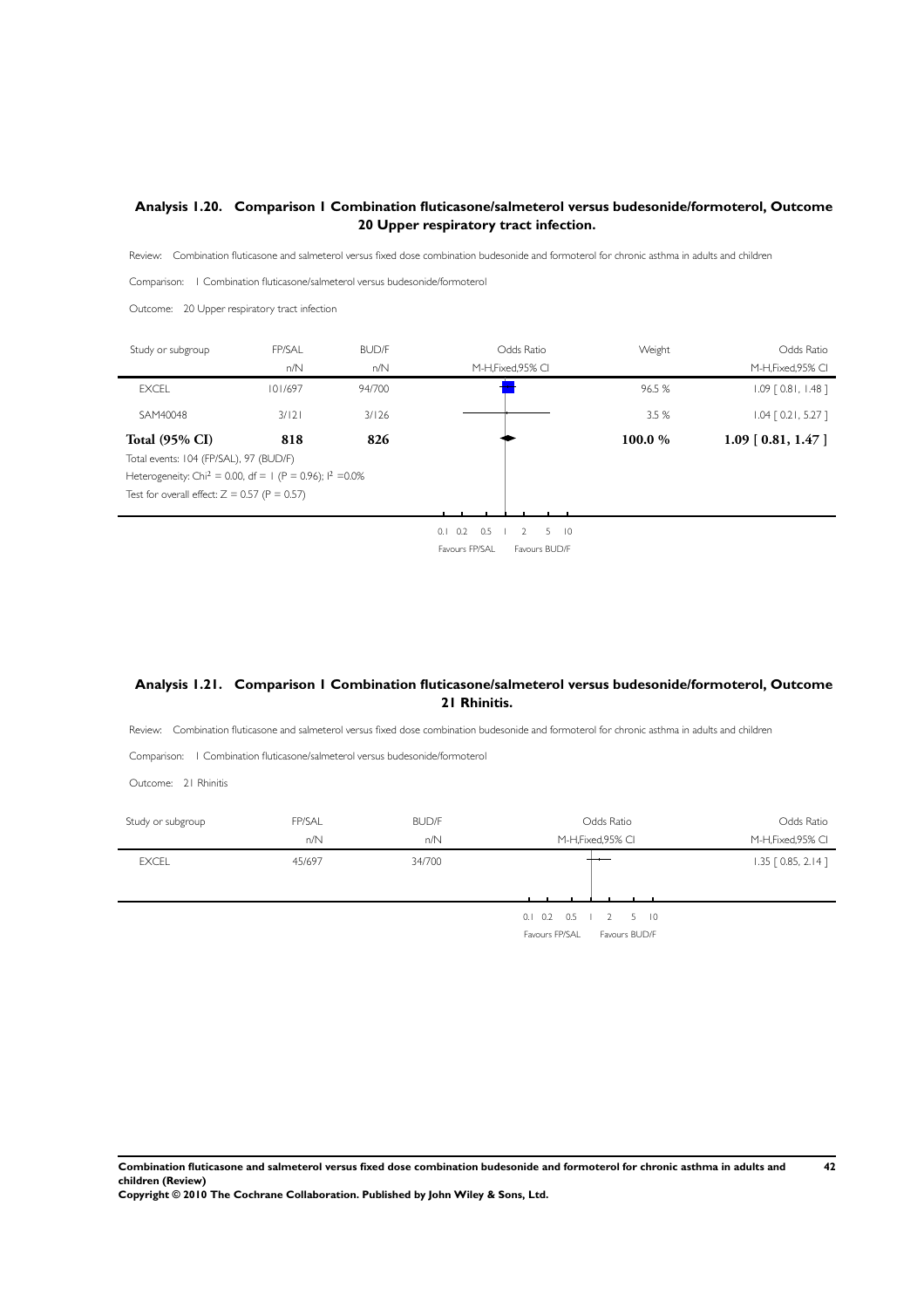## Analysis 1.20. Comparison 1 Combination fluticasone/salmeterol versus budesonide/formoterol, Outcome 20 Upper respiratory tract infection.

Review: Combination fluticasone and salmeterol versus fixed dose combination budesonide and formoterol for chronic asthma in adults and children

Comparison: 1 Combination fluticasone/salmeterol versus budesonide/formoterol

Outcome: 20 Upper respiratory tract infection

| Study or subgroup | FP/SAL n/N | BUD/F n/N | Odds Ratio M-H,Fixed,95% CI | Weight | Odds Ratio M-H,Fixed,95% CI |
|---|---|---|---|---|---|
| EXCEL | 101/697 | 94/700 | | 96.5 % | 1.09 [ 0.81, 1.48 ] |
| SAM40048 | 3/121 | 3/126 | | 3.5 % | 1.04 [ 0.21, 5.27 ] |
| **Total (95% CI)** | **818** | **826** | | **100.0 %** | **1.09 [ 0.81, 1.47 ]** |

Total events: 104 (FP/SAL), 97 (BUD/F)

Heterogeneity: $Chi^2 = 0.00$, $df = 1$ ($P = 0.96$); $I^2 = 0.0\%$

Test for overall effect: $Z = 0.57$ ($P = 0.57$)

0.1 0.2 0.5 1 2 5 10

Favours FP/SAL Favours BUD/F

## Analysis 1.21. Comparison 1 Combination fluticasone/salmeterol versus budesonide/formoterol, Outcome 21 Rhinitis.

Review: Combination fluticasone and salmeterol versus fixed dose combination budesonide and formoterol for chronic asthma in adults and children

Comparison: 1 Combination fluticasone/salmeterol versus budesonide/formoterol

Outcome: 21 Rhinitis

| Study or subgroup | FP/SAL n/N | BUD/F n/N | Odds Ratio M-H,Fixed,95% CI | Odds Ratio M-H,Fixed,95% CI |
|---|---|---|---|---|
| EXCEL | 45/697 | 34/700 | | 1.35 [ 0.85, 2.14 ] |

0.1 0.2 0.5 1 2 5 10

Favours FP/SAL Favours BUD/F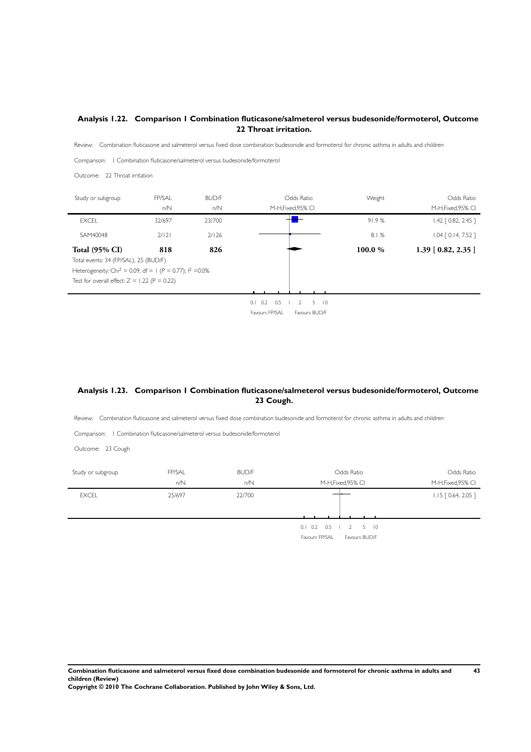## Analysis 1.22. Comparison 1 Combination fluticasone/salmeterol versus budesonide/formoterol, Outcome 22 Throat irritation.

Review: Combination fluticasone and salmeterol versus fixed dose combination budesonide and formoterol for chronic asthma in adults and children

Comparison: 1 Combination fluticasone/salmeterol versus budesonide/formoterol

Outcome: 22 Throat irritation

| Study or subgroup | FP/SAL n/N | BUD/F n/N | Odds Ratio M-H,Fixed,95% CI | Weight | Odds Ratio M-H,Fixed,95% CI |
|---|---|---|---|---|---|
| EXCEL | 32/697 | 23/700 | | 91.9 % | 1.42 [ 0.82, 2.45 ] |
| SAM40048 | 2/121 | 2/126 | | 8.1 % | 1.04 [ 0.14, 7.52 ] |
| **Total (95% CI)** | **818** | **826** | | **100.0 %** | **1.39 [ 0.82, 2.35 ]** |

Total events: 34 (FP/SAL), 25 (BUD/F)

Heterogeneity: $Chi^2 = 0.09$, df = 1 (P = 0.77); $I^2 = 0.0\%$

Test for overall effect: Z = 1.22 (P = 0.22)

0.1 0.2 0.5 1 2 5 10

Favours FP/SAL Favours BUD/F

## Analysis 1.23. Comparison 1 Combination fluticasone/salmeterol versus budesonide/formoterol, Outcome 23 Cough.

Review: Combination fluticasone and salmeterol versus fixed dose combination budesonide and formoterol for chronic asthma in adults and children

Comparison: 1 Combination fluticasone/salmeterol versus budesonide/formoterol

Outcome: 23 Cough

| Study or subgroup | FP/SAL n/N | BUD/F n/N | Odds Ratio M-H,Fixed,95% CI | Odds Ratio M-H,Fixed,95% CI |
|---|---|---|---|---|
| EXCEL | 25/697 | 22/700 | | 1.15 [ 0.64, 2.05 ] |

0.1 0.2 0.5 1 2 5 10

Favours FP/SAL Favours BUD/F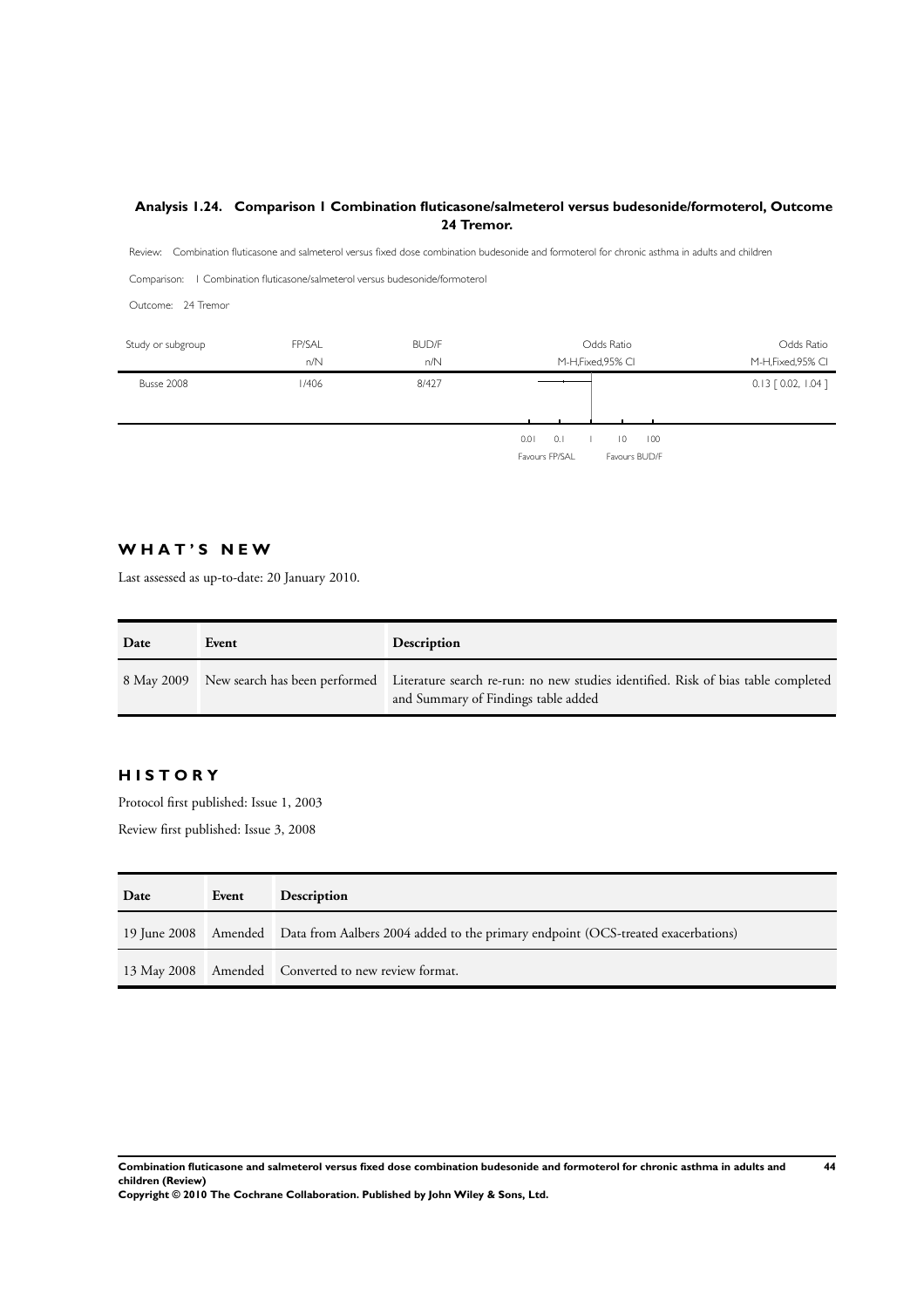### Analysis 1.24. Comparison 1 Combination fluticasone/salmeterol versus budesonide/formoterol, Outcome 24 Tremor.

Review: Combination fluticasone and salmeterol versus fixed dose combination budesonide and formoterol for chronic asthma in adults and children

Comparison: 1 Combination fluticasone/salmeterol versus budesonide/formoterol

Outcome: 24 Tremor

| Study or subgroup | FP/SAL | BUD/F | Odds Ratio | Odds Ratio |
|---|---|---|---|---|
| | n/N | n/N | M-H,Fixed,95% CI | M-H,Fixed,95% CI |
| Busse 2008 | 1/406 | 8/427 | | 0.13 [ 0.02, 1.04 ] |

0.01 0.1 1 10 100

Favours FP/SAL Favours BUD/F

## WHAT'S NEW

Last assessed as up-to-date: 20 January 2010.

| Date | Event | Description |
|---|---|---|
| 8 May 2009 | New search has been performed | Literature search re-run: no new studies identified. Risk of bias table completed and Summary of Findings table added |

## HISTORY

Protocol first published: Issue 1, 2003

Review first published: Issue 3, 2008

| Date | Event | Description |
|---|---|---|
| 19 June 2008 | Amended | Data from Aalbers 2004 added to the primary endpoint (OCS-treated exacerbations) |
| 13 May 2008 | Amended | Converted to new review format. |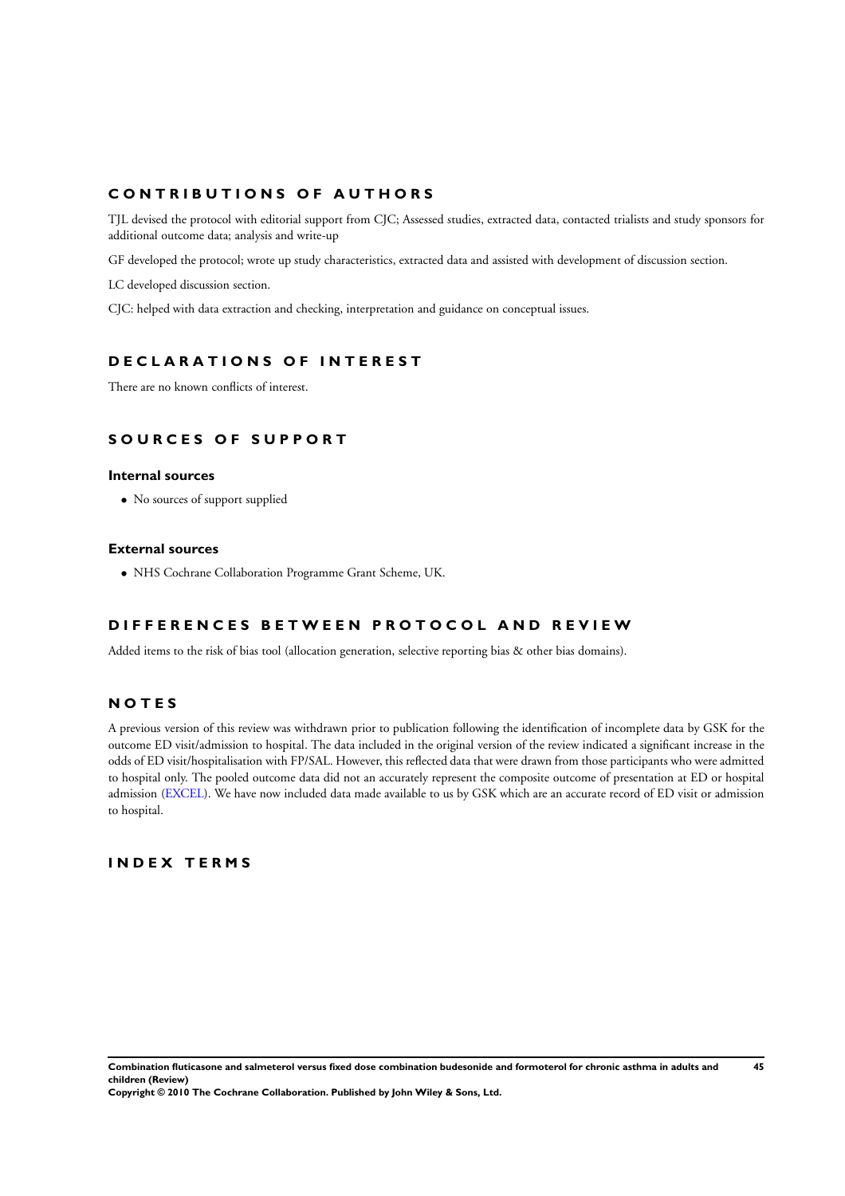## CONTRIBUTIONS OF AUTHORS

TJL devised the protocol with editorial support from CJC; Assessed studies, extracted data, contacted trialists and study sponsors for additional outcome data; analysis and write-up

GF developed the protocol; wrote up study characteristics, extracted data and assisted with development of discussion section.

LC developed discussion section.

CJC: helped with data extraction and checking, interpretation and guidance on conceptual issues.

## DECLARATIONS OF INTEREST

There are no known conflicts of interest.

## SOURCES OF SUPPORT

### Internal sources

- No sources of support supplied

### External sources

- NHS Cochrane Collaboration Programme Grant Scheme, UK.

## DIFFERENCES BETWEEN PROTOCOL AND REVIEW

Added items to the risk of bias tool (allocation generation, selective reporting bias & other bias domains).

## NOTES

A previous version of this review was withdrawn prior to publication following the identification of incomplete data by GSK for the outcome ED visit/admission to hospital. The data included in the original version of the review indicated a significant increase in the odds of ED visit/hospitalisation with FP/SAL. However, this reflected data that were drawn from those participants who were admitted to hospital only. The pooled outcome data did not an accurately represent the composite outcome of presentation at ED or hospital admission (EXCEL). We have now included data made available to us by GSK which are an accurate record of ED visit or admission to hospital.

## INDEX TERMS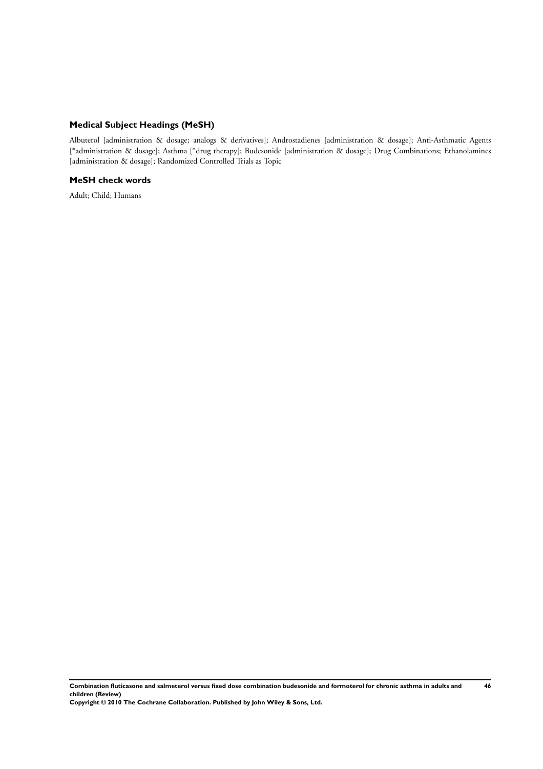### Medical Subject Headings (MeSH)

Albuterol [administration & dosage; analogs & derivatives]; Androstadienes [administration & dosage]; Anti-Asthmatic Agents [*administration & dosage]; Asthma [*drug therapy]; Budesonide [administration & dosage]; Drug Combinations; Ethanolamines [administration & dosage]; Randomized Controlled Trials as Topic

### MeSH check words

Adult; Child; Humans